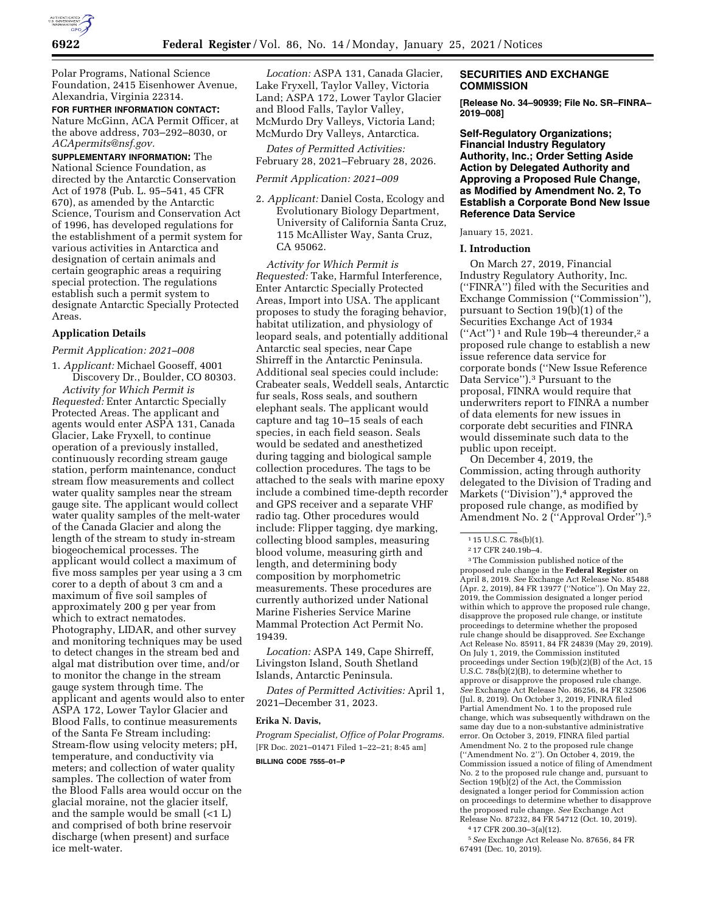Polar Programs, National Science Foundation, 2415 Eisenhower Avenue, Alexandria, Virginia 22314.

**FOR FURTHER INFORMATION CONTACT:** Nature McGinn, ACA Permit Officer, at the above address, 703–292–8030, or *ACApermits@nsf.gov.*

**SUPPLEMENTARY INFORMATION:** The National Science Foundation, as directed by the Antarctic Conservation Act of 1978 (Pub. L. 95–541, 45 CFR 670), as amended by the Antarctic Science, Tourism and Conservation Act of 1996, has developed regulations for the establishment of a permit system for various activities in Antarctica and designation of certain animals and certain geographic areas a requiring special protection. The regulations establish such a permit system to designate Antarctic Specially Protected Areas.

## Application Details

*Permit Application: 2021–008*

1. *Applicant:* Michael Gooseff, 4001 Discovery Dr., Boulder, CO 80303.

*Activity for Which Permit is Requested:* Enter Antarctic Specially Protected Areas. The applicant and agents would enter ASPA 131, Canada Glacier, Lake Fryxell, to continue operation of a previously installed, continuously recording stream gauge station, perform maintenance, conduct stream flow measurements and collect water quality samples near the stream gauge site. The applicant would collect water quality samples of the melt-water of the Canada Glacier and along the length of the stream to study in-stream biogeochemical processes. The applicant would collect a maximum of five moss samples per year using a 3 cm corer to a depth of about 3 cm and a maximum of five soil samples of approximately 200 g per year from which to extract nematodes. Photography, LIDAR, and other survey and monitoring techniques may be used to detect changes in the stream bed and algal mat distribution over time, and/or to monitor the change in the stream gauge system through time. The applicant and agents would also to enter ASPA 172, Lower Taylor Glacier and Blood Falls, to continue measurements of the Santa Fe Stream including: Stream-flow using velocity meters; pH, temperature, and conductivity via meters; and collection of water quality samples. The collection of water from the Blood Falls area would occur on the glacial moraine, not the glacier itself, and the sample would be small (<1 L) and comprised of both brine reservoir discharge (when present) and surface ice melt-water.

*Location:* ASPA 131, Canada Glacier, Lake Fryxell, Taylor Valley, Victoria Land; ASPA 172, Lower Taylor Glacier and Blood Falls, Taylor Valley, McMurdo Dry Valleys, Victoria Land; McMurdo Dry Valleys, Antarctica.

*Dates of Permitted Activities:* February 28, 2021–February 28, 2026.

*Permit Application: 2021–009*

2. *Applicant:* Daniel Costa, Ecology and Evolutionary Biology Department, University of California Santa Cruz, 115 McAllister Way, Santa Cruz, CA 95062.

*Activity for Which Permit is Requested:* Take, Harmful Interference, Enter Antarctic Specially Protected Areas, Import into USA. The applicant proposes to study the foraging behavior, habitat utilization, and physiology of leopard seals, and potentially additional Antarctic seal species, near Cape Shirreff in the Antarctic Peninsula. Additional seal species could include: Crabeater seals, Weddell seals, Antarctic fur seals, Ross seals, and southern elephant seals. The applicant would capture and tag 10–15 seals of each species, in each field season. Seals would be sedated and anesthetized during tagging and biological sample collection procedures. The tags to be attached to the seals with marine epoxy include a combined time-depth recorder and GPS receiver and a separate VHF radio tag. Other procedures would include: Flipper tagging, dye marking, collecting blood samples, measuring blood volume, measuring girth and length, and determining body composition by morphometric measurements. These procedures are currently authorized under National Marine Fisheries Service Marine Mammal Protection Act Permit No. 19439.

*Location:* ASPA 149, Cape Shirreff, Livingston Island, South Shetland Islands, Antarctic Peninsula.

*Dates of Permitted Activities:* April 1, 2021–December 31, 2023.

**Erika N. Davis,**

*Program Specialist, Office of Polar Programs.*

[FR Doc. 2021–01471 Filed 1–22–21; 8:45 am]

**BILLING CODE 7555–01–P**

## SECURITIES AND EXCHANGE COMMISSION

**[Release No. 34–90939; File No. SR–FINRA–2019–008]**

### Self-Regulatory Organizations; Financial Industry Regulatory Authority, Inc.; Order Setting Aside Action by Delegated Authority and Approving a Proposed Rule Change, as Modified by Amendment No. 2, To Establish a Corporate Bond New Issue Reference Data Service

January 15, 2021.

### I. Introduction

On March 27, 2019, Financial Industry Regulatory Authority, Inc. (''FINRA'') filed with the Securities and Exchange Commission (''Commission''), pursuant to Section 19(b)(1) of the Securities Exchange Act of 1934 (''Act'')[1] and Rule 19b–4 thereunder,[2] a proposed rule change to establish a new issue reference data service for corporate bonds (''New Issue Reference Data Service'').[3] Pursuant to the proposal, FINRA would require that underwriters report to FINRA a number of data elements for new issues in corporate debt securities and FINRA would disseminate such data to the public upon receipt.

On December 4, 2019, the Commission, acting through authority delegated to the Division of Trading and Markets (''Division''),[4] approved the proposed rule change, as modified by Amendment No. 2 (''Approval Order'').[5]

[1] 15 U.S.C. 78s(b)(1).

[2] 17 CFR 240.19b–4.

[3] The Commission published notice of the proposed rule change in the **Federal Register** on April 8, 2019. *See* Exchange Act Release No. 85488 (Apr. 2, 2019), 84 FR 13977 (''Notice''). On May 22, 2019, the Commission designated a longer period within which to approve the proposed rule change, disapprove the proposed rule change, or institute proceedings to determine whether the proposed rule change should be disapproved. *See* Exchange Act Release No. 85911, 84 FR 24839 (May 29, 2019). On July 1, 2019, the Commission instituted proceedings under Section 19(b)(2)(B) of the Act, 15 U.S.C. 78s(b)(2)(B), to determine whether to approve or disapprove the proposed rule change. *See* Exchange Act Release No. 86256, 84 FR 32506 (Jul. 8, 2019). On October 3, 2019, FINRA filed Partial Amendment No. 1 to the proposed rule change, which was subsequently withdrawn on the same day due to a non-substantive administrative error. On October 3, 2019, FINRA filed partial Amendment No. 2 to the proposed rule change (''Amendment No. 2''). On October 4, 2019, the Commission issued a notice of filing of Amendment No. 2 to the proposed rule change and, pursuant to Section 19(b)(2) of the Act, the Commission designated a longer period for Commission action on proceedings to determine whether to disapprove the proposed rule change. *See* Exchange Act Release No. 87232, 84 FR 54712 (Oct. 10, 2019).

[4] 17 CFR 200.30–3(a)(12).

[5] *See* Exchange Act Release No. 87656, 84 FR 67491 (Dec. 10, 2019).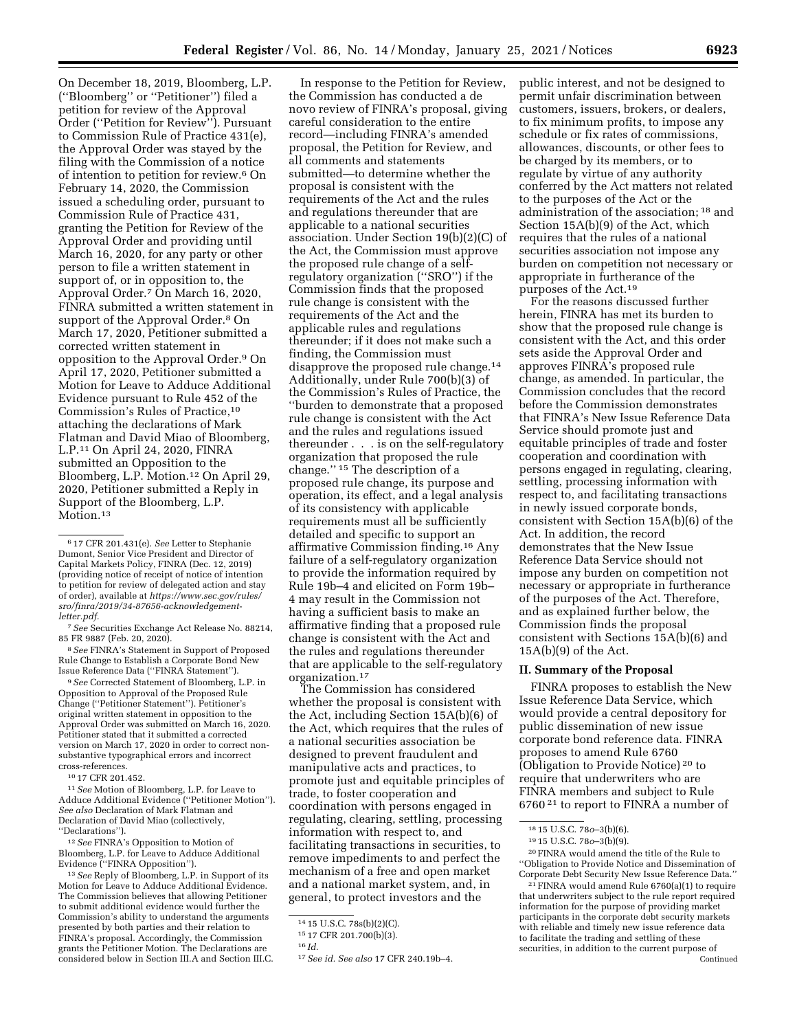On December 18, 2019, Bloomberg, L.P. (''Bloomberg'' or ''Petitioner'') filed a petition for review of the Approval Order (''Petition for Review''). Pursuant to Commission Rule of Practice 431(e), the Approval Order was stayed by the filing with the Commission of a notice of intention to petition for review.[6] On February 14, 2020, the Commission issued a scheduling order, pursuant to Commission Rule of Practice 431, granting the Petition for Review of the Approval Order and providing until March 16, 2020, for any party or other person to file a written statement in support of, or in opposition to, the Approval Order.[7] On March 16, 2020, FINRA submitted a written statement in support of the Approval Order.[8] On March 17, 2020, Petitioner submitted a corrected written statement in opposition to the Approval Order.[9] On April 17, 2020, Petitioner submitted a Motion for Leave to Adduce Additional Evidence pursuant to Rule 452 of the Commission's Rules of Practice,[10] attaching the declarations of Mark Flatman and David Miao of Bloomberg, L.P.[11] On April 24, 2020, FINRA submitted an Opposition to the Bloomberg, L.P. Motion.[12] On April 29, 2020, Petitioner submitted a Reply in Support of the Bloomberg, L.P. Motion.[13]

In response to the Petition for Review, the Commission has conducted a de novo review of FINRA's proposal, giving careful consideration to the entire record—including FINRA's amended proposal, the Petition for Review, and all comments and statements submitted—to determine whether the proposal is consistent with the requirements of the Act and the rules and regulations thereunder that are applicable to a national securities association. Under Section 19(b)(2)(C) of the Act, the Commission must approve the proposed rule change of a self-regulatory organization (''SRO'') if the Commission finds that the proposed rule change is consistent with the requirements of the Act and the applicable rules and regulations thereunder; if it does not make such a finding, the Commission must disapprove the proposed rule change.[14] Additionally, under Rule 700(b)(3) of the Commission's Rules of Practice, the ''burden to demonstrate that a proposed rule change is consistent with the Act and the rules and regulations issued thereunder . . . is on the self-regulatory organization that proposed the rule change.'' [15] The description of a proposed rule change, its purpose and operation, its effect, and a legal analysis of its consistency with applicable requirements must all be sufficiently detailed and specific to support an affirmative Commission finding.[16] Any failure of a self-regulatory organization to provide the information required by Rule 19b–4 and elicited on Form 19b–4 may result in the Commission not having a sufficient basis to make an affirmative finding that a proposed rule change is consistent with the Act and the rules and regulations thereunder that are applicable to the self-regulatory organization.[17]

The Commission has considered whether the proposal is consistent with the Act, including Section 15A(b)(6) of the Act, which requires that the rules of a national securities association be designed to prevent fraudulent and manipulative acts and practices, to promote just and equitable principles of trade, to foster cooperation and coordination with persons engaged in regulating, clearing, settling, processing information with respect to, and facilitating transactions in securities, to remove impediments to and perfect the mechanism of a free and open market and a national market system, and, in general, to protect investors and the public interest, and not be designed to permit unfair discrimination between customers, issuers, brokers, or dealers, to fix minimum profits, to impose any schedule or fix rates of commissions, allowances, discounts, or other fees to be charged by its members, or to regulate by virtue of any authority conferred by the Act matters not related to the purposes of the Act or the administration of the association; [18] and Section 15A(b)(9) of the Act, which requires that the rules of a national securities association not impose any burden on competition not necessary or appropriate in furtherance of the purposes of the Act.[19]

For the reasons discussed further herein, FINRA has met its burden to show that the proposed rule change is consistent with the Act, and this order sets aside the Approval Order and approves FINRA's proposed rule change, as amended. In particular, the Commission concludes that the record before the Commission demonstrates that FINRA's New Issue Reference Data Service should promote just and equitable principles of trade and foster cooperation and coordination with persons engaged in regulating, clearing, settling, processing information with respect to, and facilitating transactions in newly issued corporate bonds, consistent with Section 15A(b)(6) of the Act. In addition, the record demonstrates that the New Issue Reference Data Service should not impose any burden on competition not necessary or appropriate in furtherance of the purposes of the Act. Therefore, and as explained further below, the Commission finds the proposal consistent with Sections 15A(b)(6) and 15A(b)(9) of the Act.

## II. Summary of the Proposal

FINRA proposes to establish the New Issue Reference Data Service, which would provide a central depository for public dissemination of new issue corporate bond reference data. FINRA proposes to amend Rule 6760 (Obligation to Provide Notice) [20] to require that underwriters who are FINRA members and subject to Rule 6760 [21] to report to FINRA a number of

---

[6] 17 CFR 201.431(e). *See* Letter to Stephanie Dumont, Senior Vice President and Director of Capital Markets Policy, FINRA (Dec. 12, 2019) (providing notice of receipt of notice of intention to petition for review of delegated action and stay of order), available at *https://www.sec.gov/rules/sro/finra/2019/34-87656-acknowledgement-letter.pdf*.

[7] *See* Securities Exchange Act Release No. 88214, 85 FR 9887 (Feb. 20, 2020).

[8] *See* FINRA's Statement in Support of Proposed Rule Change to Establish a Corporate Bond New Issue Reference Data (''FINRA Statement'').

[9] *See* Corrected Statement of Bloomberg, L.P. in Opposition to Approval of the Proposed Rule Change (''Petitioner Statement''). Petitioner's original written statement in opposition to the Approval Order was submitted on March 16, 2020. Petitioner stated that it submitted a corrected version on March 17, 2020 in order to correct non-substantive typographical errors and incorrect cross-references.

[10] 17 CFR 201.452.

[11] *See* Motion of Bloomberg, L.P. for Leave to Adduce Additional Evidence (''Petitioner Motion''). *See also* Declaration of Mark Flatman and Declaration of David Miao (collectively, ''Declarations'').

[12] *See* FINRA's Opposition to Motion of Bloomberg, L.P. for Leave to Adduce Additional Evidence (''FINRA Opposition'').

[13] *See* Reply of Bloomberg, L.P. in Support of its Motion for Leave to Adduce Additional Evidence. The Commission believes that allowing Petitioner to submit additional evidence would further the Commission's ability to understand the arguments presented by both parties and their relation to FINRA's proposal. Accordingly, the Commission grants the Petitioner Motion. The Declarations are considered below in Section III.A and Section III.C.

[14] 15 U.S.C. 78s(b)(2)(C).

[15] 17 CFR 201.700(b)(3).

[16] *Id.*

[17] *See id. See also* 17 CFR 240.19b–4.

[18] 15 U.S.C. 78*o*–3(b)(6).

[19] 15 U.S.C. 78*o*–3(b)(9).

[20] FINRA would amend the title of the Rule to ''Obligation to Provide Notice and Dissemination of Corporate Debt Security New Issue Reference Data.''

[21] FINRA would amend Rule 6760(a)(1) to require that underwriters subject to the rule report required information for the purpose of providing market participants in the corporate debt security markets with reliable and timely new issue reference data to facilitate the trading and settling of these securities, in addition to the current purpose of

Continued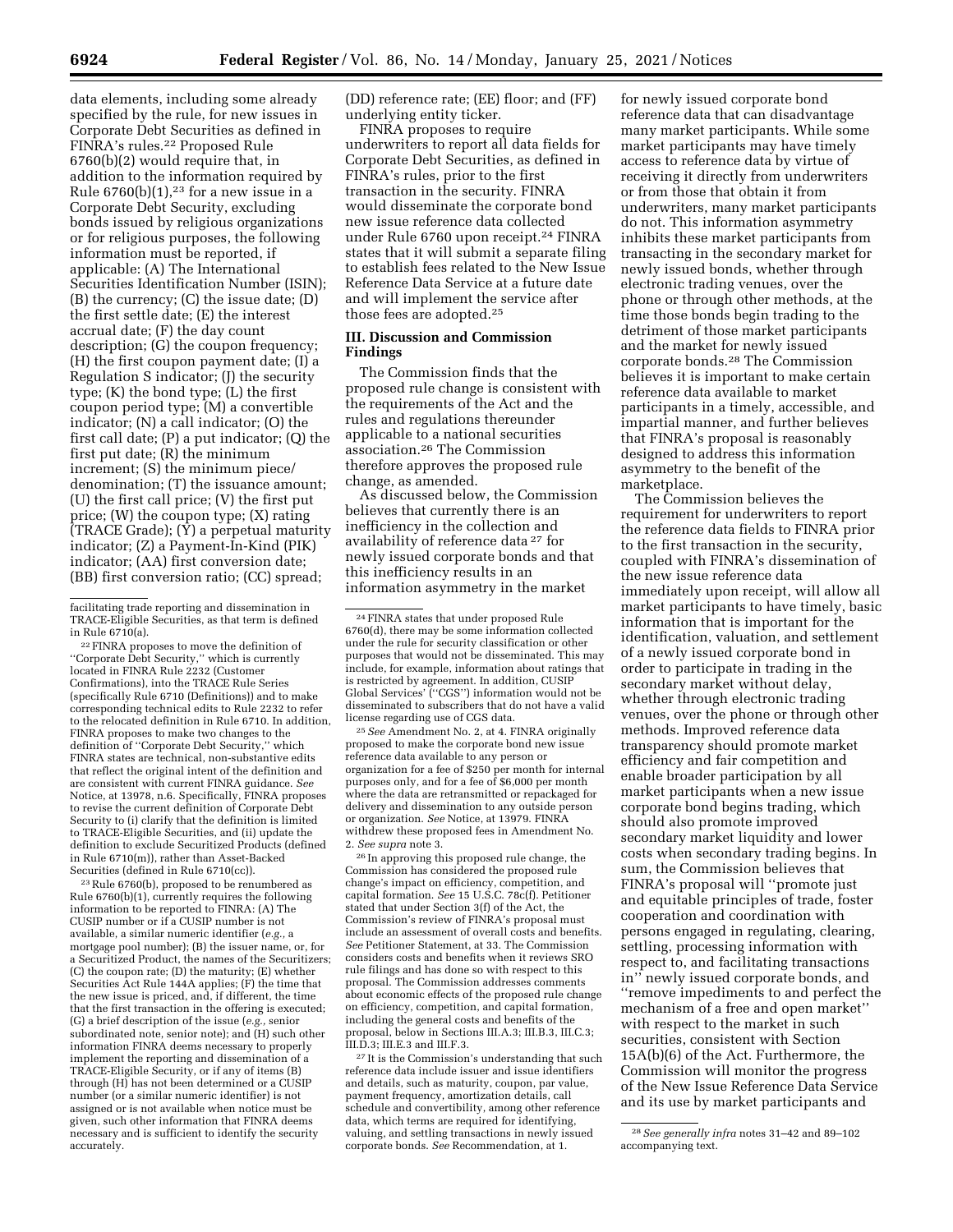data elements, including some already specified by the rule, for new issues in Corporate Debt Securities as defined in FINRA's rules.[22] Proposed Rule 6760(b)(2) would require that, in addition to the information required by Rule 6760(b)(1),[23] for a new issue in a Corporate Debt Security, excluding bonds issued by religious organizations or for religious purposes, the following information must be reported, if applicable: (A) The International Securities Identification Number (ISIN); (B) the currency; (C) the issue date; (D) the first settle date; (E) the interest accrual date; (F) the day count description; (G) the coupon frequency; (H) the first coupon payment date; (I) a Regulation S indicator; (J) the security type; (K) the bond type; (L) the first coupon period type; (M) a convertible indicator; (N) a call indicator; (O) the first call date; (P) a put indicator; (Q) the first put date; (R) the minimum increment; (S) the minimum piece/denomination; (T) the issuance amount; (U) the first call price; (V) the first put price; (W) the coupon type; (X) rating (TRACE Grade); (Y) a perpetual maturity indicator; (Z) a Payment-In-Kind (PIK) indicator; (AA) first conversion date; (BB) first conversion ratio; (CC) spread; (DD) reference rate; (EE) floor; and (FF) underlying entity ticker.

FINRA proposes to require underwriters to report all data fields for Corporate Debt Securities, as defined in FINRA's rules, prior to the first transaction in the security. FINRA would disseminate the corporate bond new issue reference data collected under Rule 6760 upon receipt.[24] FINRA states that it will submit a separate filing to establish fees related to the New Issue Reference Data Service at a future date and will implement the service after those fees are adopted.[25]

## III. Discussion and Commission Findings

The Commission finds that the proposed rule change is consistent with the requirements of the Act and the rules and regulations thereunder applicable to a national securities association.[26] The Commission therefore approves the proposed rule change, as amended.

As discussed below, the Commission believes that currently there is an inefficiency in the collection and availability of reference data[27] for newly issued corporate bonds and that this inefficiency results in an information asymmetry in the market for newly issued corporate bond reference data that can disadvantage many market participants. While some market participants may have timely access to reference data by virtue of receiving it directly from underwriters or from those that obtain it from underwriters, many market participants do not. This information asymmetry inhibits these market participants from transacting in the secondary market for newly issued bonds, whether through electronic trading venues, over the phone or through other methods, at the time those bonds begin trading to the detriment of those market participants and the market for newly issued corporate bonds.[28] The Commission believes it is important to make certain reference data available to market participants in a timely, accessible, and impartial manner, and further believes that FINRA's proposal is reasonably designed to address this information asymmetry to the benefit of the marketplace.

The Commission believes the requirement for underwriters to report the reference data fields to FINRA prior to the first transaction in the security, coupled with FINRA's dissemination of the new issue reference data immediately upon receipt, will allow all market participants to have timely, basic information that is important for the identification, valuation, and settlement of a newly issued corporate bond in order to participate in trading in the secondary market without delay, whether through electronic trading venues, over the phone or through other methods. Improved reference data transparency should promote market efficiency and fair competition and enable broader participation by all market participants when a new issue corporate bond begins trading, which should also promote improved secondary market liquidity and lower costs when secondary trading begins. In sum, the Commission believes that FINRA's proposal will "promote just and equitable principles of trade, foster cooperation and coordination with persons engaged in regulating, clearing, settling, processing information with respect to, and facilitating transactions in" newly issued corporate bonds, and "remove impediments to and perfect the mechanism of a free and open market" with respect to the market in such securities, consistent with Section 15A(b)(6) of the Act. Furthermore, the Commission will monitor the progress of the New Issue Reference Data Service and its use by market participants and

---

facilitating trade reporting and dissemination in TRACE-Eligible Securities, as that term is defined in Rule 6710(a).

[22] FINRA proposes to move the definition of "Corporate Debt Security," which is currently located in FINRA Rule 2232 (Customer Confirmations), into the TRACE Rule Series (specifically Rule 6710 (Definitions)) and to make corresponding technical edits to Rule 2232 to refer to the relocated definition in Rule 6710. In addition, FINRA proposes to make two changes to the definition of "Corporate Debt Security," which FINRA states are technical, non-substantive edits that reflect the original intent of the definition and are consistent with current FINRA guidance. *See* Notice, at 13978, n.6. Specifically, FINRA proposes to revise the current definition of Corporate Debt Security to (i) clarify that the definition is limited to TRACE-Eligible Securities, and (ii) update the definition to exclude Securitized Products (defined in Rule 6710(m)), rather than Asset-Backed Securities (defined in Rule 6710(cc)).

[23] Rule 6760(b), proposed to be renumbered as Rule 6760(b)(1), currently requires the following information to be reported to FINRA: (A) The CUSIP number or if a CUSIP number is not available, a similar numeric identifier (*e.g.,* a mortgage pool number); (B) the issuer name, or, for a Securitized Product, the names of the Securitizers; (C) the coupon rate; (D) the maturity; (E) whether Securities Act Rule 144A applies; (F) the time that the new issue is priced, and, if different, the time that the first transaction in the offering is executed; (G) a brief description of the issue (*e.g.,* senior subordinated note, senior note); and (H) such other information FINRA deems necessary to properly implement the reporting and dissemination of a TRACE-Eligible Security, or if any of items (B) through (H) has not been determined or a CUSIP number (or a similar numeric identifier) is not assigned or is not available when notice must be given, such other information that FINRA deems necessary and is sufficient to identify the security accurately.

[24] FINRA states that under proposed Rule 6760(d), there may be some information collected under the rule for security classification or other purposes that would not be disseminated. This may include, for example, information about ratings that is restricted by agreement. In addition, CUSIP Global Services' ("CGS") information would not be disseminated to subscribers that do not have a valid license regarding use of CGS data.

[25] *See* Amendment No. 2, at 4. FINRA originally proposed to make the corporate bond new issue reference data available to any person or organization for a fee of $250 per month for internal purposes only, and for a fee of $6,000 per month where the data are retransmitted or repackaged for delivery and dissemination to any outside person or organization. *See* Notice, at 13979. FINRA withdrew these proposed fees in Amendment No. 2. *See supra* note 3.

[26] In approving this proposed rule change, the Commission has considered the proposed rule change's impact on efficiency, competition, and capital formation. *See* 15 U.S.C. 78c(f). Petitioner stated that under Section 3(f) of the Act, the Commission's review of FINRA's proposal must include an assessment of overall costs and benefits. *See* Petitioner Statement, at 33. The Commission considers costs and benefits when it reviews SRO rule filings and has done so with respect to this proposal. The Commission addresses comments about economic effects of the proposed rule change on efficiency, competition, and capital formation, including the general costs and benefits of the proposal, below in Sections III.A.3; III.B.3, III.C.3; III.D.3; III.E.3 and III.F.3.

[27] It is the Commission's understanding that such reference data include issuer and issue identifiers and details, such as maturity, coupon, par value, payment frequency, amortization details, call schedule and convertibility, among other reference data, which terms are required for identifying, valuing, and settling transactions in newly issued corporate bonds. *See* Recommendation, at 1.

[28] *See generally infra* notes 31–42 and 89–102 accompanying text.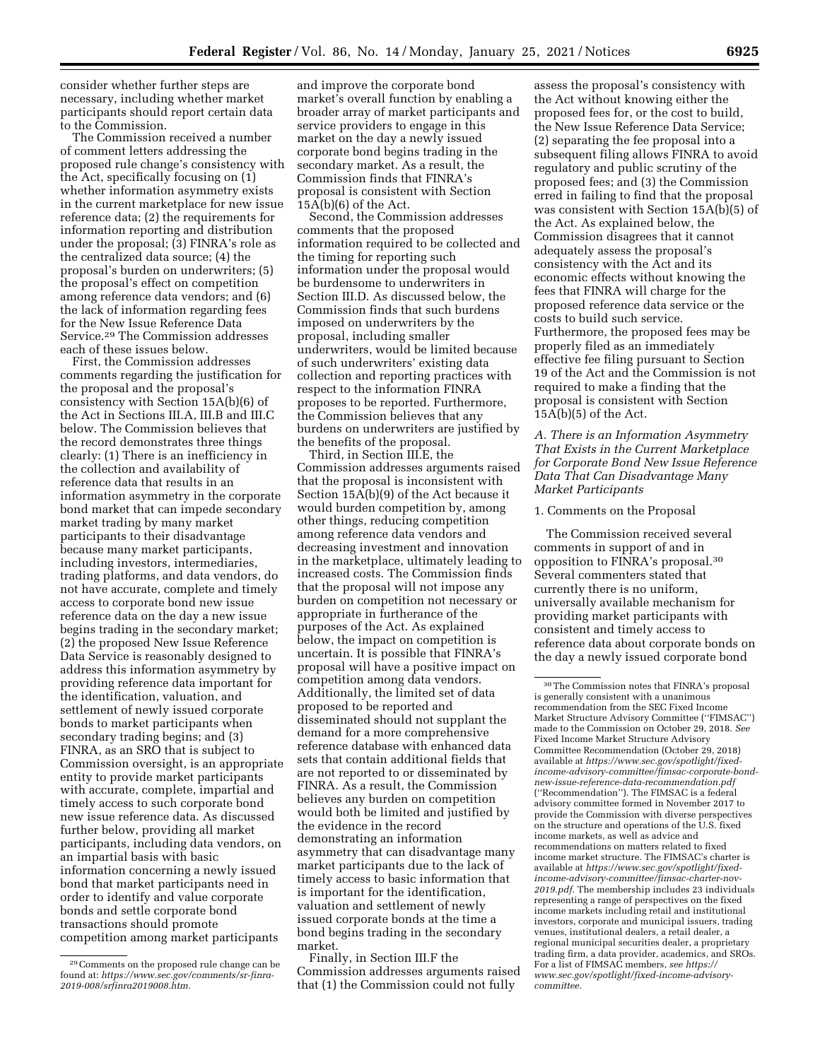consider whether further steps are necessary, including whether market participants should report certain data to the Commission.

The Commission received a number of comment letters addressing the proposed rule change's consistency with the Act, specifically focusing on (1) whether information asymmetry exists in the current marketplace for new issue reference data; (2) the requirements for information reporting and distribution under the proposal; (3) FINRA's role as the centralized data source; (4) the proposal's burden on underwriters; (5) the proposal's effect on competition among reference data vendors; and (6) the lack of information regarding fees for the New Issue Reference Data Service.[29] The Commission addresses each of these issues below.

First, the Commission addresses comments regarding the justification for the proposal and the proposal's consistency with Section 15A(b)(6) of the Act in Sections III.A, III.B and III.C below. The Commission believes that the record demonstrates three things clearly: (1) There is an inefficiency in the collection and availability of reference data that results in an information asymmetry in the corporate bond market that can impede secondary market trading by many market participants to their disadvantage because many market participants, including investors, intermediaries, trading platforms, and data vendors, do not have accurate, complete and timely access to corporate bond new issue reference data on the day a new issue begins trading in the secondary market; (2) the proposed New Issue Reference Data Service is reasonably designed to address this information asymmetry by providing reference data important for the identification, valuation, and settlement of newly issued corporate bonds to market participants when secondary trading begins; and (3) FINRA, as an SRO that is subject to Commission oversight, is an appropriate entity to provide market participants with accurate, complete, impartial and timely access to such corporate bond new issue reference data. As discussed further below, providing all market participants, including data vendors, on an impartial basis with basic information concerning a newly issued bond that market participants need in order to identify and value corporate bonds and settle corporate bond transactions should promote competition among market participants and improve the corporate bond market's overall function by enabling a broader array of market participants and service providers to engage in this market on the day a newly issued corporate bond begins trading in the secondary market. As a result, the Commission finds that FINRA's proposal is consistent with Section 15A(b)(6) of the Act.

Second, the Commission addresses comments that the proposed information required to be collected and the timing for reporting such information under the proposal would be burdensome to underwriters in Section III.D. As discussed below, the Commission finds that such burdens imposed on underwriters by the proposal, including smaller underwriters, would be limited because of such underwriters' existing data collection and reporting practices with respect to the information FINRA proposes to be reported. Furthermore, the Commission believes that any burdens on underwriters are justified by the benefits of the proposal.

Third, in Section III.E, the Commission addresses arguments raised that the proposal is inconsistent with Section 15A(b)(9) of the Act because it would burden competition by, among other things, reducing competition among reference data vendors and decreasing investment and innovation in the marketplace, ultimately leading to increased costs. The Commission finds that the proposal will not impose any burden on competition not necessary or appropriate in furtherance of the purposes of the Act. As explained below, the impact on competition is uncertain. It is possible that FINRA's proposal will have a positive impact on competition among data vendors. Additionally, the limited set of data proposed to be reported and disseminated should not supplant the demand for a more comprehensive reference database with enhanced data sets that contain additional fields that are not reported to or disseminated by FINRA. As a result, the Commission believes any burden on competition would both be limited and justified by the evidence in the record demonstrating an information asymmetry that can disadvantage many market participants due to the lack of timely access to basic information that is important for the identification, valuation and settlement of newly issued corporate bonds at the time a bond begins trading in the secondary market.

Finally, in Section III.F the Commission addresses arguments raised that (1) the Commission could not fully assess the proposal's consistency with the Act without knowing either the proposed fees for, or the cost to build, the New Issue Reference Data Service; (2) separating the fee proposal into a subsequent filing allows FINRA to avoid regulatory and public scrutiny of the proposed fees; and (3) the Commission erred in failing to find that the proposal was consistent with Section 15A(b)(5) of the Act. As explained below, the Commission disagrees that it cannot adequately assess the proposal's consistency with the Act and its economic effects without knowing the fees that FINRA will charge for the proposed reference data service or the costs to build such service. Furthermore, the proposed fees may be properly filed as an immediately effective fee filing pursuant to Section 19 of the Act and the Commission is not required to make a finding that the proposal is consistent with Section 15A(b)(5) of the Act.

### *A. There is an Information Asymmetry That Exists in the Current Marketplace for Corporate Bond New Issue Reference Data That Can Disadvantage Many Market Participants*

#### 1. Comments on the Proposal

The Commission received several comments in support of and in opposition to FINRA's proposal.[30] Several commenters stated that currently there is no uniform, universally available mechanism for providing market participants with consistent and timely access to reference data about corporate bonds on the day a newly issued corporate bond

---

[29] Comments on the proposed rule change can be found at: *https://www.sec.gov/comments/sr-finra-2019-008/srfinra2019008.htm.*

[30] The Commission notes that FINRA's proposal is generally consistent with a unanimous recommendation from the SEC Fixed Income Market Structure Advisory Committee (''FIMSAC'') made to the Commission on October 29, 2018. *See* Fixed Income Market Structure Advisory Committee Recommendation (October 29, 2018) available at *https://www.sec.gov/spotlight/fixed-income-advisory-committee/fimsac-corporate-bond-new-issue-reference-data-recommendation.pdf* (''Recommendation''). The FIMSAC is a federal advisory committee formed in November 2017 to provide the Commission with diverse perspectives on the structure and operations of the U.S. fixed income markets, as well as advice and recommendations on matters related to fixed income market structure. The FIMSAC's charter is available at *https://www.sec.gov/spotlight/fixed-income-advisory-committee/fimsac-charter-nov-2019.pdf.* The membership includes 23 individuals representing a range of perspectives on the fixed income markets including retail and institutional investors, corporate and municipal issuers, trading venues, institutional dealers, a retail dealer, a regional municipal securities dealer, a proprietary trading firm, a data provider, academics, and SROs. For a list of FIMSAC members, *see https://www.sec.gov/spotlight/fixed-income-advisory-committee.*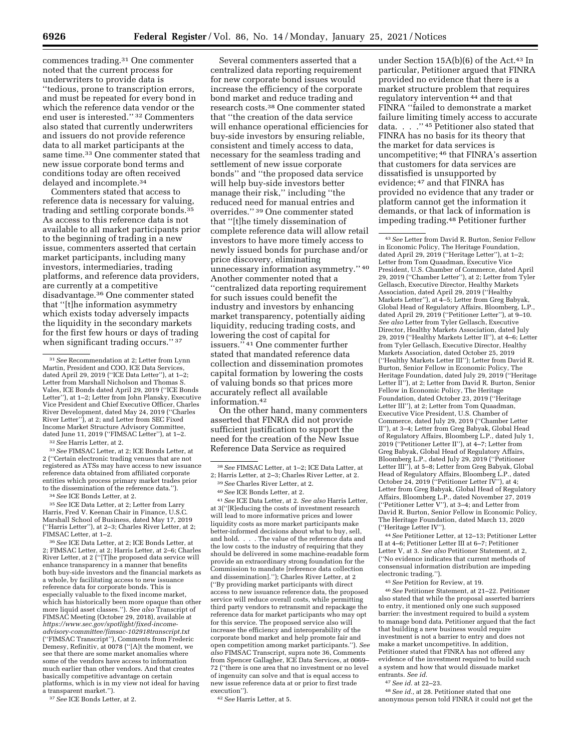commences trading.[31] One commenter noted that the current process for underwriters to provide data is ''tedious, prone to transcription errors, and must be repeated for every bond in which the reference data vendor or the end user is interested.'' [32] Commenters also stated that currently underwriters and issuers do not provide reference data to all market participants at the same time.[33] One commenter stated that new issue corporate bond terms and conditions today are often received delayed and incomplete.[34]

Commenters stated that access to reference data is necessary for valuing, trading and settling corporate bonds.[35] As access to this reference data is not available to all market participants prior to the beginning of trading in a new issue, commenters asserted that certain market participants, including many investors, intermediaries, trading platforms, and reference data providers, are currently at a competitive disadvantage.[36] One commenter stated that ''[t]he information asymmetry which exists today adversely impacts the liquidity in the secondary markets for the first few hours or days of trading when significant trading occurs.'' [37]

Several commenters asserted that a centralized data reporting requirement for new corporate bond issues would increase the efficiency of the corporate bond market and reduce trading and research costs.[38] One commenter stated that ''the creation of the data service will enhance operational efficiencies for buy-side investors by ensuring reliable, consistent and timely access to data, necessary for the seamless trading and settlement of new issue corporate bonds'' and ''the proposed data service will help buy-side investors better manage their risk,'' including ''the reduced need for manual entries and overrides.'' [39] One commenter stated that ''[t]he timely dissemination of complete reference data will allow retail investors to have more timely access to newly issued bonds for purchase and/or price discovery, eliminating unnecessary information asymmetry.'' [40] Another commenter noted that a ''centralized data reporting requirement for such issues could benefit the industry and investors by enhancing market transparency, potentially aiding liquidity, reducing trading costs, and lowering the cost of capital for issuers.'' [41] One commenter further stated that mandated reference data collection and dissemination promotes capital formation by lowering the costs of valuing bonds so that prices more accurately reflect all available information.[42]

On the other hand, many commenters asserted that FINRA did not provide sufficient justification to support the need for the creation of the New Issue Reference Data Service as required under Section 15A(b)(6) of the Act.[43] In particular, Petitioner argued that FINRA provided no evidence that there is a market structure problem that requires regulatory intervention [44] and that FINRA ''failed to demonstrate a market failure limiting timely access to accurate data. . . .'' [45] Petitioner also stated that FINRA has no basis for its theory that the market for data services is uncompetitive; [46] that FINRA's assertion that customers for data services are dissatisfied is unsupported by evidence; [47] and that FINRA has provided no evidence that any trader or platform cannot get the information it demands, or that lack of information is impeding trading.[48] Petitioner further

---

[31] *See* Recommendation at 2; Letter from Lynn Martin, President and COO, ICE Data Services, dated April 29, 2019 (''ICE Data Letter''), at 1–2; Letter from Marshall Nicholson and Thomas S. Vales, ICE Bonds dated April 29, 2019 (''ICE Bonds Letter''), at 1–2; Letter from John Plansky, Executive Vice President and Chief Executive Officer, Charles River Development, dated May 24, 2019 (''Charles River Letter''), at 2; and Letter from SEC Fixed Income Market Structure Advisory Committee, dated June 11, 2019 (''FIMSAC Letter''), at 1–2.

[32] *See* Harris Letter, at 2.

[33] *See* FIMSAC Letter, at 2; ICE Bonds Letter, at 2 (''Certain electronic trading venues that are not registered as ATSs may have access to new issuance reference data obtained from affiliated corporate entities which process primary market trades prior to the dissemination of the reference data.'').

[34] *See* ICE Bonds Letter, at 2.

[35] *See* ICE Data Letter, at 2; Letter from Larry Harris, Fred V. Keenan Chair in Finance, U.S.C. Marshall School of Business, dated May 17, 2019 (''Harris Letter''), at 2–3; Charles River Letter, at 2; FIMSAC Letter, at 1–2.

[36] *See* ICE Data Letter, at 2; ICE Bonds Letter, at 2; FIMSAC Letter, at 2; Harris Letter, at 2–6; Charles River Letter, at 2 (''[T]he proposed data service will enhance transparency in a manner that benefits both buy-side investors and the financial markets as a whole, by facilitating access to new issuance reference data for corporate bonds. This is especially valuable to the fixed income market, which has historically been more opaque than other more liquid asset classes.''). *See also* Transcript of FIMSAC Meeting (October 29, 2018), available at *https://www.sec.gov/spotlight/fixed-income-advisory-committee/fimsac-102918transcript.txt* (''FIMSAC Transcript''), Comments from Frederic Demesy, Refinitiv, at 0078 (''[A]t the moment, we see that there are some market anomalies where some of the vendors have access to information much earlier than other vendors. And that creates basically competitive advantage on certain platforms, which is in my view not ideal for having a transparent market.'').

[37] *See* ICE Bonds Letter, at 2.

[38] *See* FIMSAC Letter, at 1–2; ICE Data Latter, at 2; Harris Letter, at 2–3; Charles River Letter, at 2.

[39] *See* Charles River Letter, at 2.

[40] *See* ICE Bonds Letter, at 2.

[41] *See* ICE Data Letter, at 2. *See also* Harris Letter, at 3(''[R]educing the costs of investment research will lead to more informative prices and lower liquidity costs as more market participants make better-informed decisions about what to buy, sell, and hold. . . . The value of the reference data and the low costs to the industry of requiring that they should be delivered in some machine-readable form provide an extraordinary strong foundation for the Commission to mandate [reference data collection and dissemination].''); Charles River Letter, at 2 (''By providing market participants with direct access to new issuance reference data, the proposed service will reduce overall costs, while permitting third party vendors to retransmit and repackage the reference data for market participants who may opt for this service. The proposed service also will increase the efficiency and interoperability of the corporate bond market and help promote fair and open competition among market participants.''). *See also* FIMSAC Transcript, supra note 36, Comments from Spencer Gallagher, ICE Data Services, at 0069–72 (''there is one area that no investment or no level of ingenuity can solve and that is equal access to new issue reference data at or prior to first trade execution'').

[42] *See* Harris Letter, at 5.

[43] *See* Letter from David R. Burton, Senior Fellow in Economic Policy, The Heritage Foundation, dated April 29, 2019 (''Heritage Letter''), at 1–2; Letter from Tom Quaadman, Executive Vice President, U.S. Chamber of Commerce, dated April 29, 2019 (''Chamber Letter''), at 2; Letter from Tyler Gellasch, Executive Director, Healthy Markets Association, dated April 29, 2019 (''Healthy Markets Letter''), at 4–5; Letter from Greg Babyak, Global Head of Regulatory Affairs, Bloomberg, L.P., dated April 29, 2019 (''Petitioner Letter''), at 9–10. *See also* Letter from Tyler Gellasch, Executive Director, Healthy Markets Association, dated July 29, 2019 (''Healthy Markets Letter II''), at 4–6; Letter from Tyler Gellasch, Executive Director, Healthy Markets Association, dated October 25, 2019 (''Healthy Markets Letter III''); Letter from David R. Burton, Senior Fellow in Economic Policy, The Heritage Foundation, dated July 29, 2019 (''Heritage Letter II''), at 2; Letter from David R. Burton, Senior Fellow in Economic Policy, The Heritage Foundation, dated October 23, 2019 (''Heritage Letter III''), at 2; Letter from Tom Quaadman, Executive Vice President, U.S. Chamber of Commerce, dated July 29, 2019 (''Chamber Letter II''), at 3–4; Letter from Greg Babyak, Global Head of Regulatory Affairs, Bloomberg L.P., dated July 1, 2019 (''Petitioner Letter II''), at 4–7; Letter from Greg Babyak, Global Head of Regulatory Affairs, Bloomberg L.P., dated July 29, 2019 (''Petitioner Letter III''), at 5–8; Letter from Greg Babyak, Global Head of Regulatory Affairs, Bloomberg L.P., dated October 24, 2019 (''Petitioner Letter IV''), at 4; Letter from Greg Babyak, Global Head of Regulatory Affairs, Bloomberg L.P., dated November 27, 2019 (''Petitioner Letter V''), at 3–4; and Letter from David R. Burton, Senior Fellow in Economic Policy, The Heritage Foundation, dated March 13, 2020 (''Heritage Letter IV'').

[44] *See* Petitioner Letter, at 12–13; Petitioner Letter II at 4–6; Petitioner Letter III at 6–7; Petitioner Letter V, at 3. *See also* Petitioner Statement, at 2, (''No evidence indicates that current methods of consensual information distribution are impeding electronic trading.'').

[45] *See* Petition for Review, at 19.

[46] *See* Petitioner Statement, at 21–22. Petitioner also stated that while the proposal asserted barriers to entry, it mentioned only one such supposed barrier: the investment required to build a system to manage bond data. Petitioner argued that the fact that building a new business would require investment is not a barrier to entry and does not make a market uncompetitive. In addition, Petitioner stated that FINRA has not offered any evidence of the investment required to build such a system and how that would dissuade market entrants. *See id.*

[47] *See id.* at 22–23.

[48] *See id.,* at 28. Petitioner stated that one anonymous person told FINRA it could not get the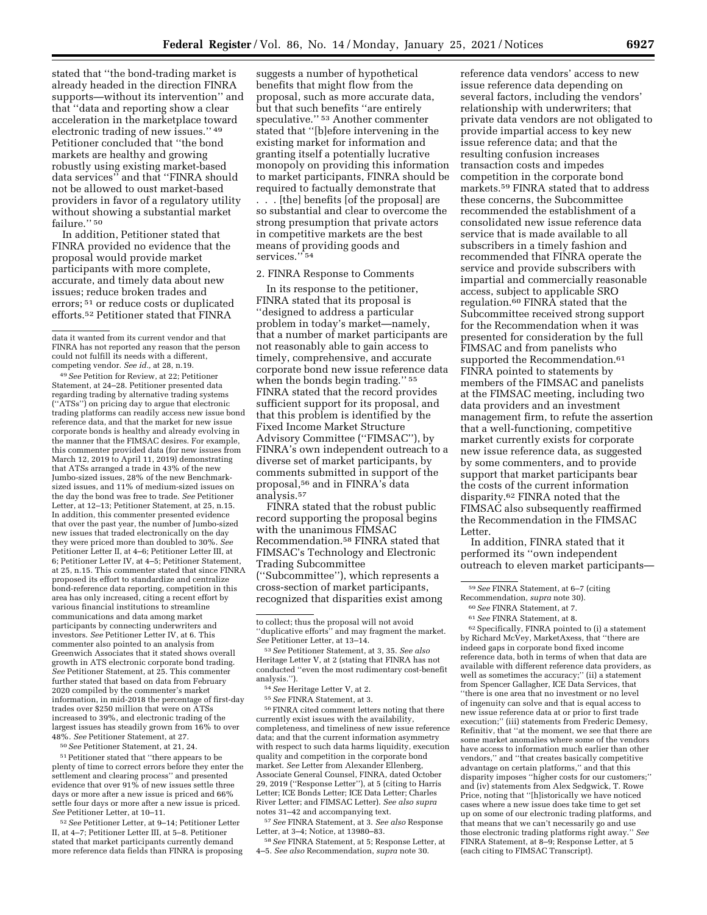stated that "the bond-trading market is already headed in the direction FINRA supports—without its intervention" and that "data and reporting show a clear acceleration in the marketplace toward electronic trading of new issues." [49] Petitioner concluded that "the bond markets are healthy and growing robustly using existing market-based data services" and that "FINRA should not be allowed to oust market-based providers in favor of a regulatory utility without showing a substantial market failure." [50]

In addition, Petitioner stated that FINRA provided no evidence that the proposal would provide market participants with more complete, accurate, and timely data about new issues; reduce broken trades and errors; [51] or reduce costs or duplicated efforts.[52] Petitioner stated that FINRA suggests a number of hypothetical benefits that might flow from the proposal, such as more accurate data, but that such benefits "are entirely speculative." [53] Another commenter stated that "[b]efore intervening in the existing market for information and granting itself a potentially lucrative monopoly on providing this information to market participants, FINRA should be required to factually demonstrate that . . . [the] benefits [of the proposal] are so substantial and clear to overcome the strong presumption that private actors in competitive markets are the best means of providing goods and services." [54]

2. FINRA Response to Comments

In its response to the petitioner, FINRA stated that its proposal is "designed to address a particular problem in today's market—namely, that a number of market participants are not reasonably able to gain access to timely, comprehensive, and accurate corporate bond new issue reference data when the bonds begin trading." [55] FINRA stated that the record provides sufficient support for its proposal, and that this problem is identified by the Fixed Income Market Structure Advisory Committee ("FIMSAC"), by FINRA's own independent outreach to a diverse set of market participants, by comments submitted in support of the proposal,[56] and in FINRA's data analysis.[57]

FINRA stated that the robust public record supporting the proposal begins with the unanimous FIMSAC Recommendation.[58] FINRA stated that FIMSAC's Technology and Electronic Trading Subcommittee ("Subcommittee"), which represents a cross-section of market participants, recognized that disparities exist among reference data vendors' access to new issue reference data depending on several factors, including the vendors' relationship with underwriters; that private data vendors are not obligated to provide impartial access to key new issue reference data; and that the resulting confusion increases transaction costs and impedes competition in the corporate bond markets.[59] FINRA stated that to address these concerns, the Subcommittee recommended the establishment of a consolidated new issue reference data service that is made available to all subscribers in a timely fashion and recommended that FINRA operate the service and provide subscribers with impartial and commercially reasonable access, subject to applicable SRO regulation.[60] FINRA stated that the Subcommittee received strong support for the Recommendation when it was presented for consideration by the full FIMSAC and from panelists who supported the Recommendation.[61] FINRA pointed to statements by members of the FIMSAC and panelists at the FIMSAC meeting, including two data providers and an investment management firm, to refute the assertion that a well-functioning, competitive market currently exists for corporate new issue reference data, as suggested by some commenters, and to provide support that market participants bear the costs of the current information disparity.[62] FINRA noted that the FIMSAC also subsequently reaffirmed the Recommendation in the FIMSAC Letter.

In addition, FINRA stated that it performed its "own independent outreach to eleven market participants—

---

data it wanted from its current vendor and that FINRA has not reported any reason that the person could not fulfill its needs with a different, competing vendor. *See id.*, at 28, n.19.

[49] *See* Petition for Review, at 22; Petitioner Statement, at 24–28. Petitioner presented data regarding trading by alternative trading systems ("ATSs") on pricing day to argue that electronic trading platforms can readily access new issue bond reference data, and that the market for new issue corporate bonds is healthy and already evolving in the manner that the FIMSAC desires. For example, this commenter provided data (for new issues from March 12, 2019 to April 11, 2019) demonstrating that ATSs arranged a trade in 43% of the new Jumbo-sized issues, 28% of the new Benchmark-sized issues, and 11% of medium-sized issues on the day the bond was free to trade. *See* Petitioner Letter, at 12–13; Petitioner Statement, at 25, n.15. In addition, this commenter presented evidence that over the past year, the number of Jumbo-sized new issues that traded electronically on the day they were priced more than doubled to 30%. *See* Petitioner Letter II, at 4–6; Petitioner Letter III, at 6; Petitioner Letter IV, at 4–5; Petitioner Statement, at 25, n.15. This commenter stated that since FINRA proposed its effort to standardize and centralize bond-reference data reporting, competition in this area has only increased, citing a recent effort by various financial institutions to streamline communications and data among market participants by connecting underwriters and investors. *See* Petitioner Letter IV, at 6. This commenter also pointed to an analysis from Greenwich Associates that it stated shows overall growth in ATS electronic corporate bond trading. *See* Petitioner Statement, at 25. This commenter further stated that based on data from February 2020 compiled by the commenter's market information, in mid-2018 the percentage of first-day trades over $250 million that were on ATSs increased to 39%, and electronic trading of the largest issues has steadily grown from 16% to over 48%. *See* Petitioner Statement, at 27.

[50] *See* Petitioner Statement, at 21, 24.

[51] Petitioner stated that "there appears to be plenty of time to correct errors before they enter the settlement and clearing process" and presented evidence that over 91% of new issues settle three days or more after a new issue is priced and 66% settle four days or more after a new issue is priced. *See* Petitioner Letter, at 10–11.

[52] *See* Petitioner Letter, at 9–14; Petitioner Letter II, at 4–7; Petitioner Letter III, at 5–8. Petitioner stated that market participants currently demand more reference data fields than FINRA is proposing to collect; thus the proposal will not avoid "duplicative efforts" and may fragment the market. *See* Petitioner Letter, at 13–14.

[53] *See* Petitioner Statement, at 3, 35. *See also* Heritage Letter V, at 2 (stating that FINRA has not conducted "even the most rudimentary cost-benefit analysis.").

[54] *See* Heritage Letter V, at 2.

[55] *See* FINRA Statement, at 3.

[56] FINRA cited comment letters noting that there currently exist issues with the availability, completeness, and timeliness of new issue reference data; and that the current information asymmetry with respect to such data harms liquidity, execution quality and competition in the corporate bond market. *See* Letter from Alexander Ellenberg, Associate General Counsel, FINRA, dated October 29, 2019 ("Response Letter"), at 5 (citing to Harris Letter; ICE Bonds Letter; ICE Data Letter; Charles River Letter; and FIMSAC Letter). *See also supra* notes 31–42 and accompanying text.

[57] *See* FINRA Statement, at 3. *See also* Response Letter, at 3–4; Notice, at 13980–83.

[58] *See* FINRA Statement, at 5; Response Letter, at 4–5. *See also* Recommendation, *supra* note 30.

[59] *See* FINRA Statement, at 6–7 (citing Recommendation, *supra* note 30).

[60] *See* FINRA Statement, at 7.

[61] *See* FINRA Statement, at 8.

[62] Specifically, FINRA pointed to (i) a statement by Richard McVey, MarketAxess, that "there are indeed gaps in corporate bond fixed income reference data, both in terms of when that data are available with different reference data providers, as well as sometimes the accuracy;" (ii) a statement from Spencer Gallagher, ICE Data Services, that "there is one area that no investment or no level of ingenuity can solve and that is equal access to new issue reference data at or prior to first trade execution;" (iii) statements from Frederic Demesy, Refinitiv, that "at the moment, we see that there are some market anomalies where some of the vendors have access to information much earlier than other vendors," and "that creates basically competitive advantage on certain platforms," and that this disparity imposes "higher costs for our customers;" and (iv) statements from Alex Sedgwick, T. Rowe Price, noting that "[h]istorically we have noticed cases where a new issue does take time to get set up on some of our electronic trading platforms, and that means that we can't necessarily go and use those electronic trading platforms right away." *See* FINRA Statement, at 8–9; Response Letter, at 5 (each citing to FIMSAC Transcript).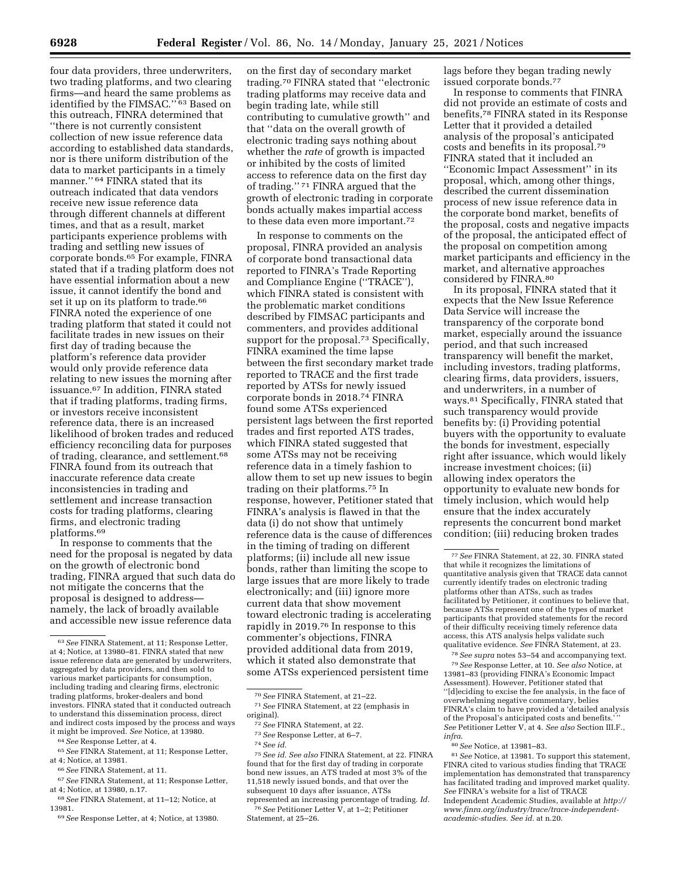four data providers, three underwriters, two trading platforms, and two clearing firms—and heard the same problems as identified by the FIMSAC."[63] Based on this outreach, FINRA determined that "there is not currently consistent collection of new issue reference data according to established data standards, nor is there uniform distribution of the data to market participants in a timely manner."[64] FINRA stated that its outreach indicated that data vendors receive new issue reference data through different channels at different times, and that as a result, market participants experience problems with trading and settling new issues of corporate bonds.[65] For example, FINRA stated that if a trading platform does not have essential information about a new issue, it cannot identify the bond and set it up on its platform to trade.[66] FINRA noted the experience of one trading platform that stated it could not facilitate trades in new issues on their first day of trading because the platform's reference data provider would only provide reference data relating to new issues the morning after issuance.[67] In addition, FINRA stated that if trading platforms, trading firms, or investors receive inconsistent reference data, there is an increased likelihood of broken trades and reduced efficiency reconciling data for purposes of trading, clearance, and settlement.[68] FINRA found from its outreach that inaccurate reference data create inconsistencies in trading and settlement and increase transaction costs for trading platforms, clearing firms, and electronic trading platforms.[69]

In response to comments that the need for the proposal is negated by data on the growth of electronic bond trading, FINRA argued that such data do not mitigate the concerns that the proposal is designed to address—namely, the lack of broadly available and accessible new issue reference data on the first day of secondary market trading.[70] FINRA stated that "electronic trading platforms may receive data and begin trading late, while still contributing to cumulative growth" and that "data on the overall growth of electronic trading says nothing about whether the *rate* of growth is impacted or inhibited by the costs of limited access to reference data on the first day of trading."[71] FINRA argued that the growth of electronic trading in corporate bonds actually makes impartial access to these data even more important.[72]

In response to comments on the proposal, FINRA provided an analysis of corporate bond transactional data reported to FINRA's Trade Reporting and Compliance Engine ("TRACE"), which FINRA stated is consistent with the problematic market conditions described by FIMSAC participants and commenters, and provides additional support for the proposal.[73] Specifically, FINRA examined the time lapse between the first secondary market trade reported to TRACE and the first trade reported by ATSs for newly issued corporate bonds in 2018.[74] FINRA found some ATSs experienced persistent lags between the first reported trades and first reported ATS trades, which FINRA stated suggested that some ATSs may not be receiving reference data in a timely fashion to allow them to set up new issues to begin trading on their platforms.[75] In response, however, Petitioner stated that FINRA's analysis is flawed in that the data (i) do not show that untimely reference data is the cause of differences in the timing of trading on different platforms; (ii) include all new issue bonds, rather than limiting the scope to large issues that are more likely to trade electronically; and (iii) ignore more current data that show movement toward electronic trading is accelerating rapidly in 2019.[76] In response to this commenter's objections, FINRA provided additional data from 2019, which it stated also demonstrate that some ATSs experienced persistent time lags before they began trading newly issued corporate bonds.[77]

In response to comments that FINRA did not provide an estimate of costs and benefits,[78] FINRA stated in its Response Letter that it provided a detailed analysis of the proposal's anticipated costs and benefits in its proposal.[79] FINRA stated that it included an "Economic Impact Assessment" in its proposal, which, among other things, described the current dissemination process of new issue reference data in the corporate bond market, benefits of the proposal, costs and negative impacts of the proposal, the anticipated effect of the proposal on competition among market participants and efficiency in the market, and alternative approaches considered by FINRA.[80]

In its proposal, FINRA stated that it expects that the New Issue Reference Data Service will increase the transparency of the corporate bond market, especially around the issuance period, and that such increased transparency will benefit the market, including investors, trading platforms, clearing firms, data providers, issuers, and underwriters, in a number of ways.[81] Specifically, FINRA stated that such transparency would provide benefits by: (i) Providing potential buyers with the opportunity to evaluate the bonds for investment, especially right after issuance, which would likely increase investment choices; (ii) allowing index operators the opportunity to evaluate new bonds for timely inclusion, which would help ensure that the index accurately represents the concurrent bond market condition; (iii) reducing broken trades

---

[63] *See* FINRA Statement, at 11; Response Letter, at 4; Notice, at 13980–81. FINRA stated that new issue reference data are generated by underwriters, aggregated by data providers, and then sold to various market participants for consumption, including trading and clearing firms, electronic trading platforms, broker-dealers and bond investors. FINRA stated that it conducted outreach to understand this dissemination process, direct and indirect costs imposed by the process and ways it might be improved. *See* Notice, at 13980.

[64] *See* Response Letter, at 4.

[65] *See* FINRA Statement, at 11; Response Letter, at 4; Notice, at 13981.

[66] *See* FINRA Statement, at 11.

[67] *See* FINRA Statement, at 11; Response Letter, at 4; Notice, at 13980, n.17.

[68] *See* FINRA Statement, at 11–12; Notice, at 13981.

[69] *See* Response Letter, at 4; Notice, at 13980.

[70] *See* FINRA Statement, at 21–22.

[71] *See* FINRA Statement, at 22 (emphasis in original).

[72] *See* FINRA Statement, at 22.

[73] *See* Response Letter, at 6–7.

[74] *See id.*

[75] *See id. See also* FINRA Statement, at 22. FINRA found that for the first day of trading in corporate bond new issues, an ATS traded at most 3% of the 11,518 newly issued bonds, and that over the subsequent 10 days after issuance, ATSs represented an increasing percentage of trading. *Id.*

[76] *See* Petitioner Letter V, at 1–2; Petitioner Statement, at 25–26.

[77] *See* FINRA Statement, at 22, 30. FINRA stated that while it recognizes the limitations of quantitative analysis given that TRACE data cannot currently identify trades on electronic trading platforms other than ATSs, such as trades facilitated by Petitioner, it continues to believe that, because ATSs represent one of the types of market participants that provided statements for the record of their difficulty receiving timely reference data access, this ATS analysis helps validate such qualitative evidence. *See* FINRA Statement, at 23.

[78] *See supra* notes 53–54 and accompanying text.

[79] *See* Response Letter, at 10. *See also* Notice, at 13981–83 (providing FINRA's Economic Impact Assessment). However, Petitioner stated that "[d]eciding to excise the fee analysis, in the face of overwhelming negative commentary, belies FINRA's claim to have provided a 'detailed analysis of the Proposal's anticipated costs and benefits.'" *See* Petitioner Letter V, at 4. *See also* Section III.F., *infra.*

[80] *See* Notice, at 13981–83.

[81] *See* Notice, at 13981. To support this statement, FINRA cited to various studies finding that TRACE implementation has demonstrated that transparency has facilitated trading and improved market quality. *See* FINRA's website for a list of TRACE Independent Academic Studies, available at *http://www.finra.org/industry/trace/trace-independent-academic-studies*. *See id.* at n.20.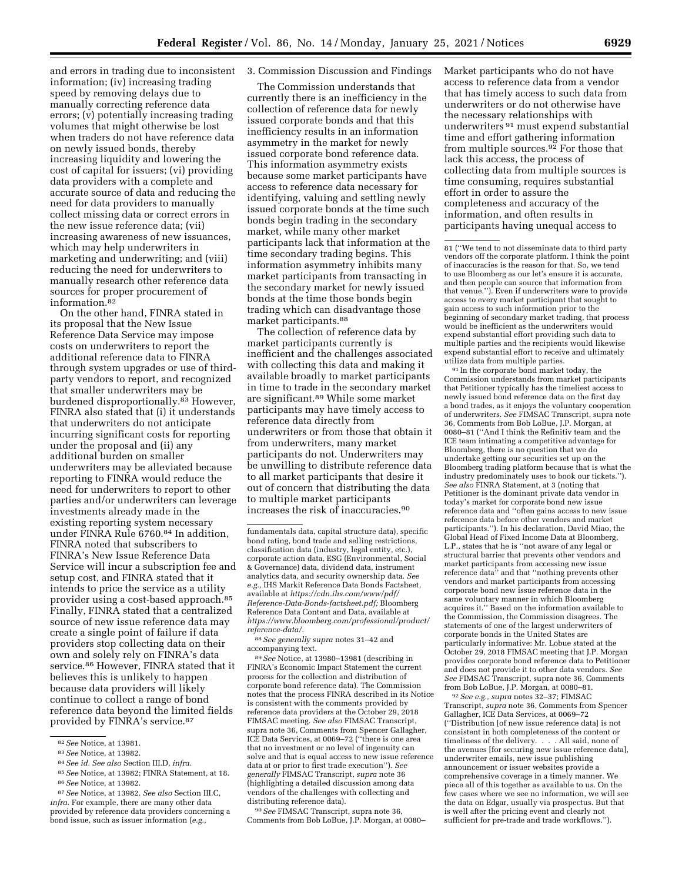and errors in trading due to inconsistent information; (iv) increasing trading speed by removing delays due to manually correcting reference data errors; (v) potentially increasing trading volumes that might otherwise be lost when traders do not have reference data on newly issued bonds, thereby increasing liquidity and lowering the cost of capital for issuers; (vi) providing data providers with a complete and accurate source of data and reducing the need for data providers to manually collect missing data or correct errors in the new issue reference data; (vii) increasing awareness of new issuances, which may help underwriters in marketing and underwriting; and (viii) reducing the need for underwriters to manually research other reference data sources for proper procurement of information.[82]

On the other hand, FINRA stated in its proposal that the New Issue Reference Data Service may impose costs on underwriters to report the additional reference data to FINRA through system upgrades or use of third-party vendors to report, and recognized that smaller underwriters may be burdened disproportionally.[83] However, FINRA also stated that (i) it understands that underwriters do not anticipate incurring significant costs for reporting under the proposal and (ii) any additional burden on smaller underwriters may be alleviated because reporting to FINRA would reduce the need for underwriters to report to other parties and/or underwriters can leverage investments already made in the existing reporting system necessary under FINRA Rule 6760.[84] In addition, FINRA noted that subscribers to FINRA's New Issue Reference Data Service will incur a subscription fee and setup cost, and FINRA stated that it intends to price the service as a utility provider using a cost-based approach.[85] Finally, FINRA stated that a centralized source of new issue reference data may create a single point of failure if data providers stop collecting data on their own and solely rely on FINRA's data service.[86] However, FINRA stated that it believes this is unlikely to happen because data providers will likely continue to collect a range of bond reference data beyond the limited fields provided by FINRA's service.[87]

### 3. Commission Discussion and Findings

The Commission understands that currently there is an inefficiency in the collection of reference data for newly issued corporate bonds and that this inefficiency results in an information asymmetry in the market for newly issued corporate bond reference data. This information asymmetry exists because some market participants have access to reference data necessary for identifying, valuing and settling newly issued corporate bonds at the time such bonds begin trading in the secondary market, while many other market participants lack that information at the time secondary trading begins. This information asymmetry inhibits many market participants from transacting in the secondary market for newly issued bonds at the time those bonds begin trading which can disadvantage those market participants.[88]

The collection of reference data by market participants currently is inefficient and the challenges associated with collecting this data and making it available broadly to market participants in time to trade in the secondary market are significant.[89] While some market participants may have timely access to reference data directly from underwriters or from those that obtain it from underwriters, many market participants do not. Underwriters may be unwilling to distribute reference data to all market participants that desire it out of concern that distributing the data to multiple market participants increases the risk of inaccuracies.[90] Market participants who do not have access to reference data from a vendor that has timely access to such data from underwriters or do not otherwise have the necessary relationships with underwriters[91] must expend substantial time and effort gathering information from multiple sources.[92] For those that lack this access, the process of collecting data from multiple sources is time consuming, requires substantial effort in order to assure the completeness and accuracy of the information, and often results in participants having unequal access to

---

82 *See* Notice, at 13981.

83 *See* Notice, at 13982.

84 *See id. See also* Section III.D, *infra.*

85 *See* Notice, at 13982; FINRA Statement, at 18.

86 *See* Notice, at 13982.

87 *See* Notice, at 13982. *See also* Section III.C, *infra.* For example, there are many other data provided by reference data providers concerning a bond issue, such as issuer information (*e.g.,* fundamentals data, capital structure data), specific bond rating, bond trade and selling restrictions, classification data (industry, legal entity, etc.), corporate action data, ESG (Environmental, Social & Governance) data, dividend data, instrument analytics data, and security ownership data. *See e.g.,* IHS Markit Reference Data Bonds Factsheet, available at *https://cdn.ihs.com/www/pdf/Reference-Data-Bonds-factsheet.pdf;* Bloomberg Reference Data Content and Data, available at *https://www.bloomberg.com/professional/product/reference-data/.*

88 *See generally supra* notes 31–42 and accompanying text.

89 *See* Notice, at 13980–13981 (describing in FINRA's Economic Impact Statement the current process for the collection and distribution of corporate bond reference data). The Commission notes that the process FINRA described in its Notice is consistent with the comments provided by reference data providers at the October 29, 2018 FIMSAC meeting. *See also* FIMSAC Transcript, supra note 36, Comments from Spencer Gallagher, ICE Data Services, at 0069–72 (''there is one area that no investment or no level of ingenuity can solve and that is equal access to new issue reference data at or prior to first trade execution''). *See generally* FIMSAC Transcript, *supra* note 36 (highlighting a detailed discussion among data vendors of the challenges with collecting and distributing reference data).

90 *See* FIMSAC Transcript, supra note 36, Comments from Bob LoBue, J.P. Morgan, at 0080–81 (''We tend to not disseminate data to third party vendors off the corporate platform. I think the point of inaccuracies is the reason for that. So, we tend to use Bloomberg as our let's ensure it is accurate, and then people can source that information from that venue.''). Even if underwriters were to provide access to every market participant that sought to gain access to such information prior to the beginning of secondary market trading, that process would be inefficient as the underwriters would expend substantial effort providing such data to multiple parties and the recipients would likewise expend substantial effort to receive and ultimately utilize data from multiple parties.

91 In the corporate bond market today, the Commission understands from market participants that Petitioner typically has the timeliest access to newly issued bond reference data on the first day a bond trades, as it enjoys the voluntary cooperation of underwriters. *See* FIMSAC Transcript, supra note 36, Comments from Bob LoBue, J.P. Morgan, at 0080–81 (''And I think the Refinitiv team and the ICE team intimating a competitive advantage for Bloomberg, there is no question that we do undertake getting our securities set up on the Bloomberg trading platform because that is what the industry predominately uses to book our tickets.''). *See also* FINRA Statement, at 3 (noting that Petitioner is the dominant private data vendor in today's market for corporate bond new issue reference data and ''often gains access to new issue reference data before other vendors and market participants.''). In his declaration, David Miao, the Global Head of Fixed Income Data at Bloomberg, L.P., states that he is ''not aware of any legal or structural barrier that prevents other vendors and market participants from accessing new issue reference data'' and that ''nothing prevents other vendors and market participants from accessing corporate bond new issue reference data in the same voluntary manner in which Bloomberg acquires it.'' Based on the information available to the Commission, the Commission disagrees. The statements of one of the largest underwriters of corporate bonds in the United States are particularly informative: Mr. Lobue stated at the October 29, 2018 FIMSAC meeting that J.P. Morgan provides corporate bond reference data to Petitioner and does not provide it to other data vendors. *See See* FIMSAC Transcript, supra note 36, Comments from Bob LoBue, J.P. Morgan, at 0080–81.

92 *See e.g., supra* notes 32–37; FIMSAC Transcript, *supra* note 36, Comments from Spencer Gallagher, ICE Data Services, at 0069–72 (''Distribution [of new issue reference data] is not consistent in both completeness of the content or timeliness of the delivery. . . . All said, none of the avenues [for securing new issue reference data], underwriter emails, new issue publishing announcement or issuer websites provide a comprehensive coverage in a timely manner. We piece all of this together as available to us. On the few cases where we see no information, we will see the data on Edgar, usually via prospectus. But that is well after the pricing event and clearly not sufficient for pre-trade and trade workflows.'').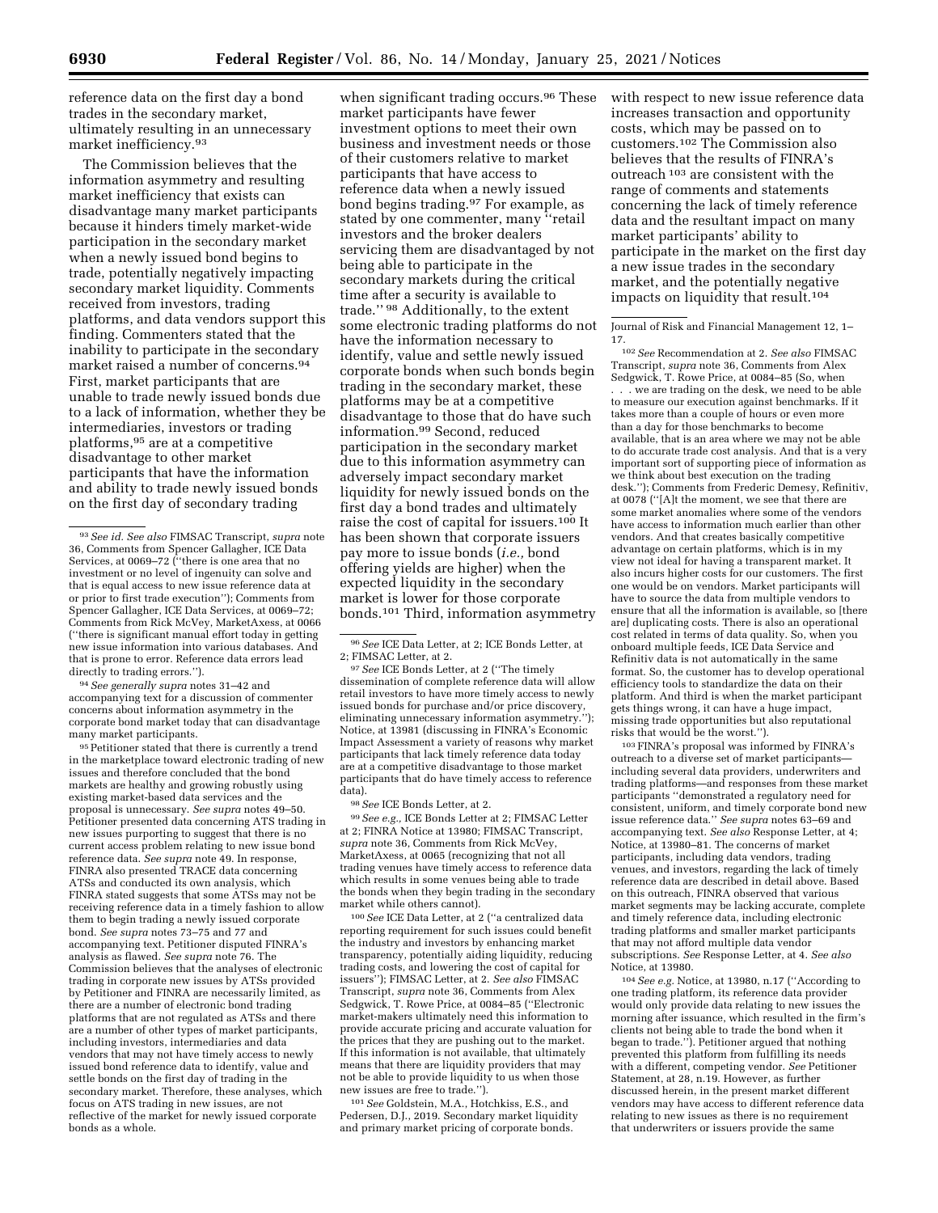reference data on the first day a bond trades in the secondary market, ultimately resulting in an unnecessary market inefficiency.[93]

The Commission believes that the information asymmetry and resulting market inefficiency that exists can disadvantage many market participants because it hinders timely market-wide participation in the secondary market when a newly issued bond begins to trade, potentially negatively impacting secondary market liquidity. Comments received from investors, trading platforms, and data vendors support this finding. Commenters stated that the inability to participate in the secondary market raised a number of concerns.[94] First, market participants that are unable to trade newly issued bonds due to a lack of information, whether they be intermediaries, investors or trading platforms,[95] are at a competitive disadvantage to other market participants that have the information and ability to trade newly issued bonds on the first day of secondary trading when significant trading occurs.[96] These market participants have fewer investment options to meet their own business and investment needs or those of their customers relative to market participants that have access to reference data when a newly issued bond begins trading.[97] For example, as stated by one commenter, many "retail investors and the broker dealers servicing them are disadvantaged by not being able to participate in the secondary markets during the critical time after a security is available to trade." [98] Additionally, to the extent some electronic trading platforms do not have the information necessary to identify, value and settle newly issued corporate bonds when such bonds begin trading in the secondary market, these platforms may be at a competitive disadvantage to those that do have such information.[99] Second, reduced participation in the secondary market due to this information asymmetry can adversely impact secondary market liquidity for newly issued bonds on the first day a bond trades and ultimately raise the cost of capital for issuers.[100] It has been shown that corporate issuers pay more to issue bonds (*i.e.,* bond offering yields are higher) when the expected liquidity in the secondary market is lower for those corporate bonds.[101] Third, information asymmetry with respect to new issue reference data increases transaction and opportunity costs, which may be passed on to customers.[102] The Commission also believes that the results of FINRA's outreach [103] are consistent with the range of comments and statements concerning the lack of timely reference data and the resultant impact on many market participants' ability to participate in the market on the first day a new issue trades in the secondary market, and the potentially negative impacts on liquidity that result.[104]

---

[93] *See id. See also* FIMSAC Transcript, *supra* note 36, Comments from Spencer Gallagher, ICE Data Services, at 0069–72 ("there is one area that no investment or no level of ingenuity can solve and that is equal access to new issue reference data at or prior to first trade execution"); Comments from Spencer Gallagher, ICE Data Services, at 0069–72; Comments from Rick McVey, MarketAxess, at 0066 ("there is significant manual effort today in getting new issue information into various databases. And that is prone to error. Reference data errors lead directly to trading errors.").

[94] *See generally supra* notes 31–42 and accompanying text for a discussion of commenter concerns about information asymmetry in the corporate bond market today that can disadvantage many market participants.

[95] Petitioner stated that there is currently a trend in the marketplace toward electronic trading of new issues and therefore concluded that the bond markets are healthy and growing robustly using existing market-based data services and the proposal is unnecessary. *See supra* notes 49–50. Petitioner presented data concerning ATS trading in new issues purporting to suggest that there is no current access problem relating to new issue bond reference data. *See supra* note 49. In response, FINRA also presented TRACE data concerning ATSs and conducted its own analysis, which FINRA stated suggests that some ATSs may not be receiving reference data in a timely fashion to allow them to begin trading a newly issued corporate bond. *See supra* notes 73–75 and 77 and accompanying text. Petitioner disputed FINRA's analysis as flawed. *See supra* note 76. The Commission believes that the analyses of electronic trading in corporate new issues by ATSs provided by Petitioner and FINRA are necessarily limited, as there are a number of electronic bond trading platforms that are not regulated as ATSs and there are a number of other types of market participants, including investors, intermediaries and data vendors that may not have timely access to newly issued bond reference data to identify, value and settle bonds on the first day of trading in the secondary market. Therefore, these analyses, which focus on ATS trading in new issues, are not reflective of the market for newly issued corporate bonds as a whole.

[96] *See* ICE Data Letter, at 2; ICE Bonds Letter, at 2; FIMSAC Letter, at 2.

[97] *See* ICE Bonds Letter, at 2 ("The timely dissemination of complete reference data will allow retail investors to have more timely access to newly issued bonds for purchase and/or price discovery, eliminating unnecessary information asymmetry."); Notice, at 13981 (discussing in FINRA's Economic Impact Assessment a variety of reasons why market participants that lack timely reference data today are at a competitive disadvantage to those market participants that do have timely access to reference data).

[98] *See* ICE Bonds Letter, at 2.

[99] *See e.g.,* ICE Bonds Letter at 2; FIMSAC Letter at 2; FINRA Notice at 13980; FIMSAC Transcript, *supra* note 36, Comments from Rick McVey, MarketAxess, at 0065 (recognizing that not all trading venues have timely access to reference data which results in some venues being able to trade the bonds when they begin trading in the secondary market while others cannot).

[100] *See* ICE Data Letter, at 2 ("a centralized data reporting requirement for such issues could benefit the industry and investors by enhancing market transparency, potentially aiding liquidity, reducing trading costs, and lowering the cost of capital for issuers"); FIMSAC Letter, at 2. *See also* FIMSAC Transcript, *supra* note 36, Comments from Alex Sedgwick, T. Rowe Price, at 0084–85 ("Electronic market-makers ultimately need this information to provide accurate pricing and accurate valuation for the prices that they are pushing out to the market. If this information is not available, that ultimately means that there are liquidity providers that may not be able to provide liquidity to us when those new issues are free to trade.").

[101] *See* Goldstein, M.A., Hotchkiss, E.S., and Pedersen, D.J., 2019. Secondary market liquidity and primary market pricing of corporate bonds. Journal of Risk and Financial Management 12, 1–17.

[102] *See* Recommendation at 2. *See also* FIMSAC Transcript, *supra* note 36, Comments from Alex Sedgwick, T. Rowe Price, at 0084–85 (So, when . . . we are trading on the desk, we need to be able to measure our execution against benchmarks. If it takes more than a couple of hours or even more than a day for those benchmarks to become available, that is an area where we may not be able to do accurate trade cost analysis. And that is a very important sort of supporting piece of information as we think about best execution on the trading desk."); Comments from Frederic Demesy, Refinitiv, at 0078 ("[A]t the moment, we see that there are some market anomalies where some of the vendors have access to information much earlier than other vendors. And that creates basically competitive advantage on certain platforms, which is in my view not ideal for having a transparent market. It also incurs higher costs for our customers. The first one would be on vendors. Market participants will have to source the data from multiple vendors to ensure that all the information is available, so [there are] duplicating costs. There is also an operational cost related in terms of data quality. So, when you onboard multiple feeds, ICE Data Service and Refinitiv data is not automatically in the same format. So, the customer has to develop operational efficiency tools to standardize the data on their platform. And third is when the market participant gets things wrong, it can have a huge impact, missing trade opportunities but also reputational risks that would be the worst.").

[103] FINRA's proposal was informed by FINRA's outreach to a diverse set of market participants—including several data providers, underwriters and trading platforms—and responses from these market participants "demonstrated a regulatory need for consistent, uniform, and timely corporate bond new issue reference data." *See supra* notes 63–69 and accompanying text. *See also* Response Letter, at 4; Notice, at 13980–81. The concerns of market participants, including data vendors, trading venues, and investors, regarding the lack of timely reference data are described in detail above. Based on this outreach, FINRA observed that various market segments may be lacking accurate, complete and timely reference data, including electronic trading platforms and smaller market participants that may not afford multiple data vendor subscriptions. *See* Response Letter, at 4. *See also* Notice, at 13980.

[104] *See e.g.* Notice, at 13980, n.17 ("According to one trading platform, its reference data provider would only provide data relating to new issues the morning after issuance, which resulted in the firm's clients not being able to trade the bond when it began to trade."). Petitioner argued that nothing prevented this platform from fulfilling its needs with a different, competing vendor. *See* Petitioner Statement, at 28, n.19. However, as further discussed herein, in the present market different vendors may have access to different reference data relating to new issues as there is no requirement that underwriters or issuers provide the same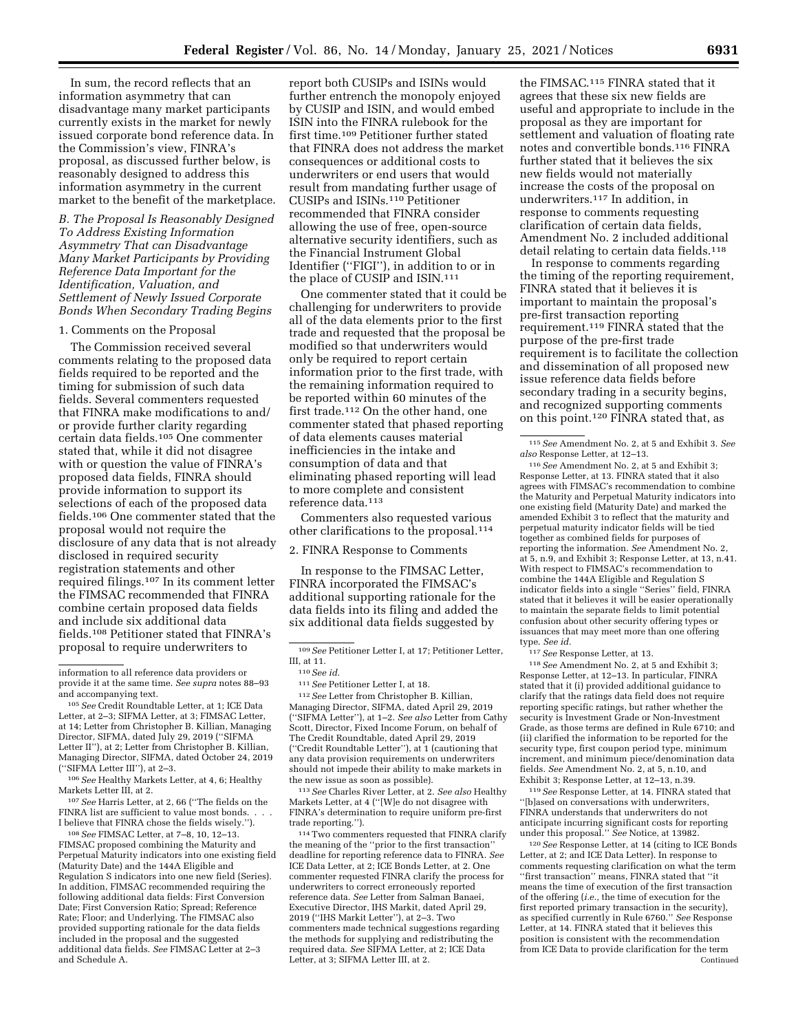In sum, the record reflects that an information asymmetry that can disadvantage many market participants currently exists in the market for newly issued corporate bond reference data. In the Commission's view, FINRA's proposal, as discussed further below, is reasonably designed to address this information asymmetry in the current market to the benefit of the marketplace.

### *B. The Proposal Is Reasonably Designed To Address Existing Information Asymmetry That can Disadvantage Many Market Participants by Providing Reference Data Important for the Identification, Valuation, and Settlement of Newly Issued Corporate Bonds When Secondary Trading Begins*

#### 1. Comments on the Proposal

The Commission received several comments relating to the proposed data fields required to be reported and the timing for submission of such data fields. Several commenters requested that FINRA make modifications to and/or provide further clarity regarding certain data fields.[105] One commenter stated that, while it did not disagree with or question the value of FINRA's proposed data fields, FINRA should provide information to support its selections of each of the proposed data fields.[106] One commenter stated that the proposal would not require the disclosure of any data that is not already disclosed in required security registration statements and other required filings.[107] In its comment letter the FIMSAC recommended that FINRA combine certain proposed data fields and include six additional data fields.[108] Petitioner stated that FINRA's proposal to require underwriters to report both CUSIPs and ISINs would further entrench the monopoly enjoyed by CUSIP and ISIN, and would embed ISIN into the FINRA rulebook for the first time.[109] Petitioner further stated that FINRA does not address the market consequences or additional costs to underwriters or end users that would result from mandating further usage of CUSIPs and ISINs.[110] Petitioner recommended that FINRA consider allowing the use of free, open-source alternative security identifiers, such as the Financial Instrument Global Identifier ("FIGI"), in addition to or in the place of CUSIP and ISIN.[111]

One commenter stated that it could be challenging for underwriters to provide all of the data elements prior to the first trade and requested that the proposal be modified so that underwriters would only be required to report certain information prior to the first trade, with the remaining information required to be reported within 60 minutes of the first trade.[112] On the other hand, one commenter stated that phased reporting of data elements causes material inefficiencies in the intake and consumption of data and that eliminating phased reporting will lead to more complete and consistent reference data.[113]

Commenters also requested various other clarifications to the proposal.[114]

#### 2. FINRA Response to Comments

In response to the FIMSAC Letter, FINRA incorporated the FIMSAC's additional supporting rationale for the data fields into its filing and added the six additional data fields suggested by the FIMSAC.[115] FINRA stated that it agrees that these six new fields are useful and appropriate to include in the proposal as they are important for settlement and valuation of floating rate notes and convertible bonds.[116] FINRA further stated that it believes the six new fields would not materially increase the costs of the proposal on underwriters.[117] In addition, in response to comments requesting clarification of certain data fields, Amendment No. 2 included additional detail relating to certain data fields.[118]

In response to comments regarding the timing of the reporting requirement, FINRA stated that it believes it is important to maintain the proposal's pre-first transaction reporting requirement.[119] FINRA stated that the purpose of the pre-first trade requirement is to facilitate the collection and dissemination of all proposed new issue reference data fields before secondary trading in a security begins, and recognized supporting comments on this point.[120] FINRA stated that, as

---

information to all reference data providers or provide it at the same time. *See supra* notes 88–93 and accompanying text.

[105] *See* Credit Roundtable Letter, at 1; ICE Data Letter, at 2–3; SIFMA Letter, at 3; FIMSAC Letter, at 14; Letter from Christopher B. Killian, Managing Director, SIFMA, dated July 29, 2019 ("SIFMA Letter II"), at 2; Letter from Christopher B. Killian, Managing Director, SIFMA, dated October 24, 2019 ("SIFMA Letter III"), at 2–3.

[106] *See* Healthy Markets Letter, at 4, 6; Healthy Markets Letter III, at 2.

[107] *See* Harris Letter, at 2, 66 ("The fields on the FINRA list are sufficient to value most bonds. . . . I believe that FINRA chose the fields wisely.").

[108] *See* FIMSAC Letter, at 7–8, 10, 12–13. FIMSAC proposed combining the Maturity and Perpetual Maturity indicators into one existing field (Maturity Date) and the 144A Eligible and Regulation S indicators into one new field (Series). In addition, FIMSAC recommended requiring the following additional data fields: First Conversion Date; First Conversion Ratio; Spread; Reference Rate; Floor; and Underlying. The FIMSAC also provided supporting rationale for the data fields included in the proposal and the suggested additional data fields. *See* FIMSAC Letter at 2–3 and Schedule A.

[109] *See* Petitioner Letter I, at 17; Petitioner Letter, III, at 11.

[110] *See id.*

[111] *See* Petitioner Letter I, at 18.

[112] *See* Letter from Christopher B. Killian, Managing Director, SIFMA, dated April 29, 2019 ("SIFMA Letter"), at 1–2. *See also* Letter from Cathy Scott, Director, Fixed Income Forum, on behalf of The Credit Roundtable, dated April 29, 2019 ("Credit Roundtable Letter"), at 1 (cautioning that any data provision requirements on underwriters should not impede their ability to make markets in the new issue as soon as possible).

[113] *See* Charles River Letter, at 2. *See also* Healthy Markets Letter, at 4 ("[W]e do not disagree with FINRA's determination to require uniform pre-first trade reporting.").

[114] Two commenters requested that FINRA clarify the meaning of the "prior to the first transaction" deadline for reporting reference data to FINRA. *See* ICE Data Letter, at 2; ICE Bonds Letter, at 2. One commenter requested FINRA clarify the process for underwriters to correct erroneously reported reference data. *See* Letter from Salman Banaei, Executive Director, IHS Markit, dated April 29, 2019 ("IHS Markit Letter"), at 2–3. Two commenters made technical suggestions regarding the methods for supplying and redistributing the required data. *See* SIFMA Letter, at 2; ICE Data Letter, at 3; SIFMA Letter III, at 2.

[115] *See* Amendment No. 2, at 5 and Exhibit 3. *See also* Response Letter, at 12–13.

[116] *See* Amendment No. 2, at 5 and Exhibit 3; Response Letter, at 13. FINRA stated that it also agrees with FIMSAC's recommendation to combine the Maturity and Perpetual Maturity indicators into one existing field (Maturity Date) and marked the amended Exhibit 3 to reflect that the maturity and perpetual maturity indicator fields will be tied together as combined fields for purposes of reporting the information. *See* Amendment No. 2, at 5, n.9, and Exhibit 3; Response Letter, at 13, n.41. With respect to FIMSAC's recommendation to combine the 144A Eligible and Regulation S indicator fields into a single "Series" field, FINRA stated that it believes it will be easier operationally to maintain the separate fields to limit potential confusion about other security offering types or issuances that may meet more than one offering type. *See id.*

[117] *See* Response Letter, at 13.

[118] *See* Amendment No. 2, at 5 and Exhibit 3; Response Letter, at 12–13. In particular, FINRA stated that it (i) provided additional guidance to clarify that the ratings data field does not require reporting specific ratings, but rather whether the security is Investment Grade or Non-Investment Grade, as those terms are defined in Rule 6710; and (ii) clarified the information to be reported for the security type, first coupon period type, minimum increment, and minimum piece/denomination data fields. *See* Amendment No. 2, at 5, n.10, and Exhibit 3; Response Letter, at 12–13, n.39.

[119] *See* Response Letter, at 14. FINRA stated that "[b]ased on conversations with underwriters, FINRA understands that underwriters do not anticipate incurring significant costs for reporting under this proposal." *See* Notice, at 13982.

[120] *See* Response Letter, at 14 (citing to ICE Bonds Letter, at 2; and ICE Data Letter). In response to comments requesting clarification on what the term "first transaction" means, FINRA stated that "it means the time of execution of the first transaction of the offering (*i.e.,* the time of execution for the first reported primary transaction in the security), as specified currently in Rule 6760." *See* Response Letter, at 14. FINRA stated that it believes this position is consistent with the recommendation from ICE Data to provide clarification for the term

Continued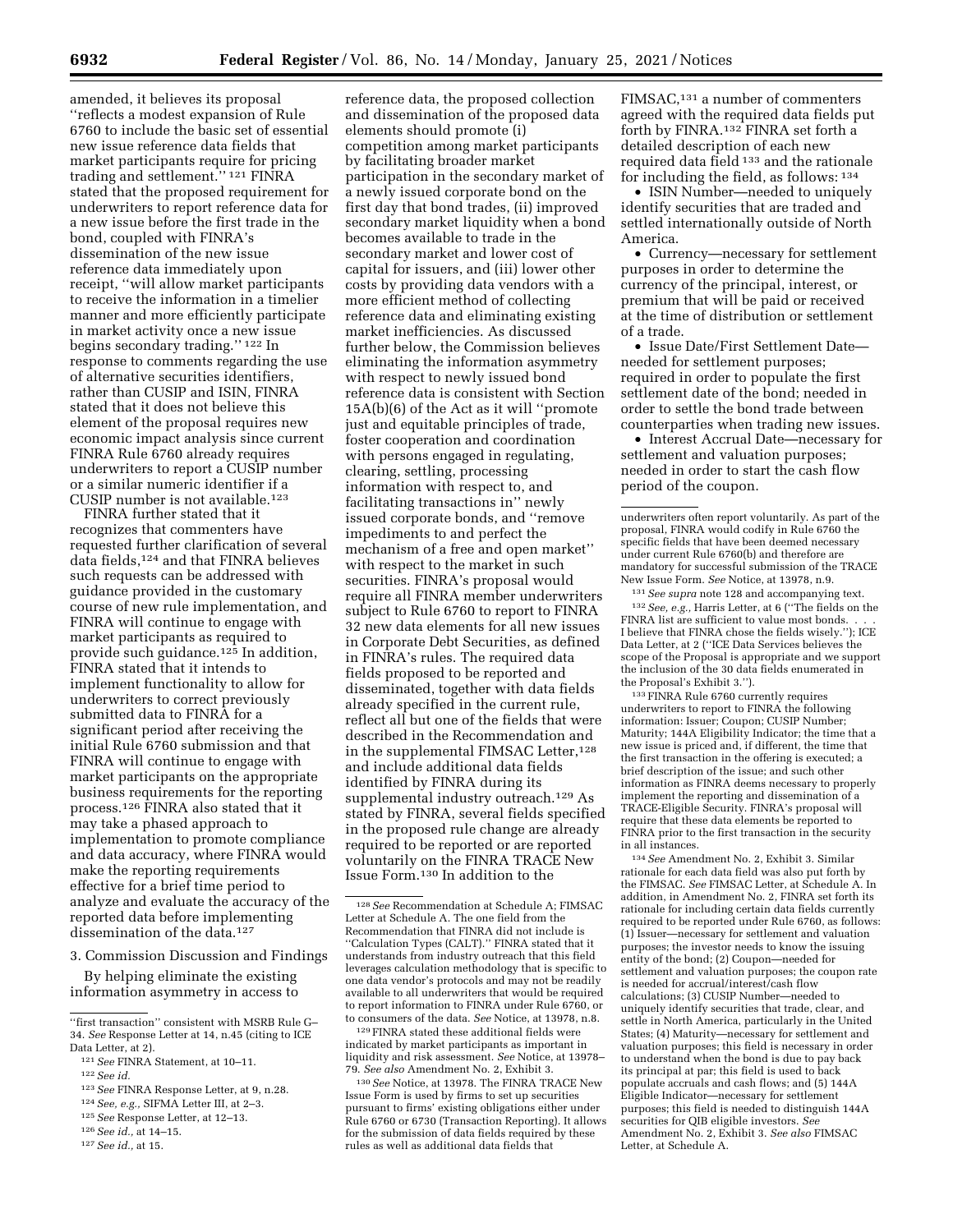amended, it believes its proposal "reflects a modest expansion of Rule 6760 to include the basic set of essential new issue reference data fields that market participants require for pricing trading and settlement." [121] FINRA stated that the proposed requirement for underwriters to report reference data for a new issue before the first trade in the bond, coupled with FINRA's dissemination of the new issue reference data immediately upon receipt, "will allow market participants to receive the information in a timelier manner and more efficiently participate in market activity once a new issue begins secondary trading." [122] In response to comments regarding the use of alternative securities identifiers, rather than CUSIP and ISIN, FINRA stated that it does not believe this element of the proposal requires new economic impact analysis since current FINRA Rule 6760 already requires underwriters to report a CUSIP number or a similar numeric identifier if a CUSIP number is not available.[123]

FINRA further stated that it recognizes that commenters have requested further clarification of several data fields,[124] and that FINRA believes such requests can be addressed with guidance provided in the customary course of new rule implementation, and FINRA will continue to engage with market participants as required to provide such guidance.[125] In addition, FINRA stated that it intends to implement functionality to allow for underwriters to correct previously submitted data to FINRA for a significant period after receiving the initial Rule 6760 submission and that FINRA will continue to engage with market participants on the appropriate business requirements for the reporting process.[126] FINRA also stated that it may take a phased approach to implementation to promote compliance and data accuracy, where FINRA would make the reporting requirements effective for a brief time period to analyze and evaluate the accuracy of the reported data before implementing dissemination of the data.[127]

### 3. Commission Discussion and Findings

By helping eliminate the existing information asymmetry in access to reference data, the proposed collection and dissemination of the proposed data elements should promote (i) competition among market participants by facilitating broader market participation in the secondary market of a newly issued corporate bond on the first day that bond trades, (ii) improved secondary market liquidity when a bond becomes available to trade in the secondary market and lower cost of capital for issuers, and (iii) lower other costs by providing data vendors with a more efficient method of collecting reference data and eliminating existing market inefficiencies. As discussed further below, the Commission believes eliminating the information asymmetry with respect to newly issued bond reference data is consistent with Section 15A(b)(6) of the Act as it will "promote just and equitable principles of trade, foster cooperation and coordination with persons engaged in regulating, clearing, settling, processing information with respect to, and facilitating transactions in" newly issued corporate bonds, and "remove impediments to and perfect the mechanism of a free and open market" with respect to the market in such securities. FINRA's proposal would require all FINRA member underwriters subject to Rule 6760 to report to FINRA 32 new data elements for all new issues in Corporate Debt Securities, as defined in FINRA's rules. The required data fields proposed to be reported and disseminated, together with data fields already specified in the current rule, reflect all but one of the fields that were described in the Recommendation and in the supplemental FIMSAC Letter,[128] and include additional data fields identified by FINRA during its supplemental industry outreach.[129] As stated by FINRA, several fields specified in the proposed rule change are already required to be reported or are reported voluntarily on the FINRA TRACE New Issue Form.[130] In addition to the FIMSAC,[131] a number of commenters agreed with the required data fields put forth by FINRA.[132] FINRA set forth a detailed description of each new required data field [133] and the rationale for including the field, as follows: [134]

- ISIN Number—needed to uniquely identify securities that are traded and settled internationally outside of North America.
- Currency—necessary for settlement purposes in order to determine the currency of the principal, interest, or premium that will be paid or received at the time of distribution or settlement of a trade.
- Issue Date/First Settlement Date—needed for settlement purposes; required in order to populate the first settlement date of the bond; needed in order to settle the bond trade between counterparties when trading new issues.
- Interest Accrual Date—necessary for settlement and valuation purposes; needed in order to start the cash flow period of the coupon.

---

"first transaction" consistent with MSRB Rule G–34. *See* Response Letter at 14, n.45 (citing to ICE Data Letter, at 2).

[121] *See* FINRA Statement, at 10–11.

[122] *See id.*

[123] *See* FINRA Response Letter, at 9, n.28.

[124] *See, e.g.,* SIFMA Letter III, at 2–3.

[125] *See* Response Letter, at 12–13.

[126] *See id.,* at 14–15.

[127] *See id.,* at 15.

[128] *See* Recommendation at Schedule A; FIMSAC Letter at Schedule A. The one field from the Recommendation that FINRA did not include is "Calculation Types (CALT)." FINRA stated that it understands from industry outreach that this field leverages calculation methodology that is specific to one data vendor's protocols and may not be readily available to all underwriters that would be required to report information to FINRA under Rule 6760, or to consumers of the data. *See* Notice, at 13978, n.8.

[129] FINRA stated these additional fields were indicated by market participants as important in liquidity and risk assessment. *See* Notice, at 13978–79. *See also* Amendment No. 2, Exhibit 3.

[130] *See* Notice, at 13978. The FINRA TRACE New Issue Form is used by firms to set up securities pursuant to firms' existing obligations either under Rule 6760 or 6730 (Transaction Reporting). It allows for the submission of data fields required by these rules as well as additional data fields that underwriters often report voluntarily. As part of the proposal, FINRA would codify in Rule 6760 the specific fields that have been deemed necessary under current Rule 6760(b) and therefore are mandatory for successful submission of the TRACE New Issue Form. *See* Notice, at 13978, n.9.

[131] *See supra* note 128 and accompanying text.

[132] *See, e.g.,* Harris Letter, at 6 ("The fields on the FINRA list are sufficient to value most bonds. . . . I believe that FINRA chose the fields wisely."); ICE Data Letter, at 2 ("ICE Data Services believes the scope of the Proposal is appropriate and we support the inclusion of the 30 data fields enumerated in the Proposal's Exhibit 3.").

[133] FINRA Rule 6760 currently requires underwriters to report to FINRA the following information: Issuer; Coupon; CUSIP Number; Maturity; 144A Eligibility Indicator; the time that a new issue is priced and, if different, the time that the first transaction in the offering is executed; a brief description of the issue; and such other information as FINRA deems necessary to properly implement the reporting and dissemination of a TRACE-Eligible Security. FINRA's proposal will require that these data elements be reported to FINRA prior to the first transaction in the security in all instances.

[134] *See* Amendment No. 2, Exhibit 3. Similar rationale for each data field was also put forth by the FIMSAC. *See* FIMSAC Letter, at Schedule A. In addition, in Amendment No. 2, FINRA set forth its rationale for including certain data fields currently required to be reported under Rule 6760, as follows: (1) Issuer—necessary for settlement and valuation purposes; the investor needs to know the issuing entity of the bond; (2) Coupon—needed for settlement and valuation purposes; the coupon rate is needed for accrual/interest/cash flow calculations; (3) CUSIP Number—needed to uniquely identify securities that trade, clear, and settle in North America, particularly in the United States; (4) Maturity—necessary for settlement and valuation purposes; this field is necessary in order to understand when the bond is due to pay back its principal at par; this field is used to back populate accruals and cash flows; and (5) 144A Eligible Indicator—necessary for settlement purposes; this field is needed to distinguish 144A securities for QIB eligible investors. *See* Amendment No. 2, Exhibit 3. *See also* FIMSAC Letter, at Schedule A.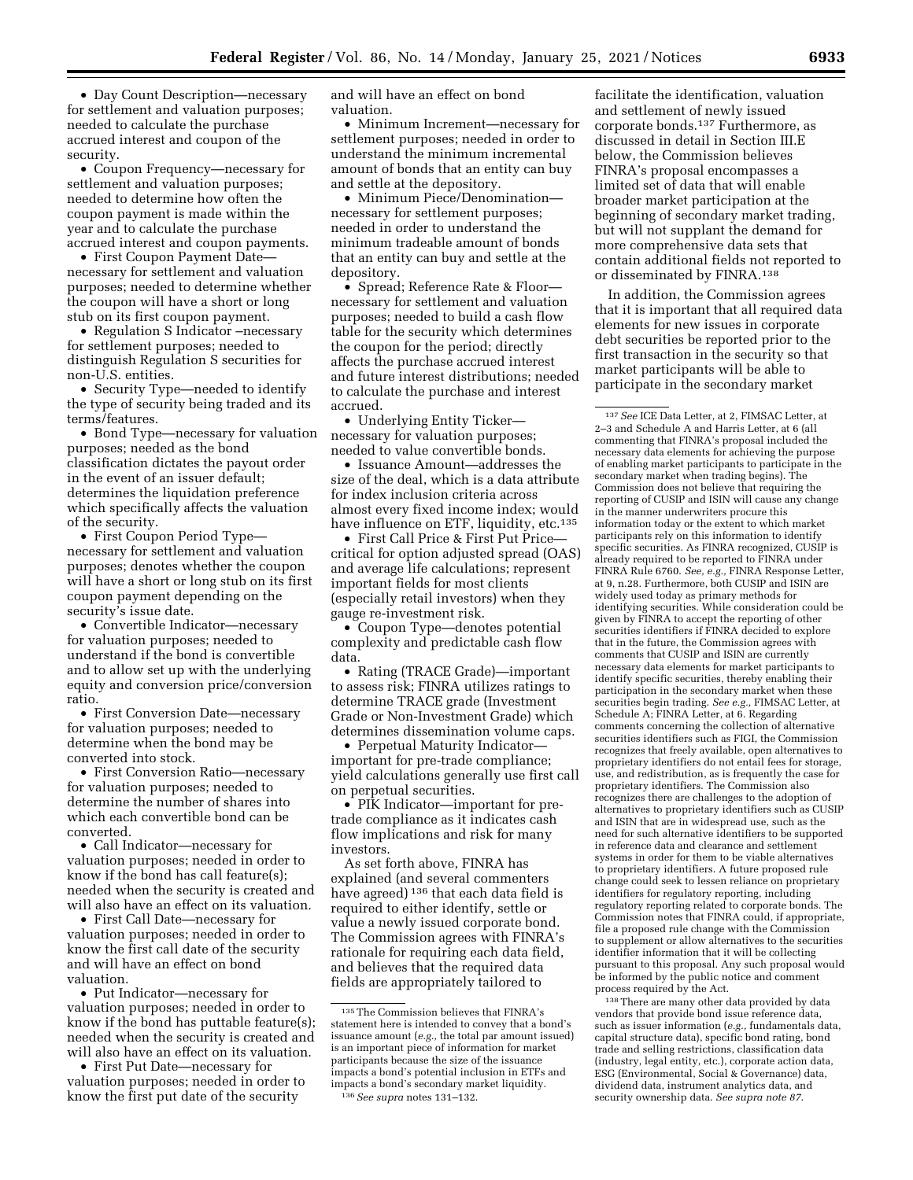- Day Count Description—necessary for settlement and valuation purposes; needed to calculate the purchase accrued interest and coupon of the security.
- Coupon Frequency—necessary for settlement and valuation purposes; needed to determine how often the coupon payment is made within the year and to calculate the purchase accrued interest and coupon payments.
- First Coupon Payment Date—necessary for settlement and valuation purposes; needed to determine whether the coupon will have a short or long stub on its first coupon payment.
- Regulation S Indicator –necessary for settlement purposes; needed to distinguish Regulation S securities for non-U.S. entities.
- Security Type—needed to identify the type of security being traded and its terms/features.
- Bond Type—necessary for valuation purposes; needed as the bond classification dictates the payout order in the event of an issuer default; determines the liquidation preference which specifically affects the valuation of the security.
- First Coupon Period Type—necessary for settlement and valuation purposes; denotes whether the coupon will have a short or long stub on its first coupon payment depending on the security's issue date.
- Convertible Indicator—necessary for valuation purposes; needed to understand if the bond is convertible and to allow set up with the underlying equity and conversion price/conversion ratio.
- First Conversion Date—necessary for valuation purposes; needed to determine when the bond may be converted into stock.
- First Conversion Ratio—necessary for valuation purposes; needed to determine the number of shares into which each convertible bond can be converted.
- Call Indicator—necessary for valuation purposes; needed in order to know if the bond has call feature(s); needed when the security is created and will also have an effect on its valuation.
- First Call Date—necessary for valuation purposes; needed in order to know the first call date of the security and will have an effect on bond valuation.
- Put Indicator—necessary for valuation purposes; needed in order to know if the bond has puttable feature(s); needed when the security is created and will also have an effect on its valuation.
- First Put Date—necessary for valuation purposes; needed in order to know the first put date of the security and will have an effect on bond valuation.
- Minimum Increment—necessary for settlement purposes; needed in order to understand the minimum incremental amount of bonds that an entity can buy and settle at the depository.
- Minimum Piece/Denomination—necessary for settlement purposes; needed in order to understand the minimum tradeable amount of bonds that an entity can buy and settle at the depository.
- Spread; Reference Rate & Floor—necessary for settlement and valuation purposes; needed to build a cash flow table for the security which determines the coupon for the period; directly affects the purchase accrued interest and future interest distributions; needed to calculate the purchase and interest accrued.
- Underlying Entity Ticker—necessary for valuation purposes; needed to value convertible bonds.
- Issuance Amount—addresses the size of the deal, which is a data attribute for index inclusion criteria across almost every fixed income index; would have influence on ETF, liquidity, etc.[135]
- First Call Price & First Put Price—critical for option adjusted spread (OAS) and average life calculations; represent important fields for most clients (especially retail investors) when they gauge re-investment risk.
- Coupon Type—denotes potential complexity and predictable cash flow data.
- Rating (TRACE Grade)—important to assess risk; FINRA utilizes ratings to determine TRACE grade (Investment Grade or Non-Investment Grade) which determines dissemination volume caps.
- Perpetual Maturity Indicator—important for pre-trade compliance; yield calculations generally use first call on perpetual securities.
- PIK Indicator—important for pre-trade compliance as it indicates cash flow implications and risk for many investors.

As set forth above, FINRA has explained (and several commenters have agreed)[136] that each data field is required to either identify, settle or value a newly issued corporate bond. The Commission agrees with FINRA's rationale for requiring each data field, and believes that the required data fields are appropriately tailored to facilitate the identification, valuation and settlement of newly issued corporate bonds.[137] Furthermore, as discussed in detail in Section III.E below, the Commission believes FINRA's proposal encompasses a limited set of data that will enable broader market participation at the beginning of secondary market trading, but will not supplant the demand for more comprehensive data sets that contain additional fields not reported to or disseminated by FINRA.[138]

In addition, the Commission agrees that it is important that all required data elements for new issues in corporate debt securities be reported prior to the first transaction in the security so that market participants will be able to participate in the secondary market

---

[135] The Commission believes that FINRA's statement here is intended to convey that a bond's issuance amount (*e.g.,* the total par amount issued) is an important piece of information for market participants because the size of the issuance impacts a bond's potential inclusion in ETFs and impacts a bond's secondary market liquidity.

[136] *See supra* notes 131–132.

[137] *See* ICE Data Letter, at 2, FIMSAC Letter, at 2–3 and Schedule A and Harris Letter, at 6 (all commenting that FINRA's proposal included the necessary data elements for achieving the purpose of enabling market participants to participate in the secondary market when trading begins). The Commission does not believe that requiring the reporting of CUSIP and ISIN will cause any change in the manner underwriters procure this information today or the extent to which market participants rely on this information to identify specific securities. As FINRA recognized, CUSIP is already required to be reported to FINRA under FINRA Rule 6760. *See, e.g.,* FINRA Response Letter, at 9, n.28. Furthermore, both CUSIP and ISIN are widely used today as primary methods for identifying securities. While consideration could be given by FINRA to accept the reporting of other securities identifiers if FINRA decided to explore that in the future, the Commission agrees with comments that CUSIP and ISIN are currently necessary data elements for market participants to identify specific securities, thereby enabling their participation in the secondary market when these securities begin trading. *See e.g.,* FIMSAC Letter, at Schedule A; FINRA Letter, at 6. Regarding comments concerning the collection of alternative securities identifiers such as FIGI, the Commission recognizes that freely available, open alternatives to proprietary identifiers do not entail fees for storage, use, and redistribution, as is frequently the case for proprietary identifiers. The Commission also recognizes there are challenges to the adoption of alternatives to proprietary identifiers such as CUSIP and ISIN that are in widespread use, such as the need for such alternative identifiers to be supported in reference data and clearance and settlement systems in order for them to be viable alternatives to proprietary identifiers. A future proposed rule change could seek to lessen reliance on proprietary identifiers for regulatory reporting, including regulatory reporting related to corporate bonds. The Commission notes that FINRA could, if appropriate, file a proposed rule change with the Commission to supplement or allow alternatives to the securities identifier information that it will be collecting pursuant to this proposal. Any such proposal would be informed by the public notice and comment process required by the Act.

[138] There are many other data provided by data vendors that provide bond issue reference data, such as issuer information (*e.g.,* fundamentals data, capital structure data), specific bond rating, bond trade and selling restrictions, classification data (industry, legal entity, etc.), corporate action data, ESG (Environmental, Social & Governance) data, dividend data, instrument analytics data, and security ownership data. *See supra note 87.*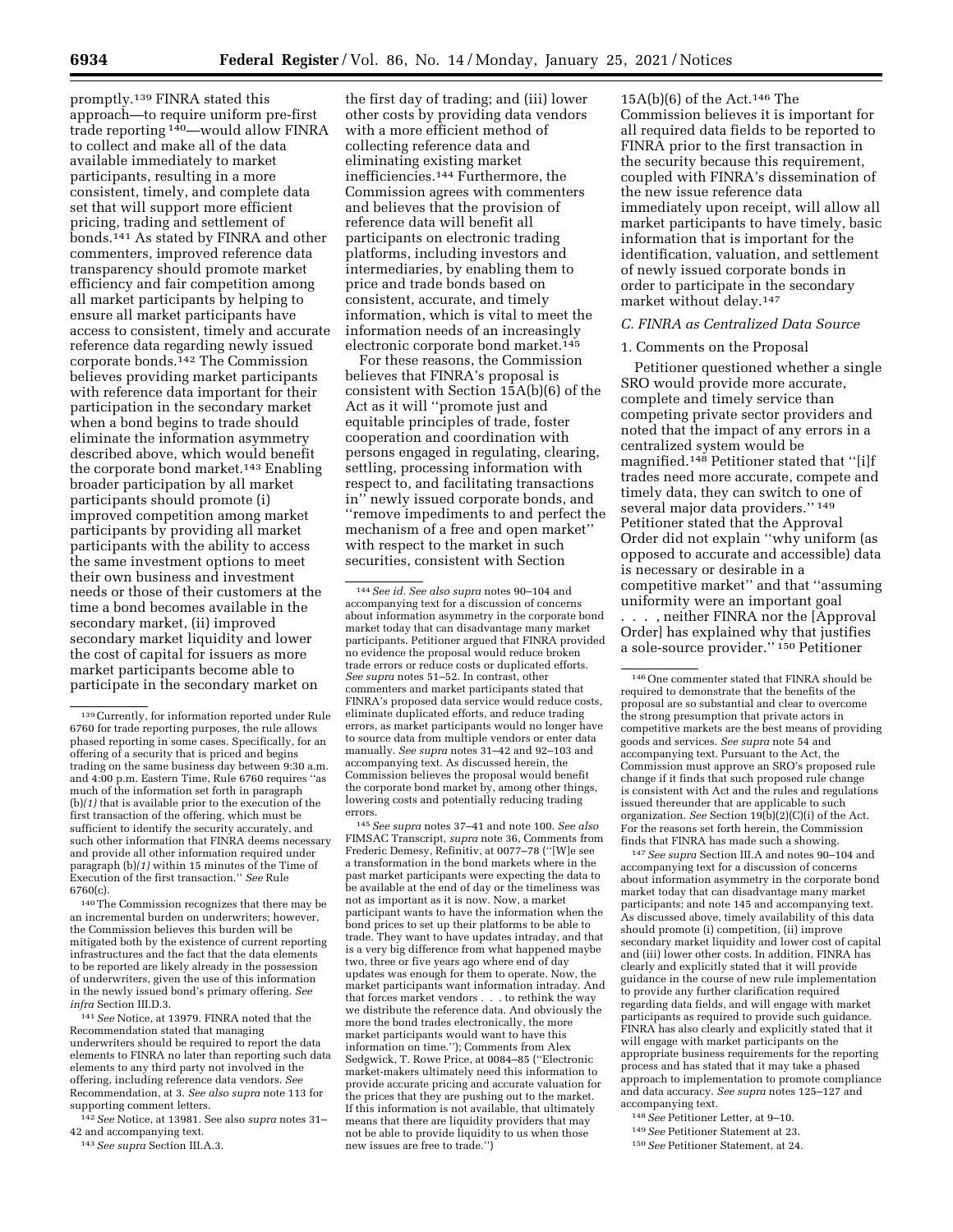promptly.[139] FINRA stated this approach—to require uniform pre-first trade reporting[140]—would allow FINRA to collect and make all of the data available immediately to market participants, resulting in a more consistent, timely, and complete data set that will support more efficient pricing, trading and settlement of bonds.[141] As stated by FINRA and other commenters, improved reference data transparency should promote market efficiency and fair competition among all market participants by helping to ensure all market participants have access to consistent, timely and accurate reference data regarding newly issued corporate bonds.[142] The Commission believes providing market participants with reference data important for their participation in the secondary market when a bond begins to trade should eliminate the information asymmetry described above, which would benefit the corporate bond market.[143] Enabling broader participation by all market participants should promote (i) improved competition among market participants by providing all market participants with the ability to access the same investment options to meet their own business and investment needs or those of their customers at the time a bond becomes available in the secondary market, (ii) improved secondary market liquidity and lower the cost of capital for issuers as more market participants become able to participate in the secondary market on the first day of trading; and (iii) lower other costs by providing data vendors with a more efficient method of collecting reference data and eliminating existing market inefficiencies.[144] Furthermore, the Commission agrees with commenters and believes that the provision of reference data will benefit all participants on electronic trading platforms, including investors and intermediaries, by enabling them to price and trade bonds based on consistent, accurate, and timely information, which is vital to meet the information needs of an increasingly electronic corporate bond market.[145]

For these reasons, the Commission believes that FINRA's proposal is consistent with Section 15A(b)(6) of the Act as it will ''promote just and equitable principles of trade, foster cooperation and coordination with persons engaged in regulating, clearing, settling, processing information with respect to, and facilitating transactions in'' newly issued corporate bonds, and ''remove impediments to and perfect the mechanism of a free and open market'' with respect to the market in such securities, consistent with Section 15A(b)(6) of the Act.[146] The Commission believes it is important for all required data fields to be reported to FINRA prior to the first transaction in the security because this requirement, coupled with FINRA's dissemination of the new issue reference data immediately upon receipt, will allow all market participants to have timely, basic information that is important for the identification, valuation, and settlement of newly issued corporate bonds in order to participate in the secondary market without delay.[147]

### C. FINRA as Centralized Data Source

#### 1. Comments on the Proposal

Petitioner questioned whether a single SRO would provide more accurate, complete and timely service than competing private sector providers and noted that the impact of any errors in a centralized system would be magnified.[148] Petitioner stated that ''[i]f trades need more accurate, compete and timely data, they can switch to one of several major data providers.''[149] Petitioner stated that the Approval Order did not explain ''why uniform (as opposed to accurate and accessible) data is necessary or desirable in a competitive market'' and that ''assuming uniformity were an important goal . . . , neither FINRA nor the [Approval Order] has explained why that justifies a sole-source provider.''[150] Petitioner

---

[139] Currently, for information reported under Rule 6760 for trade reporting purposes, the rule allows phased reporting in some cases. Specifically, for an offering of a security that is priced and begins trading on the same business day between 9:30 a.m. and 4:00 p.m. Eastern Time, Rule 6760 requires ''as much of the information set forth in paragraph (b)*(1)* that is available prior to the execution of the first transaction of the offering, which must be sufficient to identify the security accurately, and such other information that FINRA deems necessary and provide all other information required under paragraph (b)*(1)* within 15 minutes of the Time of Execution of the first transaction.'' *See* Rule 6760(c).

[140] The Commission recognizes that there may be an incremental burden on underwriters; however, the Commission believes this burden will be mitigated both by the existence of current reporting infrastructures and the fact that the data elements to be reported are likely already in the possession of underwriters, given the use of this information in the newly issued bond's primary offering. *See infra* Section III.D.3.

[141] *See* Notice, at 13979. FINRA noted that the Recommendation stated that managing underwriters should be required to report the data elements to FINRA no later than reporting such data elements to any third party not involved in the offering, including reference data vendors. *See* Recommendation, at 3. *See also supra* note 113 for supporting comment letters.

[142] *See* Notice, at 13981. See also *supra* notes 31–42 and accompanying text.

[143] *See supra* Section III.A.3.

[144] *See id. See also supra* notes 90–104 and accompanying text for a discussion of concerns about information asymmetry in the corporate bond market today that can disadvantage many market participants. Petitioner argued that FINRA provided no evidence the proposal would reduce broken trade errors or reduce costs or duplicated efforts. *See supra* notes 51–52. In contrast, other commenters and market participants stated that FINRA's proposed data service would reduce costs, eliminate duplicated efforts, and reduce trading errors, as market participants would no longer have to source data from multiple vendors or enter data manually. *See supra* notes 31–42 and 92–103 and accompanying text. As discussed herein, the Commission believes the proposal would benefit the corporate bond market by, among other things, lowering costs and potentially reducing trading errors.

[145] *See supra* notes 37–41 and note 100. *See also* FIMSAC Transcript, *supra* note 36, Comments from Frederic Demesy, Refinitiv, at 0077–78 (''[W]e see a transformation in the bond markets where in the past market participants were expecting the data to be available at the end of day or the timeliness was not as important as it is now. Now, a market participant wants to have the information when the bond prices to set up their platforms to be able to trade. They want to have updates intraday, and that is a very big difference from what happened maybe two, three or five years ago where end of day updates was enough for them to operate. Now, the market participants want information intraday. And that forces market vendors . . . to rethink the way we distribute the reference data. And obviously the more the bond trades electronically, the more market participants would want to have this information on time.''); Comments from Alex Sedgwick, T. Rowe Price, at 0084–85 (''Electronic market-makers ultimately need this information to provide accurate pricing and accurate valuation for the prices that they are pushing out to the market. If this information is not available, that ultimately means that there are liquidity providers that may not be able to provide liquidity to us when those new issues are free to trade.'')

[146] One commenter stated that FINRA should be required to demonstrate that the benefits of the proposal are so substantial and clear to overcome the strong presumption that private actors in competitive markets are the best means of providing goods and services. *See supra* note 54 and accompanying text. Pursuant to the Act, the Commission must approve an SRO's proposed rule change if it finds that such proposed rule change is consistent with Act and the rules and regulations issued thereunder that are applicable to such organization. *See* Section 19(b)(2)(C)(i) of the Act. For the reasons set forth herein, the Commission finds that FINRA has made such a showing.

[147] *See supra* Section III.A and notes 90–104 and accompanying text for a discussion of concerns about information asymmetry in the corporate bond market today that can disadvantage many market participants; and note 145 and accompanying text. As discussed above, timely availability of this data should promote (i) competition, (ii) improve secondary market liquidity and lower cost of capital and (iii) lower other costs. In addition, FINRA has clearly and explicitly stated that it will provide guidance in the course of new rule implementation to provide any further clarification required regarding data fields, and will engage with market participants as required to provide such guidance. FINRA has also clearly and explicitly stated that it will engage with market participants on the appropriate business requirements for the reporting process and has stated that it may take a phased approach to implementation to promote compliance and data accuracy. *See supra* notes 125–127 and accompanying text.

[148] *See* Petitioner Letter, at 9–10.

[149] *See* Petitioner Statement at 23.

[150] *See* Petitioner Statement, at 24.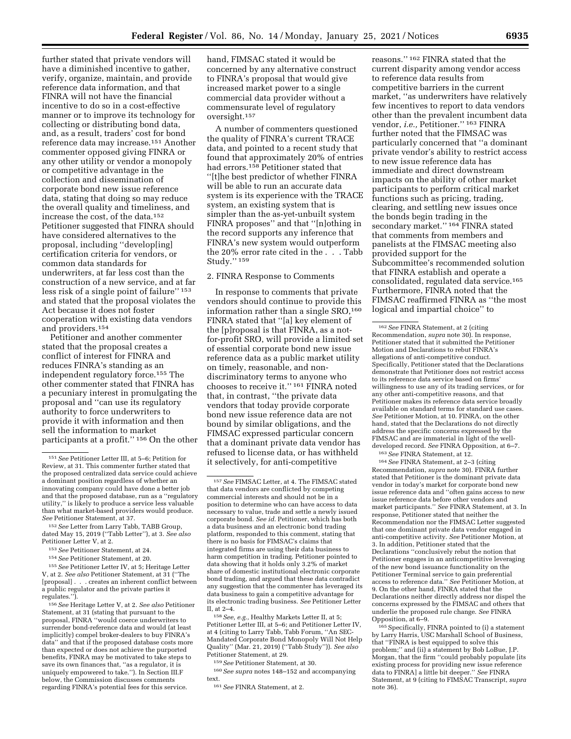further stated that private vendors will have a diminished incentive to gather, verify, organize, maintain, and provide reference data information, and that FINRA will not have the financial incentive to do so in a cost-effective manner or to improve its technology for collecting or distributing bond data, and, as a result, traders' cost for bond reference data may increase.[151] Another commenter opposed giving FINRA or any other utility or vendor a monopoly or competitive advantage in the collection and dissemination of corporate bond new issue reference data, stating that doing so may reduce the overall quality and timeliness, and increase the cost, of the data.[152] Petitioner suggested that FINRA should have considered alternatives to the proposal, including ''develop[ing] certification criteria for vendors, or common data standards for underwriters, at far less cost than the construction of a new service, and at far less risk of a single point of failure'' [153] and stated that the proposal violates the Act because it does not foster cooperation with existing data vendors and providers.[154]

Petitioner and another commenter stated that the proposal creates a conflict of interest for FINRA and reduces FINRA's standing as an independent regulatory force.[155] The other commenter stated that FINRA has a pecuniary interest in promulgating the proposal and ''can use its regulatory authority to force underwriters to provide it with information and then sell the information to market participants at a profit.'' [156] On the other hand, FIMSAC stated it would be concerned by any alternative construct to FINRA's proposal that would give increased market power to a single commercial data provider without a commensurate level of regulatory oversight.[157]

A number of commenters questioned the quality of FINRA's current TRACE data, and pointed to a recent study that found that approximately 20% of entries had errors.[158] Petitioner stated that ''[t]he best predictor of whether FINRA will be able to run an accurate data system is its experience with the TRACE system, an existing system that is simpler than the as-yet-unbuilt system FINRA proposes'' and that ''[n]othing in the record supports any inference that FINRA's new system would outperform the 20% error rate cited in the . . . Tabb Study.'' [159]

2. FINRA Response to Comments

In response to comments that private vendors should continue to provide this information rather than a single SRO,[160] FINRA stated that ''[a] key element of the [p]roposal is that FINRA, as a not-for-profit SRO, will provide a limited set of essential corporate bond new issue reference data as a public market utility on timely, reasonable, and non-discriminatory terms to anyone who chooses to receive it.'' [161] FINRA noted that, in contrast, ''the private data vendors that today provide corporate bond new issue reference data are not bound by similar obligations, and the FIMSAC expressed particular concern that a dominant private data vendor has refused to license data, or has withheld it selectively, for anti-competitive reasons.'' [162] FINRA stated that the current disparity among vendor access to reference data results from competitive barriers in the current market, ''as underwriters have relatively few incentives to report to data vendors other than the prevalent incumbent data vendor, *i.e.,* Petitioner.'' [163] FINRA further noted that the FIMSAC was particularly concerned that ''a dominant private vendor's ability to restrict access to new issue reference data has immediate and direct downstream impacts on the ability of other market participants to perform critical market functions such as pricing, trading, clearing, and settling new issues once the bonds begin trading in the secondary market.'' [164] FINRA stated that comments from members and panelists at the FIMSAC meeting also provided support for the Subcommittee's recommended solution that FINRA establish and operate a consolidated, regulated data service.[165] Furthermore, FINRA noted that the FIMSAC reaffirmed FINRA as ''the most logical and impartial choice'' to

---

[151] *See* Petitioner Letter III, at 5–6; Petition for Review, at 31. This commenter further stated that the proposed centralized data service could achieve a dominant position regardless of whether an innovating company could have done a better job and that the proposed database, run as a ''regulatory utility,'' is likely to produce a service less valuable than what market-based providers would produce. *See* Petitioner Statement, at 37.

[152] *See* Letter from Larry Tabb, TABB Group, dated May 15, 2019 (''Tabb Letter''), at 3. *See also* Petitioner Letter V, at 2.

[153] *See* Petitioner Statement, at 24.

[154] *See* Petitioner Statement, at 20.

[155] *See* Petitioner Letter IV, at 5; Heritage Letter V, at 2. *See also* Petitioner Statement, at 31 (''The [proposal] . . . creates an inherent conflict between a public regulator and the private parties it regulates.'').

[156] *See* Heritage Letter V, at 2. *See also* Petitioner Statement, at 31 (stating that pursuant to the proposal, FINRA ''would coerce underwriters to surrender bond-reference data and would (at least implicitly) compel broker-dealers to buy FINRA's data'' and that if the proposed database costs more than expected or does not achieve the purported benefits, FINRA may be motivated to take steps to save its own finances that, ''as a regulator, it is uniquely empowered to take.''). In Section III.F below, the Commission discusses comments regarding FINRA's potential fees for this service.

[157] *See* FIMSAC Letter, at 4. The FIMSAC stated that data vendors are conflicted by competing commercial interests and should not be in a position to determine who can have access to data necessary to value, trade and settle a newly issued corporate bond. *See id.* Petitioner, which has both a data business and an electronic bond trading platform, responded to this comment, stating that there is no basis for FIMSAC's claims that integrated firms are using their data business to harm competition in trading. Petitioner pointed to data showing that it holds only 3.2% of market share of domestic institutional electronic corporate bond trading, and argued that these data contradict any suggestion that the commenter has leveraged its data business to gain a competitive advantage for its electronic trading business. *See* Petitioner Letter II, at 2–4.

[158] *See, e.g.,* Healthy Markets Letter II, at 5; Petitioner Letter III, at 5–6; and Petitioner Letter IV, at 4 (citing to Larry Tabb, Tabb Forum, ''An SEC-Mandated Corporate Bond Monopoly Will Not Help Quality'' (Mar. 21, 2019) (''Tabb Study'')). *See also* Petitioner Statement, at 29.

[159] *See* Petitioner Statement, at 30.

[160] *See supra* notes 148–152 and accompanying text.

[161] *See* FINRA Statement, at 2.

[162] *See* FINRA Statement, at 2 (citing Recommendation, *supra* note 30). In response, Petitioner stated that it submitted the Petitioner Motion and Declarations to rebut FINRA's allegations of anti-competitive conduct. Specifically, Petitioner stated that the Declarations demonstrate that Petitioner does not restrict access to its reference data service based on firms' willingness to use any of its trading services, or for any other anti-competitive reasons, and that Petitioner makes its reference data service broadly available on standard terms for standard use cases. *See* Petitioner Motion, at 10. FINRA, on the other hand, stated that the Declarations do not directly address the specific concerns expressed by the FIMSAC and are immaterial in light of the well-developed record. *See* FINRA Opposition, at 6–7.

[163] *See* FINRA Statement, at 12.

[164] *See* FINRA Statement, at 2–3 (citing Recommendation, *supra* note 30). FINRA further stated that Petitioner is the dominant private data vendor in today's market for corporate bond new issue reference data and ''often gains access to new issue reference data before other vendors and market participants.'' *See* FINRA Statement, at 3. In response, Petitioner stated that neither the Recommendation nor the FIMSAC Letter suggested that one dominant private data vendor engaged in anti-competitive activity. *See* Petitioner Motion, at 3. In addition, Petitioner stated that the Declarations ''conclusively rebut the notion that Petitioner engages in an anticompetitive leveraging of the new bond issuance functionality on the Petitioner Terminal service to gain preferential access to reference data.'' *See* Petitioner Motion, at 9. On the other hand, FINRA stated that the Declarations neither directly address nor dispel the concerns expressed by the FIMSAC and others that underlie the proposed rule change. *See* FINRA Opposition, at 6–9.

[165] Specifically, FINRA pointed to (i) a statement by Larry Harris, USC Marshall School of Business, that ''FINRA is best equipped to solve this problem;'' and (ii) a statement by Bob LoBue, J.P. Morgan, that the firm ''could probably populate [its existing process for providing new issue reference data to FINRA] a little bit deeper.'' *See* FINRA Statement, at 9 (citing to FIMSAC Transcript, *supra* note 36).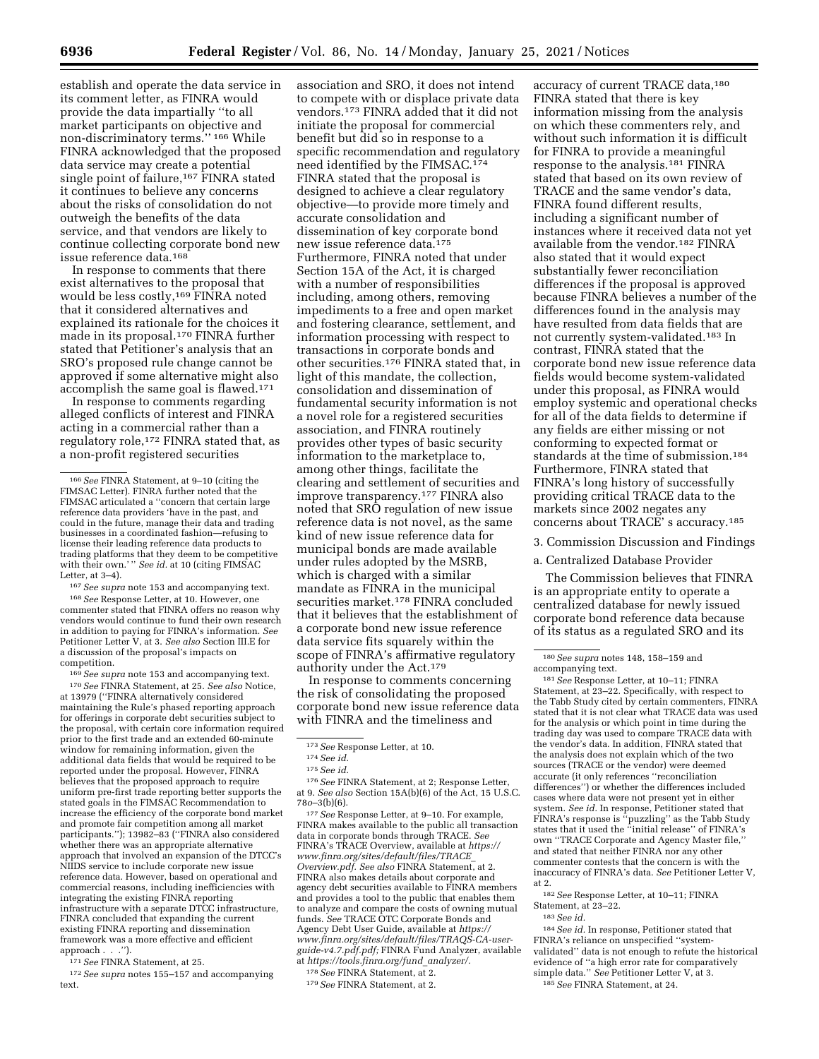establish and operate the data service in its comment letter, as FINRA would provide the data impartially "to all market participants on objective and non-discriminatory terms." [166] While FINRA acknowledged that the proposed data service may create a potential single point of failure,[167] FINRA stated it continues to believe any concerns about the risks of consolidation do not outweigh the benefits of the data service, and that vendors are likely to continue collecting corporate bond new issue reference data.[168]

In response to comments that there exist alternatives to the proposal that would be less costly,[169] FINRA noted that it considered alternatives and explained its rationale for the choices it made in its proposal.[170] FINRA further stated that Petitioner's analysis that an SRO's proposed rule change cannot be approved if some alternative might also accomplish the same goal is flawed.[171]

In response to comments regarding alleged conflicts of interest and FINRA acting in a commercial rather than a regulatory role,[172] FINRA stated that, as a non-profit registered securities association and SRO, it does not intend to compete with or displace private data vendors.[173] FINRA added that it did not initiate the proposal for commercial benefit but did so in response to a specific recommendation and regulatory need identified by the FIMSAC.[174] FINRA stated that the proposal is designed to achieve a clear regulatory objective—to provide more timely and accurate consolidation and dissemination of key corporate bond new issue reference data.[175] Furthermore, FINRA noted that under Section 15A of the Act, it is charged with a number of responsibilities including, among others, removing impediments to a free and open market and fostering clearance, settlement, and information processing with respect to transactions in corporate bonds and other securities.[176] FINRA stated that, in light of this mandate, the collection, consolidation and dissemination of fundamental security information is not a novel role for a registered securities association, and FINRA routinely provides other types of basic security information to the marketplace to, among other things, facilitate the clearing and settlement of securities and improve transparency.[177] FINRA also noted that SRO regulation of new issue reference data is not novel, as the same kind of new issue reference data for municipal bonds are made available under rules adopted by the MSRB, which is charged with a similar mandate as FINRA in the municipal securities market.[178] FINRA concluded that it believes that the establishment of a corporate bond new issue reference data service fits squarely within the scope of FINRA's affirmative regulatory authority under the Act.[179]

In response to comments concerning the risk of consolidating the proposed corporate bond new issue reference data with FINRA and the timeliness and accuracy of current TRACE data,[180] FINRA stated that there is key information missing from the analysis on which these commenters rely, and without such information it is difficult for FINRA to provide a meaningful response to the analysis.[181] FINRA stated that based on its own review of TRACE and the same vendor's data, FINRA found different results, including a significant number of instances where it received data not yet available from the vendor.[182] FINRA also stated that it would expect substantially fewer reconciliation differences if the proposal is approved because FINRA believes a number of the differences found in the analysis may have resulted from data fields that are not currently system-validated.[183] In contrast, FINRA stated that the corporate bond new issue reference data fields would become system-validated under this proposal, as FINRA would employ systemic and operational checks for all of the data fields to determine if any fields are either missing or not conforming to expected format or standards at the time of submission.[184] Furthermore, FINRA stated that FINRA's long history of successfully providing critical TRACE data to the markets since 2002 negates any concerns about TRACE' s accuracy.[185]

3. Commission Discussion and Findings

a. Centralized Database Provider

The Commission believes that FINRA is an appropriate entity to operate a centralized database for newly issued corporate bond reference data because of its status as a regulated SRO and its

---

[166] *See* FINRA Statement, at 9–10 (citing the FIMSAC Letter). FINRA further noted that the FIMSAC articulated a "concern that certain large reference data providers 'have in the past, and could in the future, manage their data and trading businesses in a coordinated fashion—refusing to license their leading reference data products to trading platforms that they deem to be competitive with their own.' " *See id.* at 10 (citing FIMSAC Letter, at 3–4).

[167] *See supra* note 153 and accompanying text.

[168] *See* Response Letter, at 10. However, one commenter stated that FINRA offers no reason why vendors would continue to fund their own research in addition to paying for FINRA's information. *See* Petitioner Letter V, at 3. *See also* Section III.E for a discussion of the proposal's impacts on competition.

[169] *See supra* note 153 and accompanying text.

[170] *See* FINRA Statement, at 25. *See also* Notice, at 13979 ("FINRA alternatively considered maintaining the Rule's phased reporting approach for offerings in corporate debt securities subject to the proposal, with certain core information required prior to the first trade and an extended 60-minute window for remaining information, given the additional data fields that would be required to be reported under the proposal. However, FINRA believes that the proposed approach to require uniform pre-first trade reporting better supports the stated goals in the FIMSAC Recommendation to increase the efficiency of the corporate bond market and promote fair competition among all market participants."); 13982–83 ("FINRA also considered whether there was an appropriate alternative approach that involved an expansion of the DTCC's NIIDS service to include corporate new issue reference data. However, based on operational and commercial reasons, including inefficiencies with integrating the existing FINRA reporting infrastructure with a separate DTCC infrastructure, FINRA concluded that expanding the current existing FINRA reporting and dissemination framework was a more effective and efficient approach . . .").

[171] *See* FINRA Statement, at 25.

[172] *See supra* notes 155–157 and accompanying text.

[173] *See* Response Letter, at 10.

[174] *See id.*

[175] *See id.*

[176] *See* FINRA Statement, at 2; Response Letter, at 9. *See also* Section 15A(b)(6) of the Act, 15 U.S.C. 78*o*–3(b)(6).

[177] *See* Response Letter, at 9–10. For example, FINRA makes available to the public all transaction data in corporate bonds through TRACE. *See* FINRA's TRACE Overview, available at *https://www.finra.org/sites/default/files/TRACE_Overview.pdf*. *See also* FINRA Statement, at 2. FINRA also makes details about corporate and agency debt securities available to FINRA members and provides a tool to the public that enables them to analyze and compare the costs of owning mutual funds. *See* TRACE OTC Corporate Bonds and Agency Debt User Guide, available at *https://www.finra.org/sites/default/files/TRAQS-CA-user-guide-v4.7.pdf.pdf;* FINRA Fund Analyzer, available at *https://tools.finra.org/fund_analyzer/*.

[178] *See* FINRA Statement, at 2.

[179] *See* FINRA Statement, at 2.

[180] *See supra* notes 148, 158–159 and accompanying text.

[181] *See* Response Letter, at 10–11; FINRA Statement, at 23–22. Specifically, with respect to the Tabb Study cited by certain commenters, FINRA stated that it is not clear what TRACE data was used for the analysis or which point in time during the trading day was used to compare TRACE data with the vendor's data. In addition, FINRA stated that the analysis does not explain which of the two sources (TRACE or the vendor) were deemed accurate (it only references "reconciliation differences") or whether the differences included cases where data were not present yet in either system. *See id.* In response, Petitioner stated that FINRA's response is "puzzling" as the Tabb Study states that it used the "initial release" of FINRA's own "TRACE Corporate and Agency Master file," and stated that neither FINRA nor any other commenter contests that the concern is with the inaccuracy of FINRA's data. *See* Petitioner Letter V, at 2.

[182] *See* Response Letter, at 10–11; FINRA Statement, at 23–22.

[183] *See id.*

[184] *See id.* In response, Petitioner stated that FINRA's reliance on unspecified "system-validated" data is not enough to refute the historical evidence of "a high error rate for comparatively simple data." *See* Petitioner Letter V, at 3.

[185] *See* FINRA Statement, at 24.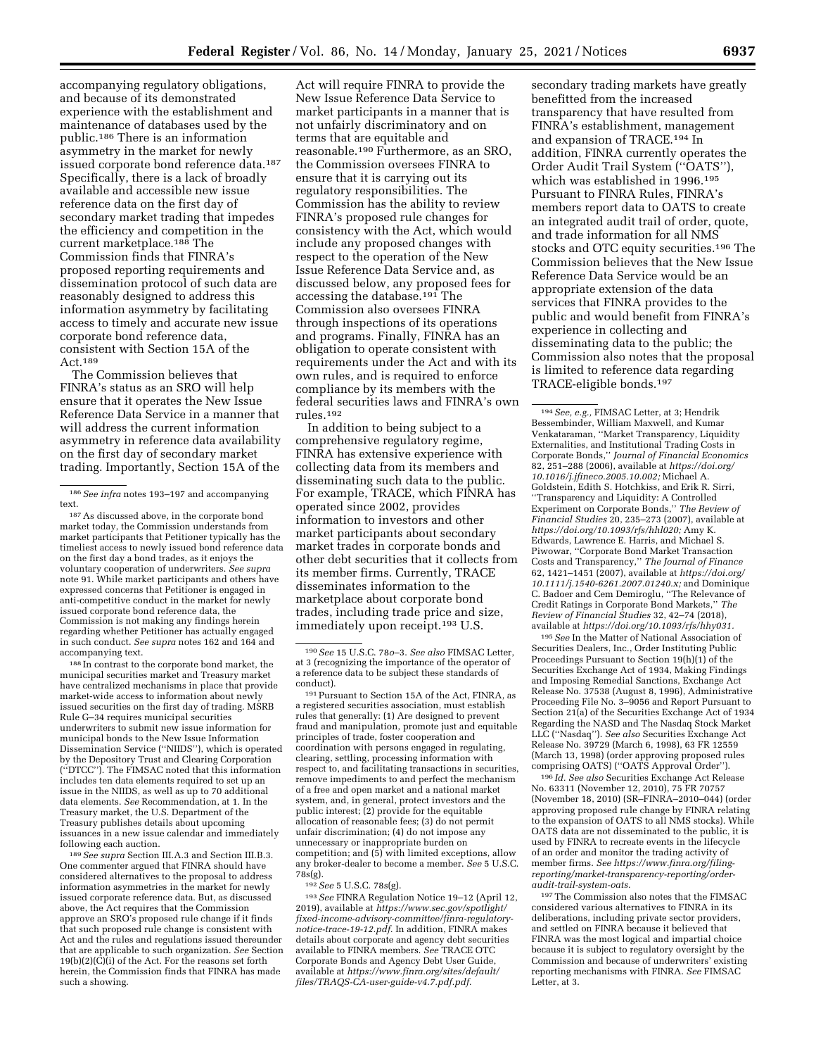accompanying regulatory obligations, and because of its demonstrated experience with the establishment and maintenance of databases used by the public.[186] There is an information asymmetry in the market for newly issued corporate bond reference data.[187] Specifically, there is a lack of broadly available and accessible new issue reference data on the first day of secondary market trading that impedes the efficiency and competition in the current marketplace.[188] The Commission finds that FINRA's proposed reporting requirements and dissemination protocol of such data are reasonably designed to address this information asymmetry by facilitating access to timely and accurate new issue corporate bond reference data, consistent with Section 15A of the Act.[189]

The Commission believes that FINRA's status as an SRO will help ensure that it operates the New Issue Reference Data Service in a manner that will address the current information asymmetry in reference data availability on the first day of secondary market trading. Importantly, Section 15A of the Act will require FINRA to provide the New Issue Reference Data Service to market participants in a manner that is not unfairly discriminatory and on terms that are equitable and reasonable.[190] Furthermore, as an SRO, the Commission oversees FINRA to ensure that it is carrying out its regulatory responsibilities. The Commission has the ability to review FINRA's proposed rule changes for consistency with the Act, which would include any proposed changes with respect to the operation of the New Issue Reference Data Service and, as discussed below, any proposed fees for accessing the database.[191] The Commission also oversees FINRA through inspections of its operations and programs. Finally, FINRA has an obligation to operate consistent with requirements under the Act and with its own rules, and is required to enforce compliance by its members with the federal securities laws and FINRA's own rules.[192]

In addition to being subject to a comprehensive regulatory regime, FINRA has extensive experience with collecting data from its members and disseminating such data to the public. For example, TRACE, which FINRA has operated since 2002, provides information to investors and other market participants about secondary market trades in corporate bonds and other debt securities that it collects from its member firms. Currently, TRACE disseminates information to the marketplace about corporate bond trades, including trade price and size, immediately upon receipt.[193] U.S. secondary trading markets have greatly benefitted from the increased transparency that have resulted from FINRA's establishment, management and expansion of TRACE.[194] In addition, FINRA currently operates the Order Audit Trail System (''OATS''), which was established in 1996.[195] Pursuant to FINRA Rules, FINRA's members report data to OATS to create an integrated audit trail of order, quote, and trade information for all NMS stocks and OTC equity securities.[196] The Commission believes that the New Issue Reference Data Service would be an appropriate extension of the data services that FINRA provides to the public and would benefit from FINRA's experience in collecting and disseminating data to the public; the Commission also notes that the proposal is limited to reference data regarding TRACE-eligible bonds.[197]

---

[186] *See infra* notes 193–197 and accompanying text.

[187] As discussed above, in the corporate bond market today, the Commission understands from market participants that Petitioner typically has the timeliest access to newly issued bond reference data on the first day a bond trades, as it enjoys the voluntary cooperation of underwriters. *See supra* note 91. While market participants and others have expressed concerns that Petitioner is engaged in anti-competitive conduct in the market for newly issued corporate bond reference data, the Commission is not making any findings herein regarding whether Petitioner has actually engaged in such conduct. *See supra* notes 162 and 164 and accompanying text.

[188] In contrast to the corporate bond market, the municipal securities market and Treasury market have centralized mechanisms in place that provide market-wide access to information about newly issued securities on the first day of trading. MSRB Rule G–34 requires municipal securities underwriters to submit new issue information for municipal bonds to the New Issue Information Dissemination Service (''NIIDS''), which is operated by the Depository Trust and Clearing Corporation (''DTCC''). The FIMSAC noted that this information includes ten data elements required to set up an issue in the NIIDS, as well as up to 70 additional data elements. *See* Recommendation, at 1. In the Treasury market, the U.S. Department of the Treasury publishes details about upcoming issuances in a new issue calendar and immediately following each auction.

[189] *See supra* Section III.A.3 and Section III.B.3. One commenter argued that FINRA should have considered alternatives to the proposal to address information asymmetries in the market for newly issued corporate reference data. But, as discussed above, the Act requires that the Commission approve an SRO's proposed rule change if it finds that such proposed rule change is consistent with Act and the rules and regulations issued thereunder that are applicable to such organization. *See* Section 19(b)(2)(C)(i) of the Act. For the reasons set forth herein, the Commission finds that FINRA has made such a showing.

[190] *See* 15 U.S.C. 78o–3. *See also* FIMSAC Letter, at 3 (recognizing the importance of the operator of a reference data to be subject these standards of conduct).

[191] Pursuant to Section 15A of the Act, FINRA, as a registered securities association, must establish rules that generally: (1) Are designed to prevent fraud and manipulation, promote just and equitable principles of trade, foster cooperation and coordination with persons engaged in regulating, clearing, settling, processing information with respect to, and facilitating transactions in securities, remove impediments to and perfect the mechanism of a free and open market and a national market system, and, in general, protect investors and the public interest; (2) provide for the equitable allocation of reasonable fees; (3) do not permit unfair discrimination; (4) do not impose any unnecessary or inappropriate burden on competition; and (5) with limited exceptions, allow any broker-dealer to become a member. *See* 5 U.S.C. 78s(g).

[192] *See* 5 U.S.C. 78s(g).

[193] *See* FINRA Regulation Notice 19–12 (April 12, 2019), available at *https://www.sec.gov/spotlight/fixed-income-advisory-committee/finra-regulatory-notice-trace-19-12.pdf.* In addition, FINRA makes details about corporate and agency debt securities available to FINRA members. *See* TRACE OTC Corporate Bonds and Agency Debt User Guide, available at *https://www.finra.org/sites/default/files/TRAQS-CA-user-guide-v4.7.pdf.pdf.*

[194] *See, e.g.,* FIMSAC Letter, at 3; Hendrik Bessembinder, William Maxwell, and Kumar Venkataraman, ''Market Transparency, Liquidity Externalities, and Institutional Trading Costs in Corporate Bonds,'' *Journal of Financial Economics* 82, 251–288 (2006), available at *https://doi.org/10.1016/j.jfineco.2005.10.002;* Michael A. Goldstein, Edith S. Hotchkiss, and Erik R. Sirri, ''Transparency and Liquidity: A Controlled Experiment on Corporate Bonds,'' *The Review of Financial Studies* 20, 235–273 (2007), available at *https://doi.org/10.1093/rfs/hhl020;* Amy K. Edwards, Lawrence E. Harris, and Michael S. Piwowar, ''Corporate Bond Market Transaction Costs and Transparency,'' *The Journal of Finance* 62, 1421–1451 (2007), available at *https://doi.org/10.1111/j.1540-6261.2007.01240.x;* and Dominique C. Badoer and Cem Demiroglu, ''The Relevance of Credit Ratings in Corporate Bond Markets,'' *The Review of Financial Studies* 32, 42–74 (2018), available at *https://doi.org/10.1093/rfs/hhy031.*

[195] *See* In the Matter of National Association of Securities Dealers, Inc., Order Instituting Public Proceedings Pursuant to Section 19(h)(1) of the Securities Exchange Act of 1934, Making Findings and Imposing Remedial Sanctions, Exchange Act Release No. 37538 (August 8, 1996), Administrative Proceeding File No. 3–9056 and Report Pursuant to Section 21(a) of the Securities Exchange Act of 1934 Regarding the NASD and The Nasdaq Stock Market LLC (''Nasdaq''). *See also* Securities Exchange Act Release No. 39729 (March 6, 1998), 63 FR 12559 (March 13, 1998) (order approving proposed rules comprising OATS) (''OATS Approval Order'').

[196] *Id. See also* Securities Exchange Act Release No. 63311 (November 12, 2010), 75 FR 70757 (November 18, 2010) (SR–FINRA–2010–044) (order approving proposed rule change by FINRA relating to the expansion of OATS to all NMS stocks). While OATS data are not disseminated to the public, it is used by FINRA to recreate events in the lifecycle of an order and monitor the trading activity of member firms. *See https://www.finra.org/filing-reporting/market-transparency-reporting/order-audit-trail-system-oats.*

[197] The Commission also notes that the FIMSAC considered various alternatives to FINRA in its deliberations, including private sector providers, and settled on FINRA because it believed that FINRA was the most logical and impartial choice because it is subject to regulatory oversight by the Commission and because of underwriters' existing reporting mechanisms with FINRA. *See* FIMSAC Letter, at 3.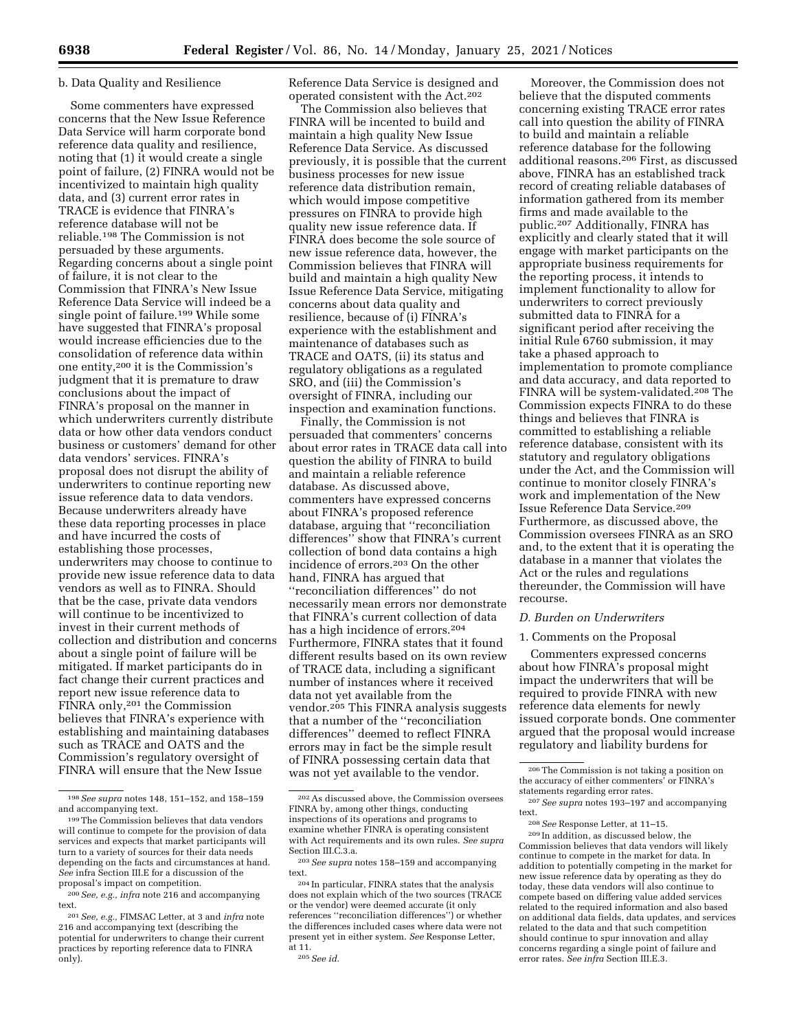b. Data Quality and Resilience

Some commenters have expressed concerns that the New Issue Reference Data Service will harm corporate bond reference data quality and resilience, noting that (1) it would create a single point of failure, (2) FINRA would not be incentivized to maintain high quality data, and (3) current error rates in TRACE is evidence that FINRA's reference database will not be reliable.[198] The Commission is not persuaded by these arguments. Regarding concerns about a single point of failure, it is not clear to the Commission that FINRA's New Issue Reference Data Service will indeed be a single point of failure.[199] While some have suggested that FINRA's proposal would increase efficiencies due to the consolidation of reference data within one entity,[200] it is the Commission's judgment that it is premature to draw conclusions about the impact of FINRA's proposal on the manner in which underwriters currently distribute data or how other data vendors conduct business or customers' demand for other data vendors' services. FINRA's proposal does not disrupt the ability of underwriters to continue reporting new issue reference data to data vendors. Because underwriters already have these data reporting processes in place and have incurred the costs of establishing those processes, underwriters may choose to continue to provide new issue reference data to data vendors as well as to FINRA. Should that be the case, private data vendors will continue to be incentivized to invest in their current methods of collection and distribution and concerns about a single point of failure will be mitigated. If market participants do in fact change their current practices and report new issue reference data to FINRA only,[201] the Commission believes that FINRA's experience with establishing and maintaining databases such as TRACE and OATS and the Commission's regulatory oversight of FINRA will ensure that the New Issue Reference Data Service is designed and operated consistent with the Act.[202]

The Commission also believes that FINRA will be incented to build and maintain a high quality New Issue Reference Data Service. As discussed previously, it is possible that the current business processes for new issue reference data distribution remain, which would impose competitive pressures on FINRA to provide high quality new issue reference data. If FINRA does become the sole source of new issue reference data, however, the Commission believes that FINRA will build and maintain a high quality New Issue Reference Data Service, mitigating concerns about data quality and resilience, because of (i) FINRA's experience with the establishment and maintenance of databases such as TRACE and OATS, (ii) its status and regulatory obligations as a regulated SRO, and (iii) the Commission's oversight of FINRA, including our inspection and examination functions.

Finally, the Commission is not persuaded that commenters' concerns about error rates in TRACE data call into question the ability of FINRA to build and maintain a reliable reference database. As discussed above, commenters have expressed concerns about FINRA's proposed reference database, arguing that "reconciliation differences" show that FINRA's current collection of bond data contains a high incidence of errors.[203] On the other hand, FINRA has argued that "reconciliation differences" do not necessarily mean errors nor demonstrate that FINRA's current collection of data has a high incidence of errors.[204] Furthermore, FINRA states that it found different results based on its own review of TRACE data, including a significant number of instances where it received data not yet available from the vendor.[205] This FINRA analysis suggests that a number of the "reconciliation differences" deemed to reflect FINRA errors may in fact be the simple result of FINRA possessing certain data that was not yet available to the vendor.

Moreover, the Commission does not believe that the disputed comments concerning existing TRACE error rates call into question the ability of FINRA to build and maintain a reliable reference database for the following additional reasons.[206] First, as discussed above, FINRA has an established track record of creating reliable databases of information gathered from its member firms and made available to the public.[207] Additionally, FINRA has explicitly and clearly stated that it will engage with market participants on the appropriate business requirements for the reporting process, it intends to implement functionality to allow for underwriters to correct previously submitted data to FINRA for a significant period after receiving the initial Rule 6760 submission, it may take a phased approach to implementation to promote compliance and data accuracy, and data reported to FINRA will be system-validated.[208] The Commission expects FINRA to do these things and believes that FINRA is committed to establishing a reliable reference database, consistent with its statutory and regulatory obligations under the Act, and the Commission will continue to monitor closely FINRA's work and implementation of the New Issue Reference Data Service.[209] Furthermore, as discussed above, the Commission oversees FINRA as an SRO and, to the extent that it is operating the database in a manner that violates the Act or the rules and regulations thereunder, the Commission will have recourse.

### *D. Burden on Underwriters*

1. Comments on the Proposal

Commenters expressed concerns about how FINRA's proposal might impact the underwriters that will be required to provide FINRA with new reference data elements for newly issued corporate bonds. One commenter argued that the proposal would increase regulatory and liability burdens for

---

[198] *See supra* notes 148, 151–152, and 158–159 and accompanying text.

[199] The Commission believes that data vendors will continue to compete for the provision of data services and expects that market participants will turn to a variety of sources for their data needs depending on the facts and circumstances at hand. *See* infra Section III.E for a discussion of the proposal's impact on competition.

[200] *See, e.g., infra* note 216 and accompanying text.

[201] *See, e.g.,* FIMSAC Letter, at 3 and *infra* note 216 and accompanying text (describing the potential for underwriters to change their current practices by reporting reference data to FINRA only).

[202] As discussed above, the Commission oversees FINRA by, among other things, conducting inspections of its operations and programs to examine whether FINRA is operating consistent with Act requirements and its own rules. *See supra* Section III.C.3.a.

[203] *See supra* notes 158–159 and accompanying text.

[204] In particular, FINRA states that the analysis does not explain which of the two sources (TRACE or the vendor) were deemed accurate (it only references "reconciliation differences") or whether the differences included cases where data were not present yet in either system. *See* Response Letter, at 11.

[205] *See id.*

[206] The Commission is not taking a position on the accuracy of either commenters' or FINRA's statements regarding error rates.

[207] *See supra* notes 193–197 and accompanying text.

[208] *See* Response Letter, at 11–15.

[209] In addition, as discussed below, the Commission believes that data vendors will likely continue to compete in the market for data. In addition to potentially competing in the market for new issue reference data by operating as they do today, these data vendors will also continue to compete based on differing value added services related to the required information and also based on additional data fields, data updates, and services related to the data and that such competition should continue to spur innovation and allay concerns regarding a single point of failure and error rates. *See infra* Section III.E.3.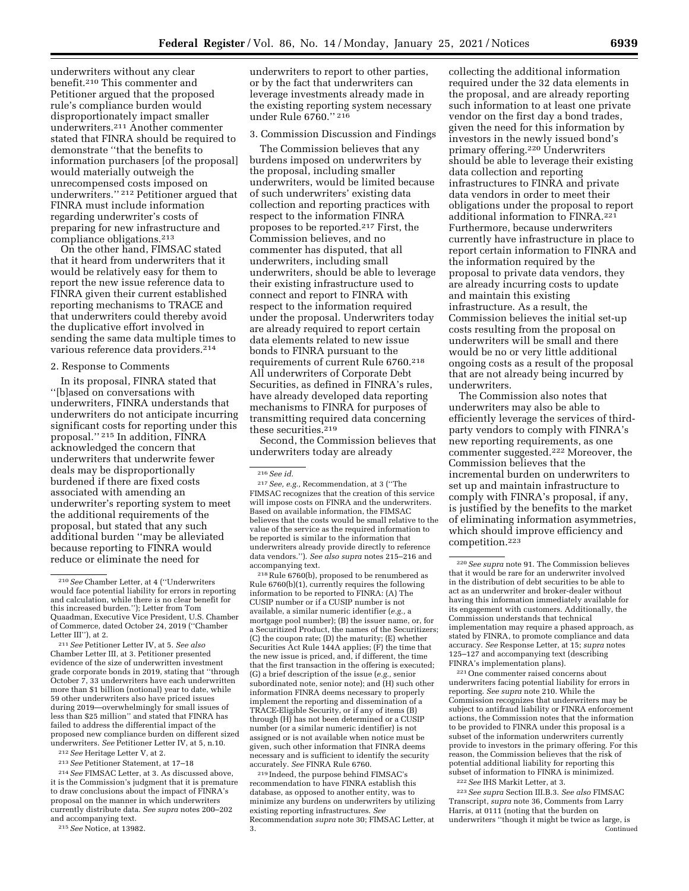underwriters without any clear benefit.[210] This commenter and Petitioner argued that the proposed rule's compliance burden would disproportionately impact smaller underwriters.[211] Another commenter stated that FINRA should be required to demonstrate "that the benefits to information purchasers [of the proposal] would materially outweigh the unrecompensed costs imposed on underwriters." [212] Petitioner argued that FINRA must include information regarding underwriter's costs of preparing for new infrastructure and compliance obligations.[213]

On the other hand, FIMSAC stated that it heard from underwriters that it would be relatively easy for them to report the new issue reference data to FINRA given their current established reporting mechanisms to TRACE and that underwriters could thereby avoid the duplicative effort involved in sending the same data multiple times to various reference data providers.[214]

2. Response to Comments

In its proposal, FINRA stated that "[b]ased on conversations with underwriters, FINRA understands that underwriters do not anticipate incurring significant costs for reporting under this proposal." [215] In addition, FINRA acknowledged the concern that underwriters that underwrite fewer deals may be disproportionally burdened if there are fixed costs associated with amending an underwriter's reporting system to meet the additional requirements of the proposal, but stated that any such additional burden "may be alleviated because reporting to FINRA would reduce or eliminate the need for underwriters to report to other parties, or by the fact that underwriters can leverage investments already made in the existing reporting system necessary under Rule 6760." [216]

3. Commission Discussion and Findings

The Commission believes that any burdens imposed on underwriters by the proposal, including smaller underwriters, would be limited because of such underwriters' existing data collection and reporting practices with respect to the information FINRA proposes to be reported.[217] First, the Commission believes, and no commenter has disputed, that all underwriters, including small underwriters, should be able to leverage their existing infrastructure used to connect and report to FINRA with respect to the information required under the proposal. Underwriters today are already required to report certain data elements related to new issue bonds to FINRA pursuant to the requirements of current Rule 6760.[218] All underwriters of Corporate Debt Securities, as defined in FINRA's rules, have already developed data reporting mechanisms to FINRA for purposes of transmitting required data concerning these securities.[219]

Second, the Commission believes that underwriters today are already collecting the additional information required under the 32 data elements in the proposal, and are already reporting such information to at least one private vendor on the first day a bond trades, given the need for this information by investors in the newly issued bond's primary offering.[220] Underwriters should be able to leverage their existing data collection and reporting infrastructures to FINRA and private data vendors in order to meet their obligations under the proposal to report additional information to FINRA.[221] Furthermore, because underwriters currently have infrastructure in place to report certain information to FINRA and the information required by the proposal to private data vendors, they are already incurring costs to update and maintain this existing infrastructure. As a result, the Commission believes the initial set-up costs resulting from the proposal on underwriters will be small and there would be no or very little additional ongoing costs as a result of the proposal that are not already being incurred by underwriters.

The Commission also notes that underwriters may also be able to efficiently leverage the services of third-party vendors to comply with FINRA's new reporting requirements, as one commenter suggested.[222] Moreover, the Commission believes that the incremental burden on underwriters to set up and maintain infrastructure to comply with FINRA's proposal, if any, is justified by the benefits to the market of eliminating information asymmetries, which should improve efficiency and competition.[223]

---

[210] *See* Chamber Letter, at 4 ("Underwriters would face potential liability for errors in reporting and calculation, while there is no clear benefit for this increased burden."); Letter from Tom Quaadman, Executive Vice President, U.S. Chamber of Commerce, dated October 24, 2019 ("Chamber Letter III"), at 2.

[211] *See* Petitioner Letter IV, at 5. *See also* Chamber Letter III, at 3. Petitioner presented evidence of the size of underwritten investment grade corporate bonds in 2019, stating that "through October 7, 33 underwriters have each underwritten more than $1 billion (notional) year to date, while 59 other underwriters also have priced issues during 2019—overwhelmingly for small issues of less than $25 million" and stated that FINRA has failed to address the differential impact of the proposed new compliance burden on different sized underwriters. *See* Petitioner Letter IV, at 5, n.10.

[212] *See* Heritage Letter V, at 2.

[213] *See* Petitioner Statement, at 17–18

[214] *See* FIMSAC Letter, at 3. As discussed above, it is the Commission's judgment that it is premature to draw conclusions about the impact of FINRA's proposal on the manner in which underwriters currently distribute data. *See supra* notes 200–202 and accompanying text.

[215] *See* Notice, at 13982.

[216] *See id.*

[217] *See, e.g.,* Recommendation, at 3 ("The FIMSAC recognizes that the creation of this service will impose costs on FINRA and the underwriters. Based on available information, the FIMSAC believes that the costs would be small relative to the value of the service as the required information to be reported is similar to the information that underwriters already provide directly to reference data vendors."). *See also supra* notes 215–216 and accompanying text.

[218] Rule 6760(b), proposed to be renumbered as Rule 6760(b)(1), currently requires the following information to be reported to FINRA: (A) The CUSIP number or if a CUSIP number is not available, a similar numeric identifier (*e.g.,* a mortgage pool number); (B) the issuer name, or, for a Securitized Product, the names of the Securitizers; (C) the coupon rate; (D) the maturity; (E) whether Securities Act Rule 144A applies; (F) the time that the new issue is priced, and, if different, the time that the first transaction in the offering is executed; (G) a brief description of the issue (*e.g.,* senior subordinated note, senior note); and (H) such other information FINRA deems necessary to properly implement the reporting and dissemination of a TRACE-Eligible Security, or if any of items (B) through (H) has not been determined or a CUSIP number (or a similar numeric identifier) is not assigned or is not available when notice must be given, such other information that FINRA deems necessary and is sufficient to identify the security accurately. *See* FINRA Rule 6760.

[219] Indeed, the purpose behind FIMSAC's recommendation to have FINRA establish this database, as opposed to another entity, was to minimize any burdens on underwriters by utilizing existing reporting infrastructures. *See* Recommendation *supra* note 30; FIMSAC Letter, at 3.

[220] *See supra* note 91. The Commission believes that it would be rare for an underwriter involved in the distribution of debt securities to be able to act as an underwriter and broker-dealer without having this information immediately available for its engagement with customers. Additionally, the Commission understands that technical implementation may require a phased approach, as stated by FINRA, to promote compliance and data accuracy. *See* Response Letter, at 15; *supra* notes 125–127 and accompanying text (describing FINRA's implementation plans).

[221] One commenter raised concerns about underwriters facing potential liability for errors in reporting. *See supra* note 210. While the Commission recognizes that underwriters may be subject to antifraud liability or FINRA enforcement actions, the Commission notes that the information to be provided to FINRA under this proposal is a subset of the information underwriters currently provide to investors in the primary offering. For this reason, the Commission believes that the risk of potential additional liability for reporting this subset of information to FINRA is minimized.

[222] *See* IHS Markit Letter, at 3.

[223] *See supra* Section III.B.3. *See also* FIMSAC Transcript, *supra* note 36, Comments from Larry Harris, at 0111 (noting that the burden on underwriters "though it might be twice as large, is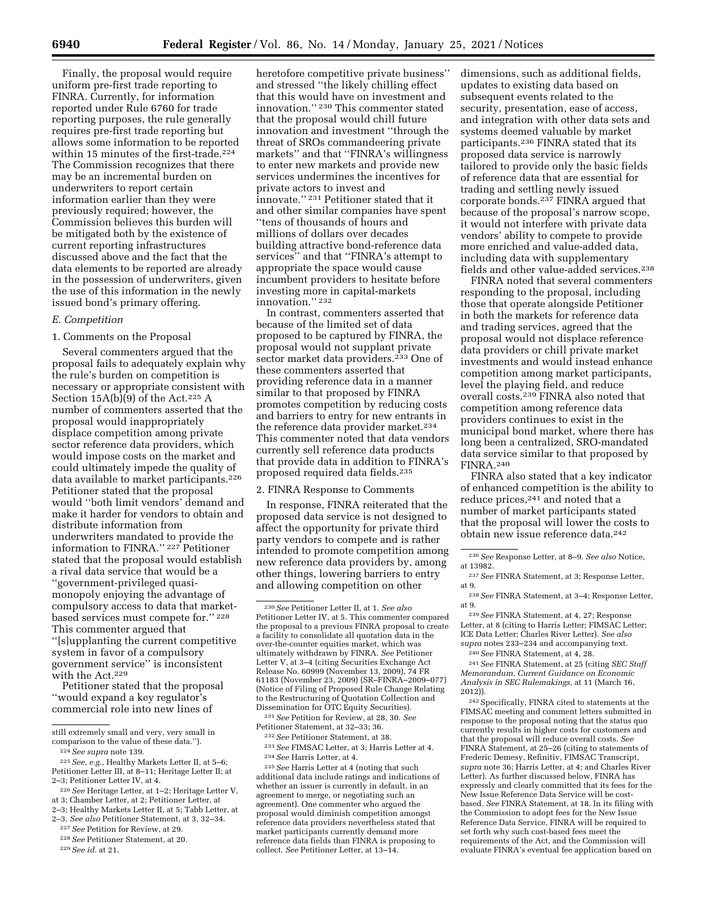Finally, the proposal would require uniform pre-first trade reporting to FINRA. Currently, for information reported under Rule 6760 for trade reporting purposes, the rule generally requires pre-first trade reporting but allows some information to be reported within 15 minutes of the first-trade.[224] The Commission recognizes that there may be an incremental burden on underwriters to report certain information earlier than they were previously required; however, the Commission believes this burden will be mitigated both by the existence of current reporting infrastructures discussed above and the fact that the data elements to be reported are already in the possession of underwriters, given the use of this information in the newly issued bond's primary offering.

### *E. Competition*

#### 1. Comments on the Proposal

Several commenters argued that the proposal fails to adequately explain why the rule's burden on competition is necessary or appropriate consistent with Section 15A(b)(9) of the Act.[225] A number of commenters asserted that the proposal would inappropriately displace competition among private sector reference data providers, which would impose costs on the market and could ultimately impede the quality of data available to market participants.[226] Petitioner stated that the proposal would "both limit vendors' demand and make it harder for vendors to obtain and distribute information from underwriters mandated to provide the information to FINRA." [227] Petitioner stated that the proposal would establish a rival data service that would be a "government-privileged quasi-monopoly enjoying the advantage of compulsory access to data that market-based services must compete for." [228] This commenter argued that "[s]upplanting the current competitive system in favor of a compulsory government service" is inconsistent with the Act.[229]

Petitioner stated that the proposal "would expand a key regulator's commercial role into new lines of heretofore competitive private business" and stressed "the likely chilling effect that this would have on investment and innovation." [230] This commenter stated that the proposal would chill future innovation and investment "through the threat of SROs commandeering private markets" and that "FINRA's willingness to enter new markets and provide new services undermines the incentives for private actors to invest and innovate." [231] Petitioner stated that it and other similar companies have spent "tens of thousands of hours and millions of dollars over decades building attractive bond-reference data services" and that "FINRA's attempt to appropriate the space would cause incumbent providers to hesitate before investing more in capital-markets innovation." [232]

In contrast, commenters asserted that because of the limited set of data proposed to be captured by FINRA, the proposal would not supplant private sector market data providers.[233] One of these commenters asserted that providing reference data in a manner similar to that proposed by FINRA promotes competition by reducing costs and barriers to entry for new entrants in the reference data provider market.[234] This commenter noted that data vendors currently sell reference data products that provide data in addition to FINRA's proposed required data fields.[235]

#### 2. FINRA Response to Comments

In response, FINRA reiterated that the proposed data service is not designed to affect the opportunity for private third party vendors to compete and is rather intended to promote competition among new reference data providers by, among other things, lowering barriers to entry and allowing competition on other dimensions, such as additional fields, updates to existing data based on subsequent events related to the security, presentation, ease of access, and integration with other data sets and systems deemed valuable by market participants.[236] FINRA stated that its proposed data service is narrowly tailored to provide only the basic fields of reference data that are essential for trading and settling newly issued corporate bonds.[237] FINRA argued that because of the proposal's narrow scope, it would not interfere with private data vendors' ability to compete to provide more enriched and value-added data, including data with supplementary fields and other value-added services.[238]

FINRA noted that several commenters responding to the proposal, including those that operate alongside Petitioner in both the markets for reference data and trading services, agreed that the proposal would not displace reference data providers or chill private market investments and would instead enhance competition among market participants, level the playing field, and reduce overall costs.[239] FINRA also noted that competition among reference data providers continues to exist in the municipal bond market, where there has long been a centralized, SRO-mandated data service similar to that proposed by FINRA.[240]

FINRA also stated that a key indicator of enhanced competition is the ability to reduce prices,[241] and noted that a number of market participants stated that the proposal will lower the costs to obtain new issue reference data.[242]

---

still extremely small and very, very small in comparison to the value of these data.").

[224] *See supra* note 139.

[225] *See, e.g.,* Healthy Markets Letter II, at 5–6; Petitioner Letter III, at 8–11; Heritage Letter II; at 2–3; Petitioner Letter IV, at 4.

[226] *See* Heritage Letter, at 1–2; Heritage Letter V, at 3; Chamber Letter, at 2; Petitioner Letter, at 2–3; Healthy Markets Letter II, at 5; Tabb Letter, at 2–3. *See also* Petitioner Statement, at 3, 32–34.

[227] *See* Petition for Review, at 29.

[228] *See* Petitioner Statement, at 20.

[229] *See id.* at 21.

[230] *See* Petitioner Letter II, at 1. *See also* Petitioner Letter IV, at 5. This commenter compared the proposal to a previous FINRA proposal to create a facility to consolidate all quotation data in the over-the-counter equities market, which was ultimately withdrawn by FINRA. *See* Petitioner Letter V, at 3–4 (citing Securities Exchange Act Release No. 60999 (November 13, 2009), 74 FR 61183 (November 23, 2009) (SR–FINRA–2009–077) (Notice of Filing of Proposed Rule Change Relating to the Restructuring of Quotation Collection and Dissemination for OTC Equity Securities).

[231] *See* Petition for Review, at 28, 30. *See* Petitioner Statement, at 32–33; 36.

[232] *See* Petitioner Statement, at 38.

[233] *See* FIMSAC Letter, at 3; Harris Letter at 4.

[234] *See* Harris Letter, at 4.

[235] *See* Harris Letter at 4 (noting that such additional data include ratings and indications of whether an issuer is currently in default, in an agreement to merge, or negotiating such an agreement). One commenter who argued the proposal would diminish competition amongst reference data providers nevertheless stated that market participants currently demand more reference data fields than FINRA is proposing to collect. *See* Petitioner Letter, at 13–14.

[236] *See* Response Letter, at 8–9. *See also* Notice, at 13982.

[237] *See* FINRA Statement, at 3; Response Letter, at 9.

[238] *See* FINRA Statement, at 3–4; Response Letter, at 9.

[239] *See* FINRA Statement, at 4, 27; Response Letter, at 8 (citing to Harris Letter; FIMSAC Letter; ICE Data Letter; Charles River Letter). *See also supra* notes 233–234 and accompanying text.

[240] *See* FINRA Statement, at 4, 28.

[241] *See* FINRA Statement, at 25 (citing *SEC Staff Memorandum, Current Guidance on Economic Analysis in SEC Rulemakings,* at 11 (March 16, 2012)).

[242] Specifically, FINRA cited to statements at the FIMSAC meeting and comment letters submitted in response to the proposal noting that the status quo currently results in higher costs for customers and that the proposal will reduce overall costs. *See* FINRA Statement, at 25–26 (citing to statements of Frederic Demesy, Refinitiv, FIMSAC Transcript, *supra* note 36; Harris Letter, at 4; and Charles River Letter). As further discussed below, FINRA has expressly and clearly committed that its fees for the New Issue Reference Data Service will be cost-based. *See* FINRA Statement, at 18. In its filing with the Commission to adopt fees for the New Issue Reference Data Service, FINRA will be required to set forth why such cost-based fees meet the requirements of the Act, and the Commission will evaluate FINRA's eventual fee application based on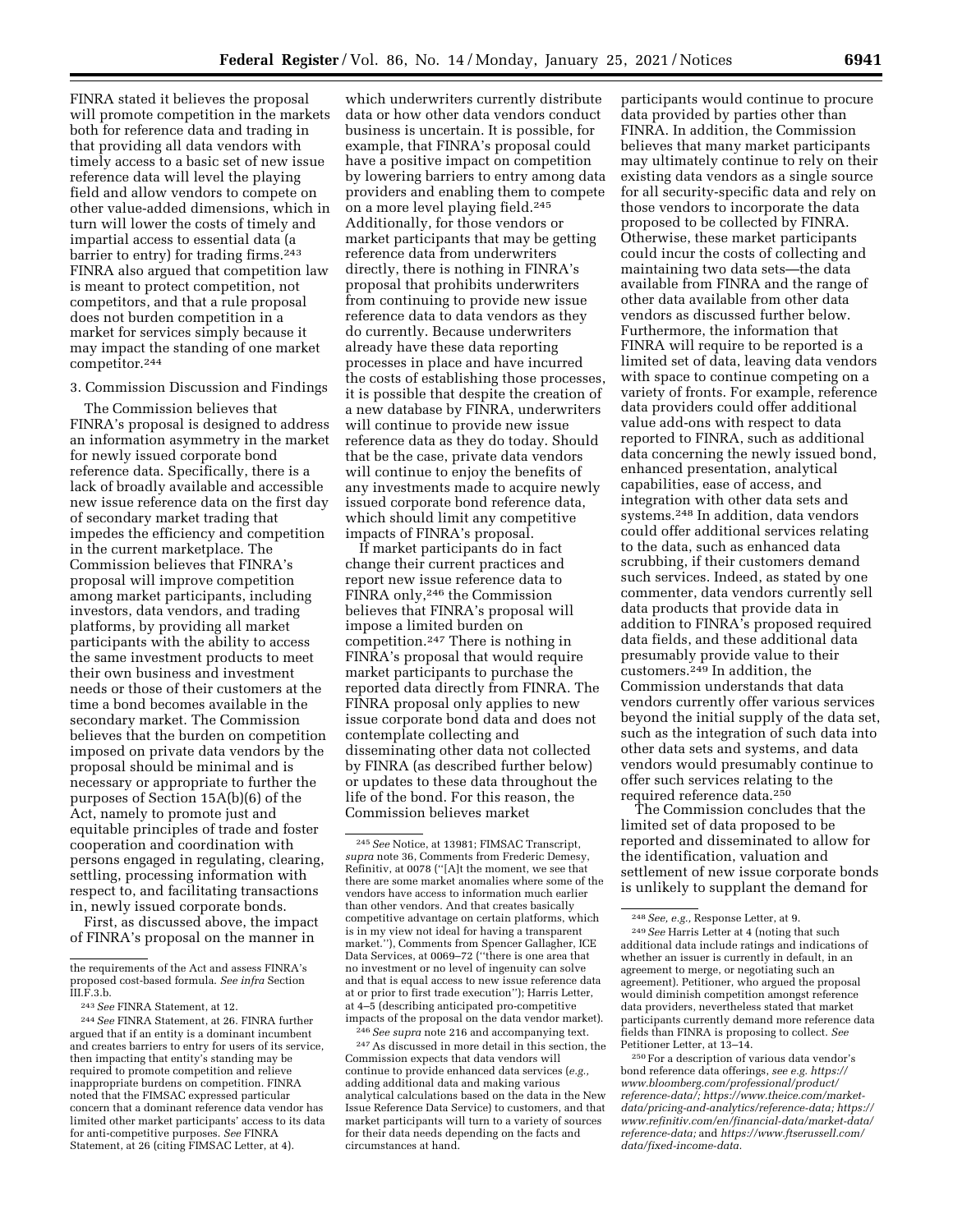FINRA stated it believes the proposal will promote competition in the markets both for reference data and trading in that providing all data vendors with timely access to a basic set of new issue reference data will level the playing field and allow vendors to compete on other value-added dimensions, which in turn will lower the costs of timely and impartial access to essential data (a barrier to entry) for trading firms.[243] FINRA also argued that competition law is meant to protect competition, not competitors, and that a rule proposal does not burden competition in a market for services simply because it may impact the standing of one market competitor.[244]

3. Commission Discussion and Findings

The Commission believes that FINRA's proposal is designed to address an information asymmetry in the market for newly issued corporate bond reference data. Specifically, there is a lack of broadly available and accessible new issue reference data on the first day of secondary market trading that impedes the efficiency and competition in the current marketplace. The Commission believes that FINRA's proposal will improve competition among market participants, including investors, data vendors, and trading platforms, by providing all market participants with the ability to access the same investment products to meet their own business and investment needs or those of their customers at the time a bond becomes available in the secondary market. The Commission believes that the burden on competition imposed on private data vendors by the proposal should be minimal and is necessary or appropriate to further the purposes of Section 15A(b)(6) of the Act, namely to promote just and equitable principles of trade and foster cooperation and coordination with persons engaged in regulating, clearing, settling, processing information with respect to, and facilitating transactions in, newly issued corporate bonds.

First, as discussed above, the impact of FINRA's proposal on the manner in which underwriters currently distribute data or how other data vendors conduct business is uncertain. It is possible, for example, that FINRA's proposal could have a positive impact on competition by lowering barriers to entry among data providers and enabling them to compete on a more level playing field.[245] Additionally, for those vendors or market participants that may be getting reference data from underwriters directly, there is nothing in FINRA's proposal that prohibits underwriters from continuing to provide new issue reference data to data vendors as they do currently. Because underwriters already have these data reporting processes in place and have incurred the costs of establishing those processes, it is possible that despite the creation of a new database by FINRA, underwriters will continue to provide new issue reference data as they do today. Should that be the case, private data vendors will continue to enjoy the benefits of any investments made to acquire newly issued corporate bond reference data, which should limit any competitive impacts of FINRA's proposal.

If market participants do in fact change their current practices and report new issue reference data to FINRA only,[246] the Commission believes that FINRA's proposal will impose a limited burden on competition.[247] There is nothing in FINRA's proposal that would require market participants to purchase the reported data directly from FINRA. The FINRA proposal only applies to new issue corporate bond data and does not contemplate collecting and disseminating other data not collected by FINRA (as described further below) or updates to these data throughout the life of the bond. For this reason, the Commission believes market participants would continue to procure data provided by parties other than FINRA. In addition, the Commission believes that many market participants may ultimately continue to rely on their existing data vendors as a single source for all security-specific data and rely on those vendors to incorporate the data proposed to be collected by FINRA. Otherwise, these market participants could incur the costs of collecting and maintaining two data sets—the data available from FINRA and the range of other data available from other data vendors as discussed further below. Furthermore, the information that FINRA will require to be reported is a limited set of data, leaving data vendors with space to continue competing on a variety of fronts. For example, reference data providers could offer additional value add-ons with respect to data reported to FINRA, such as additional data concerning the newly issued bond, enhanced presentation, analytical capabilities, ease of access, and integration with other data sets and systems.[248] In addition, data vendors could offer additional services relating to the data, such as enhanced data scrubbing, if their customers demand such services. Indeed, as stated by one commenter, data vendors currently sell data products that provide data in addition to FINRA's proposed required data fields, and these additional data presumably provide value to their customers.[249] In addition, the Commission understands that data vendors currently offer various services beyond the initial supply of the data set, such as the integration of such data into other data sets and systems, and data vendors would presumably continue to offer such services relating to the required reference data.[250]

The Commission concludes that the limited set of data proposed to be reported and disseminated to allow for the identification, valuation and settlement of new issue corporate bonds is unlikely to supplant the demand for

---

the requirements of the Act and assess FINRA's proposed cost-based formula. *See infra* Section III.F.3.b.

[243] *See* FINRA Statement, at 12.

[244] *See* FINRA Statement, at 26. FINRA further argued that if an entity is a dominant incumbent and creates barriers to entry for users of its service, then impacting that entity's standing may be required to promote competition and relieve inappropriate burdens on competition. FINRA noted that the FIMSAC expressed particular concern that a dominant reference data vendor has limited other market participants' access to its data for anti-competitive purposes. *See* FINRA Statement, at 26 (citing FIMSAC Letter, at 4).

[245] *See* Notice, at 13981; FIMSAC Transcript, *supra* note 36, Comments from Frederic Demesy, Refinitiv, at 0078 ("[A]t the moment, we see that there are some market anomalies where some of the vendors have access to information much earlier than other vendors. And that creates basically competitive advantage on certain platforms, which is in my view not ideal for having a transparent market."), Comments from Spencer Gallagher, ICE Data Services, at 0069–72 ("there is one area that no investment or no level of ingenuity can solve and that is equal access to new issue reference data at or prior to first trade execution"); Harris Letter, at 4–5 (describing anticipated pro-competitive impacts of the proposal on the data vendor market).

[246] *See supra* note 216 and accompanying text.

[247] As discussed in more detail in this section, the Commission expects that data vendors will continue to provide enhanced data services (*e.g.,* adding additional data and making various analytical calculations based on the data in the New Issue Reference Data Service) to customers, and that market participants will turn to a variety of sources for their data needs depending on the facts and circumstances at hand.

[248] *See, e.g.,* Response Letter, at 9.

[249] *See* Harris Letter at 4 (noting that such additional data include ratings and indications of whether an issuer is currently in default, in an agreement to merge, or negotiating such an agreement). Petitioner, who argued the proposal would diminish competition amongst reference data providers, nevertheless stated that market participants currently demand more reference data fields than FINRA is proposing to collect. *See* Petitioner Letter, at 13–14.

[250] For a description of various data vendor's bond reference data offerings, *see e.g. https://www.bloomberg.com/professional/product/reference-data/; https://www.theice.com/market-data/pricing-and-analytics/reference-data; https://www.refinitiv.com/en/financial-data/market-data/reference-data;* and *https://www.ftserussell.com/data/fixed-income-data.*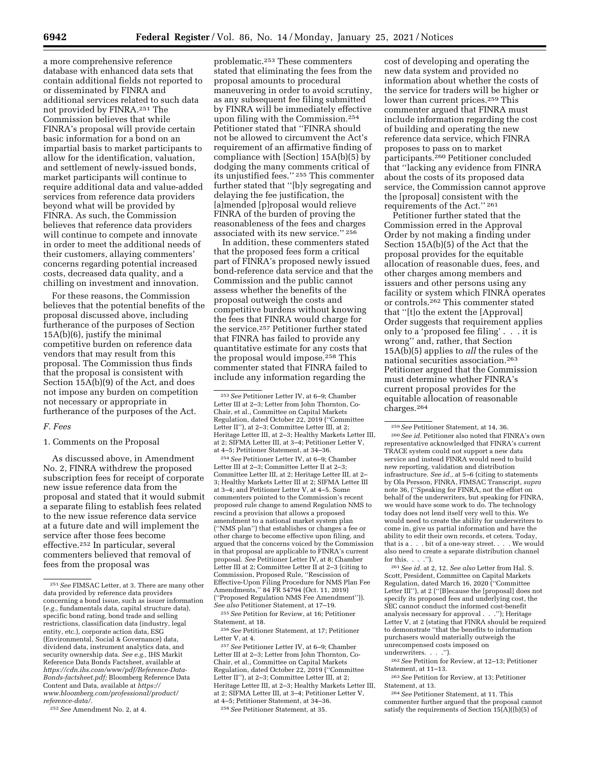a more comprehensive reference database with enhanced data sets that contain additional fields not reported to or disseminated by FINRA and additional services related to such data not provided by FINRA.[251] The Commission believes that while FINRA's proposal will provide certain basic information for a bond on an impartial basis to market participants to allow for the identification, valuation, and settlement of newly-issued bonds, market participants will continue to require additional data and value-added services from reference data providers beyond what will be provided by FINRA. As such, the Commission believes that reference data providers will continue to compete and innovate in order to meet the additional needs of their customers, allaying commenters' concerns regarding potential increased costs, decreased data quality, and a chilling on investment and innovation.

For these reasons, the Commission believes that the potential benefits of the proposal discussed above, including furtherance of the purposes of Section 15A(b)(6), justify the minimal competitive burden on reference data vendors that may result from this proposal. The Commission thus finds that the proposal is consistent with Section 15A(b)(9) of the Act, and does not impose any burden on competition not necessary or appropriate in furtherance of the purposes of the Act.

## F. Fees

### 1. Comments on the Proposal

As discussed above, in Amendment No. 2, FINRA withdrew the proposed subscription fees for receipt of corporate new issue reference data from the proposal and stated that it would submit a separate filing to establish fees related to the new issue reference data service at a future date and will implement the service after those fees become effective.[252] In particular, several commenters believed that removal of fees from the proposal was problematic.[253] These commenters stated that eliminating the fees from the proposal amounts to procedural maneuvering in order to avoid scrutiny, as any subsequent fee filing submitted by FINRA will be immediately effective upon filing with the Commission.[254] Petitioner stated that "FINRA should not be allowed to circumvent the Act's requirement of an affirmative finding of compliance with [Section] 15A(b)(5) by dodging the many comments critical of its unjustified fees."[255] This commenter further stated that "[b]y segregating and delaying the fee justification, the [a]mended [p]roposal would relieve FINRA of the burden of proving the reasonableness of the fees and charges associated with its new service."[256]

In addition, these commenters stated that the proposed fees form a critical part of FINRA's proposed newly issued bond-reference data service and that the Commission and the public cannot assess whether the benefits of the proposal outweigh the costs and competitive burdens without knowing the fees that FINRA would charge for the service.[257] Petitioner further stated that FINRA has failed to provide any quantitative estimate for any costs that the proposal would impose.[258] This commenter stated that FINRA failed to include any information regarding the cost of developing and operating the new data system and provided no information about whether the costs of the service for traders will be higher or lower than current prices.[259] This commenter argued that FINRA must include information regarding the cost of building and operating the new reference data service, which FINRA proposes to pass on to market participants.[260] Petitioner concluded that "lacking any evidence from FINRA about the costs of its proposed data service, the Commission cannot approve the [proposal] consistent with the requirements of the Act."[261]

Petitioner further stated that the Commission erred in the Approval Order by not making a finding under Section 15A(b)(5) of the Act that the proposal provides for the equitable allocation of reasonable dues, fees, and other charges among members and issuers and other persons using any facility or system which FINRA operates or controls.[262] This commenter stated that "[t]o the extent the [Approval] Order suggests that requirement applies only to a 'proposed fee filing' . . . it is wrong" and, rather, that Section 15A(b)(5) applies to *all* the rules of the national securities association.[263] Petitioner argued that the Commission must determine whether FINRA's current proposal provides for the equitable allocation of reasonable charges.[264]

---

[251] *See* FIMSAC Letter, at 3. There are many other data provided by reference data providers concerning a bond issue, such as issuer information (*e.g.,* fundamentals data, capital structure data), specific bond rating, bond trade and selling restrictions, classification data (industry, legal entity, etc.), corporate action data, ESG (Environmental, Social & Governance) data, dividend data, instrument analytics data, and security ownership data. *See e.g.,* IHS Markit Reference Data Bonds Factsheet, available at *https://cdn.ihs.com/www/pdf/Reference-Data-Bonds-factsheet.pdf;* Bloomberg Reference Data Content and Data, available at *https://www.bloomberg.com/professional/product/reference-data/.*

[252] *See* Amendment No. 2, at 4.

[253] *See* Petitioner Letter IV, at 6–9; Chamber Letter III at 2–3; Letter from John Thornton, Co-Chair, et al., Committee on Capital Markets Regulation, dated October 22, 2019 ("Committee Letter II"), at 2–3; Committee Letter III, at 2; Heritage Letter III, at 2–3; Healthy Markets Letter III, at 2; SIFMA Letter III, at 3–4; Petitioner Letter V, at 4–5; Petitioner Statement, at 34–36.

[254] *See* Petitioner Letter IV, at 6–9; Chamber Letter III at 2–3; Committee Letter II, at 2–3; Committee Letter III, at 2; Heritage Letter III, at 2–3; Healthy Markets Letter III at 2; SIFMA Letter III at 3–4; and Petitioner Letter V, at 4–5. Some commenters pointed to the Commission's recent proposed rule change to amend Regulation NMS to rescind a provision that allows a proposed amendment to a national market system plan ("NMS plan") that establishes or changes a fee or other charge to become effective upon filing, and argued that the concerns voiced by the Commission in that proposal are applicable to FINRA's current proposal. *See* Petitioner Letter IV, at 8; Chamber Letter III at 2; Committee Letter II at 2–3 (citing to Commission, Proposed Rule, "Rescission of Effective-Upon Filing Procedure for NMS Plan Fee Amendments," 84 FR 54794 (Oct. 11, 2019) ("Proposed Regulation NMS Fee Amendment")). *See also* Petitioner Statement, at 17–19.

[255] *See* Petition for Review, at 16; Petitioner Statement, at 18.

[256] *See* Petitioner Statement, at 17; Petitioner Letter V, at 4.

[257] *See* Petitioner Letter IV, at 6–9; Chamber Letter III at 2–3; Letter from John Thornton, Co-Chair, et al., Committee on Capital Markets Regulation, dated October 22, 2019 ("Committee Letter II"), at 2–3; Committee Letter III, at 2; Heritage Letter III, at 2–3; Healthy Markets Letter III, at 2; SIFMA Letter III, at 3–4; Petitioner Letter V, at 4–5; Petitioner Statement, at 34–36.

[258] *See* Petitioner Statement, at 35.

[259] *See* Petitioner Statement, at 14, 36.

[260] *See id.* Petitioner also noted that FINRA's own representative acknowledged that FINRA's current TRACE system could not support a new data service and instead FINRA would need to build new reporting, validation and distribution infrastructure. *See id.,* at 5–6 (citing to statements by Ola Persson, FINRA, FIMSAC Transcript, *supra* note 36, ("Speaking for FINRA, not the effort on behalf of the underwriters, but speaking for FINRA, we would have some work to do. The technology today does not lend itself very well to this. We would need to create the ability for underwriters to come in, give us partial information and have the ability to edit their own records, et cetera. Today, that is a . . . bit of a one-way street. . . . We would also need to create a separate distribution channel for this. . . .").

[261] *See id.* at 2, 12. *See also* Letter from Hal. S. Scott, President, Committee on Capital Markets Regulation, dated March 16, 2020 ("Committee Letter III"), at 2 ("[B]ecause the [proposal] does not specify its proposed fees and underlying cost, the SEC cannot conduct the informed cost-benefit analysis necessary for approval . . ."); Heritage Letter V, at 2 (stating that FINRA should be required to demonstrate "that the benefits to information purchasers would materially outweigh the unrecompensed costs imposed on underwriters. . . .").

[262] *See* Petition for Review, at 12–13; Petitioner Statement, at 11–13.

[263] *See* Petition for Review, at 13; Petitioner Statement, at 13.

[264] *See* Petitioner Statement, at 11. This commenter further argued that the proposal cannot satisfy the requirements of Section 15(A)((b)(5) of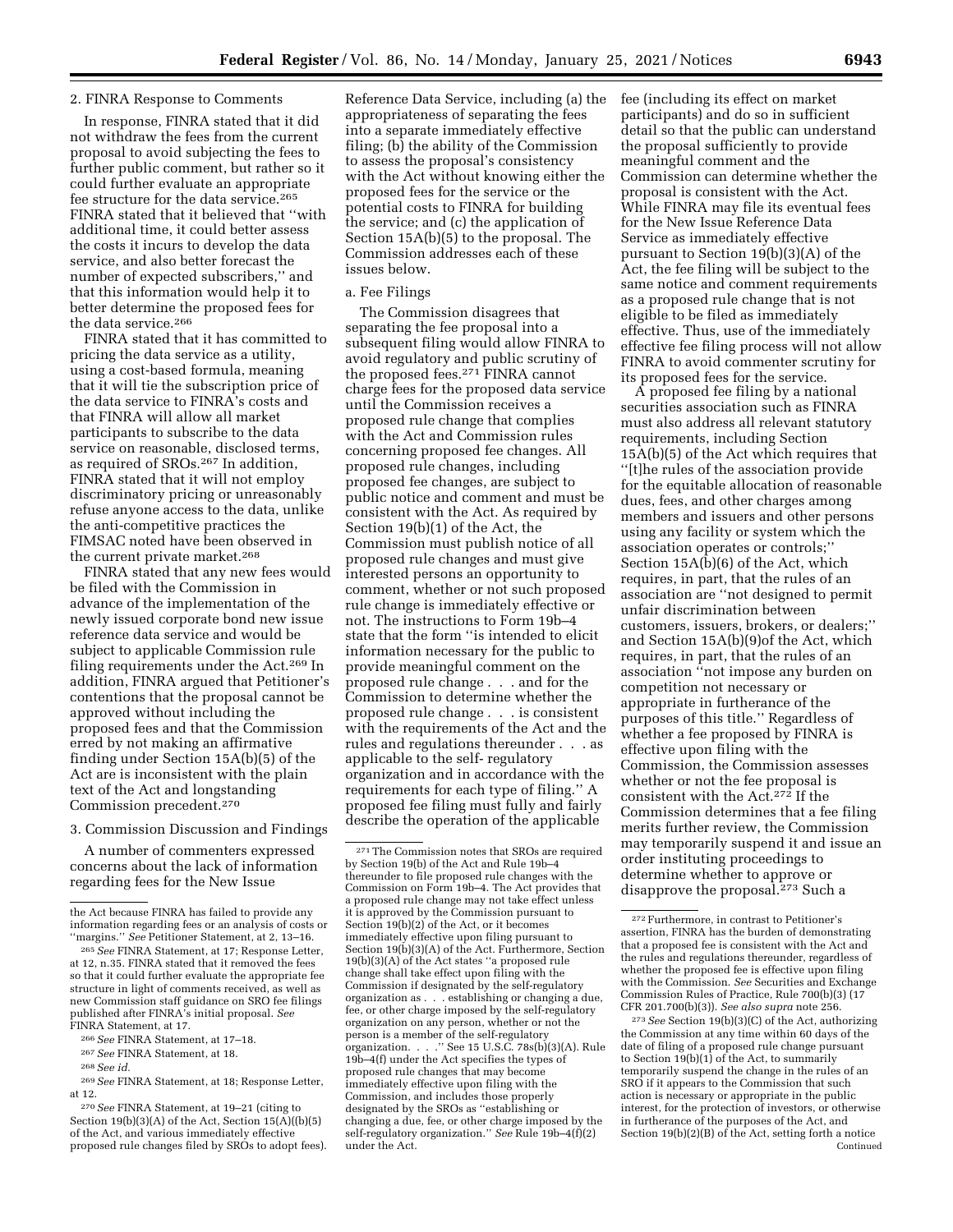2. FINRA Response to Comments

In response, FINRA stated that it did not withdraw the fees from the current proposal to avoid subjecting the fees to further public comment, but rather so it could further evaluate an appropriate fee structure for the data service.[265] FINRA stated that it believed that "with additional time, it could better assess the costs it incurs to develop the data service, and also better forecast the number of expected subscribers," and that this information would help it to better determine the proposed fees for the data service.[266]

FINRA stated that it has committed to pricing the data service as a utility, using a cost-based formula, meaning that it will tie the subscription price of the data service to FINRA's costs and that FINRA will allow all market participants to subscribe to the data service on reasonable, disclosed terms, as required of SROs.[267] In addition, FINRA stated that it will not employ discriminatory pricing or unreasonably refuse anyone access to the data, unlike the anti-competitive practices the FIMSAC noted have been observed in the current private market.[268]

FINRA stated that any new fees would be filed with the Commission in advance of the implementation of the newly issued corporate bond new issue reference data service and would be subject to applicable Commission rule filing requirements under the Act.[269] In addition, FINRA argued that Petitioner's contentions that the proposal cannot be approved without including the proposed fees and that the Commission erred by not making an affirmative finding under Section 15A(b)(5) of the Act are is inconsistent with the plain text of the Act and longstanding Commission precedent.[270]

3. Commission Discussion and Findings

A number of commenters expressed concerns about the lack of information regarding fees for the New Issue Reference Data Service, including (a) the appropriateness of separating the fees into a separate immediately effective filing; (b) the ability of the Commission to assess the proposal's consistency with the Act without knowing either the proposed fees for the service or the potential costs to FINRA for building the service; and (c) the application of Section 15A(b)(5) to the proposal. The Commission addresses each of these issues below.

a. Fee Filings

The Commission disagrees that separating the fee proposal into a subsequent filing would allow FINRA to avoid regulatory and public scrutiny of the proposed fees.[271] FINRA cannot charge fees for the proposed data service until the Commission receives a proposed rule change that complies with the Act and Commission rules concerning proposed fee changes. All proposed rule changes, including proposed fee changes, are subject to public notice and comment and must be consistent with the Act. As required by Section 19(b)(1) of the Act, the Commission must publish notice of all proposed rule changes and must give interested persons an opportunity to comment, whether or not such proposed rule change is immediately effective or not. The instructions to Form 19b–4 state that the form "is intended to elicit information necessary for the public to provide meaningful comment on the proposed rule change . . . and for the Commission to determine whether the proposed rule change . . . is consistent with the requirements of the Act and the rules and regulations thereunder . . . as applicable to the self- regulatory organization and in accordance with the requirements for each type of filing." A proposed fee filing must fully and fairly describe the operation of the applicable fee (including its effect on market participants) and do so in sufficient detail so that the public can understand the proposal sufficiently to provide meaningful comment and the Commission can determine whether the proposal is consistent with the Act. While FINRA may file its eventual fees for the New Issue Reference Data Service as immediately effective pursuant to Section 19(b)(3)(A) of the Act, the fee filing will be subject to the same notice and comment requirements as a proposed rule change that is not eligible to be filed as immediately effective. Thus, use of the immediately effective fee filing process will not allow FINRA to avoid commenter scrutiny for its proposed fees for the service.

A proposed fee filing by a national securities association such as FINRA must also address all relevant statutory requirements, including Section 15A(b)(5) of the Act which requires that "[t]he rules of the association provide for the equitable allocation of reasonable dues, fees, and other charges among members and issuers and other persons using any facility or system which the association operates or controls;" Section 15A(b)(6) of the Act, which requires, in part, that the rules of an association are "not designed to permit unfair discrimination between customers, issuers, brokers, or dealers;" and Section 15A(b)(9)of the Act, which requires, in part, that the rules of an association "not impose any burden on competition not necessary or appropriate in furtherance of the purposes of this title." Regardless of whether a fee proposed by FINRA is effective upon filing with the Commission, the Commission assesses whether or not the fee proposal is consistent with the Act.[272] If the Commission determines that a fee filing merits further review, the Commission may temporarily suspend it and issue an order instituting proceedings to determine whether to approve or disapprove the proposal.[273] Such a

---

the Act because FINRA has failed to provide any information regarding fees or an analysis of costs or "margins." *See* Petitioner Statement, at 2, 13–16.

[265] *See* FINRA Statement, at 17; Response Letter, at 12, n.35. FINRA stated that it removed the fees so that it could further evaluate the appropriate fee structure in light of comments received, as well as new Commission staff guidance on SRO fee filings published after FINRA's initial proposal. *See* FINRA Statement, at 17.

[266] *See* FINRA Statement, at 17–18.

[267] *See* FINRA Statement, at 18.

[268] *See id.*

[269] *See* FINRA Statement, at 18; Response Letter, at 12.

[270] *See* FINRA Statement, at 19–21 (citing to Section 19(b)(3)(A) of the Act, Section 15(A)((b)(5) of the Act, and various immediately effective proposed rule changes filed by SROs to adopt fees).

[271] The Commission notes that SROs are required by Section 19(b) of the Act and Rule 19b–4 thereunder to file proposed rule changes with the Commission on Form 19b–4. The Act provides that a proposed rule change may not take effect unless it is approved by the Commission pursuant to Section 19(b)(2) of the Act, or it becomes immediately effective upon filing pursuant to Section 19(b)(3)(A) of the Act. Furthermore, Section 19(b)(3)(A) of the Act states "a proposed rule change shall take effect upon filing with the Commission if designated by the self-regulatory organization as . . . establishing or changing a due, fee, or other charge imposed by the self-regulatory organization on any person, whether or not the person is a member of the self-regulatory organization. . . ." See 15 U.S.C. 78s(b)(3)(A). Rule 19b–4(f) under the Act specifies the types of proposed rule changes that may become immediately effective upon filing with the Commission, and includes those properly designated by the SROs as "establishing or changing a due, fee, or other charge imposed by the self-regulatory organization." *See* Rule 19b–4(f)(2) under the Act.

[272] Furthermore, in contrast to Petitioner's assertion, FINRA has the burden of demonstrating that a proposed fee is consistent with the Act and the rules and regulations thereunder, regardless of whether the proposed fee is effective upon filing with the Commission. *See* Securities and Exchange Commission Rules of Practice, Rule 700(b)(3) (17 CFR 201.700(b)(3)). *See also supra* note 256.

[273] *See* Section 19(b)(3)(C) of the Act, authorizing the Commission at any time within 60 days of the date of filing of a proposed rule change pursuant to Section 19(b)(1) of the Act, to summarily temporarily suspend the change in the rules of an SRO if it appears to the Commission that such action is necessary or appropriate in the public interest, for the protection of investors, or otherwise in furtherance of the purposes of the Act, and Section 19(b)(2)(B) of the Act, setting forth a notice

Continued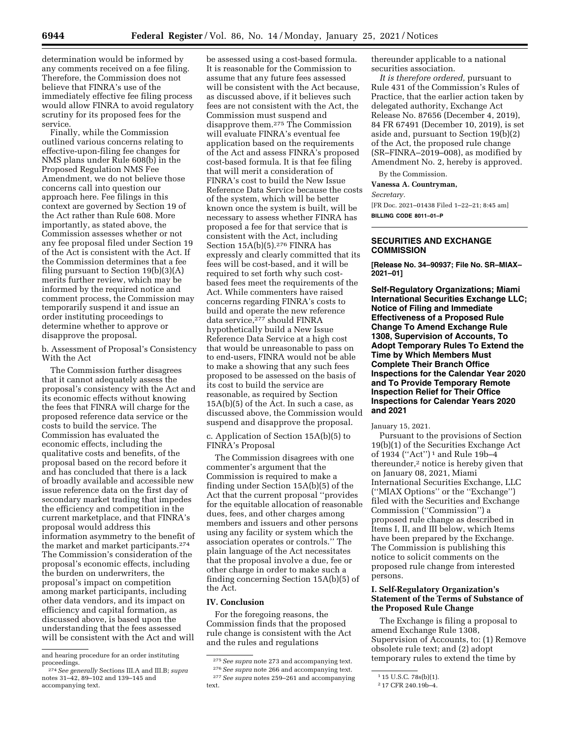determination would be informed by any comments received on a fee filing. Therefore, the Commission does not believe that FINRA's use of the immediately effective fee filing process would allow FINRA to avoid regulatory scrutiny for its proposed fees for the service.

Finally, while the Commission outlined various concerns relating to effective-upon-filing fee changes for NMS plans under Rule 608(b) in the Proposed Regulation NMS Fee Amendment, we do not believe those concerns call into question our approach here. Fee filings in this context are governed by Section 19 of the Act rather than Rule 608. More importantly, as stated above, the Commission assesses whether or not any fee proposal filed under Section 19 of the Act is consistent with the Act. If the Commission determines that a fee filing pursuant to Section 19(b)(3)(A) merits further review, which may be informed by the required notice and comment process, the Commission may temporarily suspend it and issue an order instituting proceedings to determine whether to approve or disapprove the proposal.

b. Assessment of Proposal's Consistency With the Act

The Commission further disagrees that it cannot adequately assess the proposal's consistency with the Act and its economic effects without knowing the fees that FINRA will charge for the proposed reference data service or the costs to build the service. The Commission has evaluated the economic effects, including the qualitative costs and benefits, of the proposal based on the record before it and has concluded that there is a lack of broadly available and accessible new issue reference data on the first day of secondary market trading that impedes the efficiency and competition in the current marketplace, and that FINRA's proposal would address this information asymmetry to the benefit of the market and market participants.[274] The Commission's consideration of the proposal's economic effects, including the burden on underwriters, the proposal's impact on competition among market participants, including other data vendors, and its impact on efficiency and capital formation, as discussed above, is based upon the understanding that the fees assessed will be consistent with the Act and will be assessed using a cost-based formula. It is reasonable for the Commission to assume that any future fees assessed will be consistent with the Act because, as discussed above, if it believes such fees are not consistent with the Act, the Commission must suspend and disapprove them.[275] The Commission will evaluate FINRA's eventual fee application based on the requirements of the Act and assess FINRA's proposed cost-based formula. It is that fee filing that will merit a consideration of FINRA's cost to build the New Issue Reference Data Service because the costs of the system, which will be better known once the system is built, will be necessary to assess whether FINRA has proposed a fee for that service that is consistent with the Act, including Section 15A(b)(5).[276] FINRA has expressly and clearly committed that its fees will be cost-based, and it will be required to set forth why such cost-based fees meet the requirements of the Act. While commenters have raised concerns regarding FINRA's costs to build and operate the new reference data service,[277] should FINRA hypothetically build a New Issue Reference Data Service at a high cost that would be unreasonable to pass on to end-users, FINRA would not be able to make a showing that any such fees proposed to be assessed on the basis of its cost to build the service are reasonable, as required by Section 15A(b)(5) of the Act. In such a case, as discussed above, the Commission would suspend and disapprove the proposal.

c. Application of Section 15A(b)(5) to FINRA's Proposal

The Commission disagrees with one commenter's argument that the Commission is required to make a finding under Section 15A(b)(5) of the Act that the current proposal "provides for the equitable allocation of reasonable dues, fees, and other charges among members and issuers and other persons using any facility or system which the association operates or controls." The plain language of the Act necessitates that the proposal involve a due, fee or other charge in order to make such a finding concerning Section 15A(b)(5) of the Act.

## IV. Conclusion

For the foregoing reasons, the Commission finds that the proposed rule change is consistent with the Act and the rules and regulations thereunder applicable to a national securities association.

*It is therefore ordered,* pursuant to Rule 431 of the Commission's Rules of Practice, that the earlier action taken by delegated authority, Exchange Act Release No. 87656 (December 4, 2019), 84 FR 67491 (December 10, 2019), is set aside and, pursuant to Section 19(b)(2) of the Act, the proposed rule change (SR–FINRA–2019–008), as modified by Amendment No. 2, hereby is approved.

By the Commission.

**Vanessa A. Countryman,**

*Secretary.*

[FR Doc. 2021–01438 Filed 1–22–21; 8:45 am]

**BILLING CODE 8011–01–P**

---

and hearing procedure for an order instituting proceedings.

[274] *See generally* Sections III.A and III.B; *supra* notes 31–42, 89–102 and 139–145 and accompanying text.

[275] *See supra* note 273 and accompanying text.

[276] *See supra* note 266 and accompanying text.

[277] *See supra* notes 259–261 and accompanying text.

---

## SECURITIES AND EXCHANGE COMMISSION

**[Release No. 34–90937; File No. SR–MIAX–2021–01]**

### Self-Regulatory Organizations; Miami International Securities Exchange LLC; Notice of Filing and Immediate Effectiveness of a Proposed Rule Change To Amend Exchange Rule 1308, Supervision of Accounts, To Adopt Temporary Rules To Extend the Time by Which Members Must Complete Their Branch Office Inspections for the Calendar Year 2020 and To Provide Temporary Remote Inspection Relief for Their Office Inspections for Calendar Years 2020 and 2021

January 15, 2021.

Pursuant to the provisions of Section 19(b)(1) of the Securities Exchange Act of 1934 ("Act")[1] and Rule 19b–4 thereunder,[2] notice is hereby given that on January 08, 2021, Miami International Securities Exchange, LLC ("MIAX Options" or the "Exchange") filed with the Securities and Exchange Commission ("Commission") a proposed rule change as described in Items I, II, and III below, which Items have been prepared by the Exchange. The Commission is publishing this notice to solicit comments on the proposed rule change from interested persons.

### I. Self-Regulatory Organization's Statement of the Terms of Substance of the Proposed Rule Change

The Exchange is filing a proposal to amend Exchange Rule 1308, Supervision of Accounts, to: (1) Remove obsolete rule text; and (2) adopt temporary rules to extend the time by

[1] 15 U.S.C. 78s(b)(1).

[2] 17 CFR 240.19b–4.